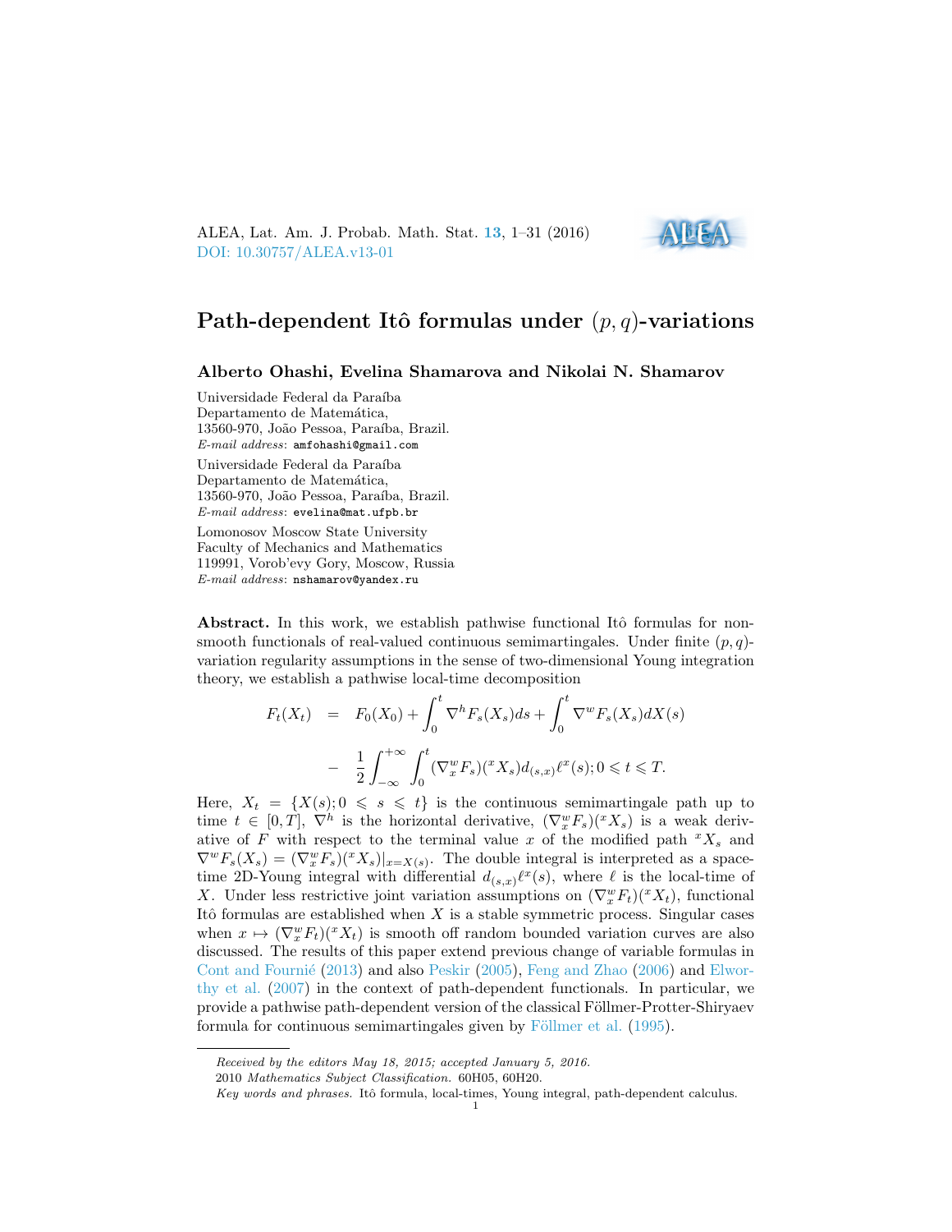ALEA, Lat. Am. J. Probab. Math. Stat. **13**, 1–31 (2016)
DOI: 10.30757/ALEA.v13-01

# Path-dependent Itô formulas under $(p,q)$-variations

**Alberto Ohashi, Evelina Shamarova and Nikolai N. Shamarov**

Universidade Federal da Paraíba
Departamento de Matemática,
13560-970, João Pessoa, Paraíba, Brazil.
*E-mail address*: amfohashi@gmail.com

Universidade Federal da Paraíba
Departamento de Matemática,
13560-970, João Pessoa, Paraíba, Brazil.
*E-mail address*: evelina@mat.ufpb.br

Lomonosov Moscow State University
Faculty of Mechanics and Mathematics
119991, Vorob'evy Gory, Moscow, Russia
*E-mail address*: nshamarov@yandex.ru

**Abstract.** In this work, we establish pathwise functional Itô formulas for non-smooth functionals of real-valued continuous semimartingales. Under finite $(p,q)$-variation regularity assumptions in the sense of two-dimensional Young integration theory, we establish a pathwise local-time decomposition

$$
\begin{aligned}
F_t(X_t) &= F_0(X_0) + \int_0^t \nabla^h F_s(X_s)ds + \int_0^t \nabla^w F_s(X_s)dX(s) \\
&- \frac{1}{2}\int_{-\infty}^{+\infty}\int_0^t (\nabla_x^w F_s)(^xX_s)d_{(s,x)}\ell^x(s); 0 \leqslant t \leqslant T.
\end{aligned}
$$

Here, $X_t = \{X(s); 0 \leqslant s \leqslant t\}$ is the continuous semimartingale path up to time $t \in [0,T]$, $\nabla^h$ is the horizontal derivative, $(\nabla_x^w F_s)(^xX_s)$ is a weak derivative of $F$ with respect to the terminal value $x$ of the modified path $^xX_s$ and $\nabla^w F_s(X_s) = (\nabla_x^w F_s)(^xX_s)|_{x=X(s)}$. The double integral is interpreted as a space-time 2D-Young integral with differential $d_{(s,x)}\ell^x(s)$, where $\ell$ is the local-time of $X$. Under less restrictive joint variation assumptions on $(\nabla_x^w F_t)(^xX_t)$, functional Itô formulas are established when $X$ is a stable symmetric process. Singular cases when $x \mapsto (\nabla_x^w F_t)(^xX_t)$ is smooth off random bounded variation curves are also discussed. The results of this paper extend previous change of variable formulas in Cont and Fournié (2013) and also Peskir (2005), Feng and Zhao (2006) and Elworthy et al. (2007) in the context of path-dependent functionals. In particular, we provide a pathwise path-dependent version of the classical Föllmer-Protter-Shiryaev formula for continuous semimartingales given by Föllmer et al. (1995).

---

*Received by the editors May 18, 2015; accepted January 5, 2016.*

2010 *Mathematics Subject Classification.* 60H05, 60H20.

*Key words and phrases.* Itô formula, local-times, Young integral, path-dependent calculus.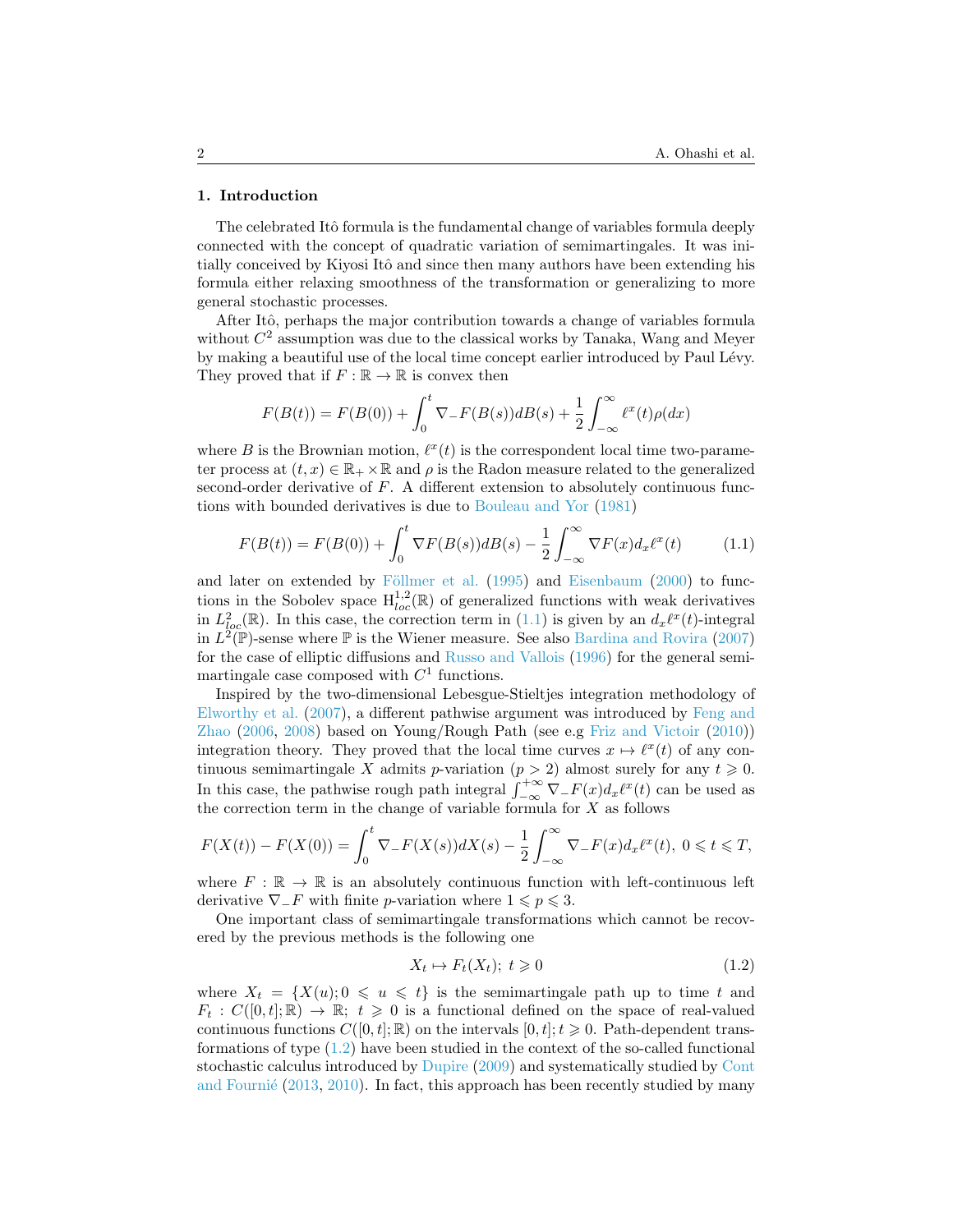## 1. Introduction

The celebrated Itô formula is the fundamental change of variables formula deeply connected with the concept of quadratic variation of semimartingales. It was initially conceived by Kiyosi Itô and since then many authors have been extending his formula either relaxing smoothness of the transformation or generalizing to more general stochastic processes.

After Itô, perhaps the major contribution towards a change of variables formula without $C^2$ assumption was due to the classical works by Tanaka, Wang and Meyer by making a beautiful use of the local time concept earlier introduced by Paul Lévy. They proved that if $F : \mathbb{R} \to \mathbb{R}$ is convex then

$$F(B(t)) = F(B(0)) + \int_0^t \nabla_- F(B(s))dB(s) + \frac{1}{2}\int_{-\infty}^{\infty} \ell^x(t)\rho(dx)$$

where $B$ is the Brownian motion, $\ell^x(t)$ is the correspondent local time two-parameter process at $(t,x) \in \mathbb{R}_+ \times \mathbb{R}$ and $\rho$ is the Radon measure related to the generalized second-order derivative of $F$. A different extension to absolutely continuous functions with bounded derivatives is due to Bouleau and Yor (1981)

$$F(B(t)) = F(B(0)) + \int_0^t \nabla F(B(s))dB(s) - \frac{1}{2}\int_{-\infty}^{\infty} \nabla F(x) d_x \ell^x(t) \tag{1.1}$$

and later on extended by Föllmer et al. (1995) and Eisenbaum (2000) to functions in the Sobolev space $\mathrm{H}^{1,2}_{loc}(\mathbb{R})$ of generalized functions with weak derivatives in $L^2_{loc}(\mathbb{R})$. In this case, the correction term in (1.1) is given by an $d_x\ell^x(t)$-integral in $L^2(\mathbb{P})$-sense where $\mathbb{P}$ is the Wiener measure. See also Bardina and Rovira (2007) for the case of elliptic diffusions and Russo and Vallois (1996) for the general semimartingale case composed with $C^1$ functions.

Inspired by the two-dimensional Lebesgue-Stieltjes integration methodology of Elworthy et al. (2007), a different pathwise argument was introduced by Feng and Zhao (2006, 2008) based on Young/Rough Path (see e.g Friz and Victoir (2010)) integration theory. They proved that the local time curves $x \mapsto \ell^x(t)$ of any continuous semimartingale $X$ admits $p$-variation ($p > 2$) almost surely for any $t \geqslant 0$. In this case, the pathwise rough path integral $\int_{-\infty}^{+\infty} \nabla_- F(x) d_x \ell^x(t)$ can be used as the correction term in the change of variable formula for $X$ as follows

$$F(X(t)) - F(X(0)) = \int_0^t \nabla_- F(X(s))dX(s) - \frac{1}{2}\int_{-\infty}^{\infty} \nabla_- F(x) d_x \ell^x(t),\ 0 \leqslant t \leqslant T,$$

where $F : \mathbb{R} \to \mathbb{R}$ is an absolutely continuous function with left-continuous left derivative $\nabla_- F$ with finite $p$-variation where $1 \leqslant p \leqslant 3$.

One important class of semimartingale transformations which cannot be recovered by the previous methods is the following one

$$X_t \mapsto F_t(X_t);\ t \geqslant 0 \tag{1.2}$$

where $X_t = \{X(u); 0 \leqslant u \leqslant t\}$ is the semimartingale path up to time $t$ and $F_t : C([0,t];\mathbb{R}) \to \mathbb{R};\ t \geqslant 0$ is a functional defined on the space of real-valued continuous functions $C([0,t];\mathbb{R})$ on the intervals $[0,t]; t \geqslant 0$. Path-dependent transformations of type (1.2) have been studied in the context of the so-called functional stochastic calculus introduced by Dupire (2009) and systematically studied by Cont and Fournié (2013, 2010). In fact, this approach has been recently studied by many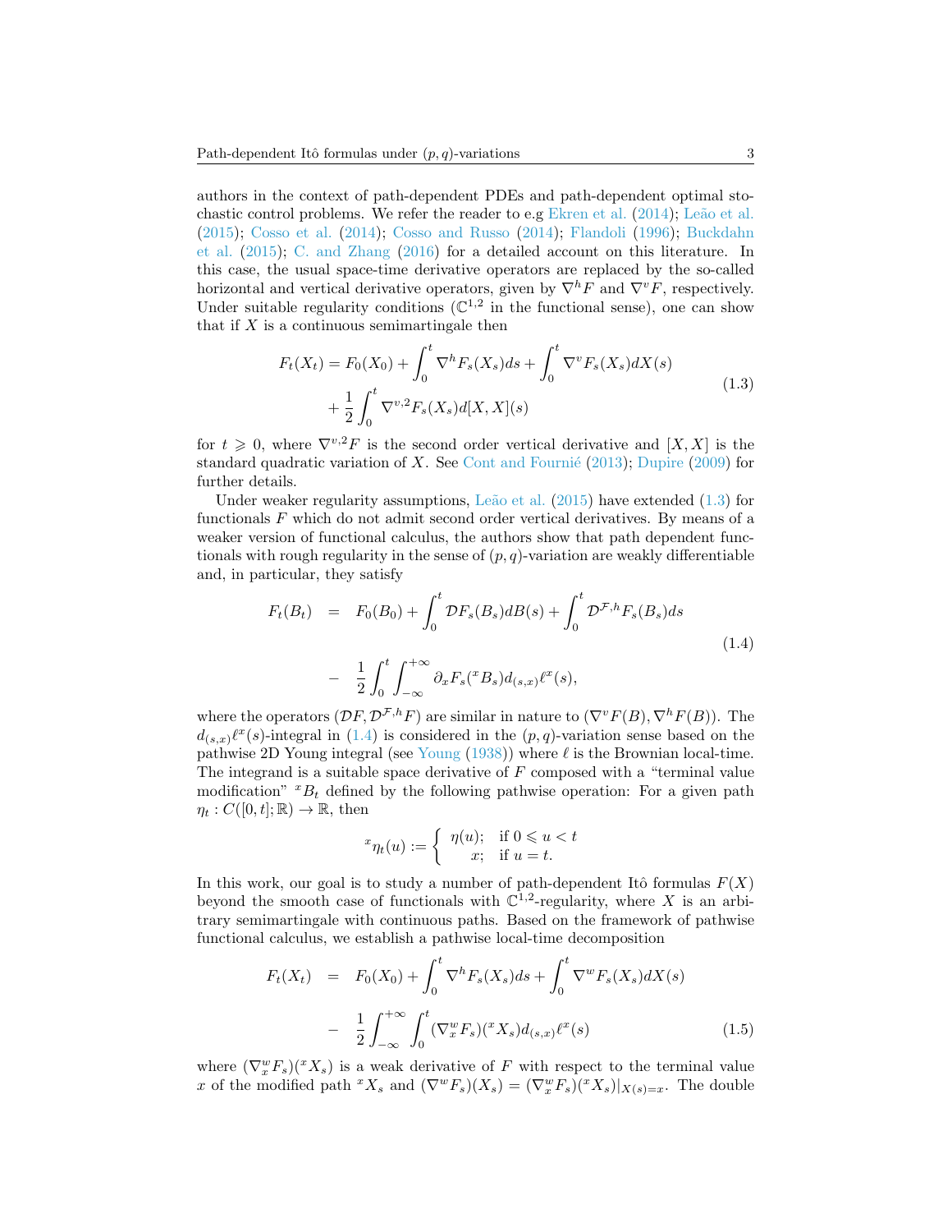authors in the context of path-dependent PDEs and path-dependent optimal stochastic control problems. We refer the reader to e.g Ekren et al. (2014); Leão et al. (2015); Cosso et al. (2014); Cosso and Russo (2014); Flandoli (1996); Buckdahn et al. (2015); C. and Zhang (2016) for a detailed account on this literature. In this case, the usual space-time derivative operators are replaced by the so-called horizontal and vertical derivative operators, given by $\nabla^h F$ and $\nabla^v F$, respectively. Under suitable regularity conditions ($\mathbb{C}^{1,2}$ in the functional sense), one can show that if $X$ is a continuous semimartingale then

$$
\begin{aligned}
F_t(X_t) = F_0(X_0) + \int_0^t \nabla^h F_s(X_s)ds + \int_0^t \nabla^v F_s(X_s)dX(s) \\
+ \frac{1}{2}\int_0^t \nabla^{v,2} F_s(X_s)d[X,X](s)
\end{aligned}
\tag{1.3}
$$

for $t \geqslant 0$, where $\nabla^{v,2}F$ is the second order vertical derivative and $[X,X]$ is the standard quadratic variation of $X$. See Cont and Fournié (2013); Dupire (2009) for further details.

Under weaker regularity assumptions, Leão et al. (2015) have extended (1.3) for functionals $F$ which do not admit second order vertical derivatives. By means of a weaker version of functional calculus, the authors show that path dependent functionals with rough regularity in the sense of $(p,q)$-variation are weakly differentiable and, in particular, they satisfy

$$
\begin{aligned}
F_t(B_t) &= F_0(B_0) + \int_0^t \mathcal{D}F_s(B_s)dB(s) + \int_0^t \mathcal{D}^{\mathcal{F},h}F_s(B_s)ds \\
&- \frac{1}{2}\int_0^t \int_{-\infty}^{+\infty} \partial_x F_s({}^xB_s)d_{(s,x)}\ell^x(s),
\end{aligned}
\tag{1.4}
$$

where the operators $(\mathcal{D}F, \mathcal{D}^{\mathcal{F},h}F)$ are similar in nature to $(\nabla^v F(B), \nabla^h F(B))$. The $d_{(s,x)}\ell^x(s)$-integral in (1.4) is considered in the $(p,q)$-variation sense based on the pathwise 2D Young integral (see Young (1938)) where $\ell$ is the Brownian local-time. The integrand is a suitable space derivative of $F$ composed with a "terminal value modification" ${}^xB_t$ defined by the following pathwise operation: For a given path $\eta_t : C([0,t];\mathbb{R}) \rightarrow \mathbb{R}$, then

$$
{}^x\eta_t(u) := \begin{cases} \eta(u); & \text{if } 0 \leqslant u < t \\ x; & \text{if } u = t. \end{cases}
$$

In this work, our goal is to study a number of path-dependent Itô formulas $F(X)$ beyond the smooth case of functionals with $\mathbb{C}^{1,2}$-regularity, where $X$ is an arbitrary semimartingale with continuous paths. Based on the framework of pathwise functional calculus, we establish a pathwise local-time decomposition

$$
\begin{aligned}
F_t(X_t) &= F_0(X_0) + \int_0^t \nabla^h F_s(X_s)ds + \int_0^t \nabla^w F_s(X_s)dX(s) \\
&- \frac{1}{2}\int_{-\infty}^{+\infty}\int_0^t (\nabla_x^w F_s)({}^xX_s)d_{(s,x)}\ell^x(s)
\end{aligned}
\tag{1.5}
$$

where $(\nabla_x^w F_s)({}^xX_s)$ is a weak derivative of $F$ with respect to the terminal value $x$ of the modified path ${}^xX_s$ and $(\nabla^w F_s)(X_s) = (\nabla_x^w F_s)({}^xX_s)|_{X(s)=x}$. The double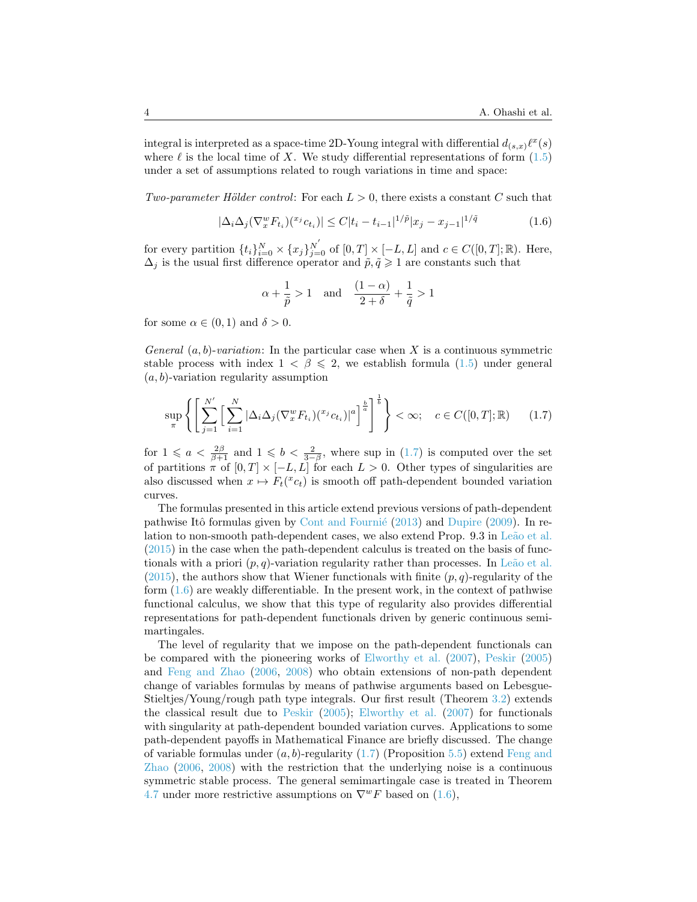integral is interpreted as a space-time 2D-Young integral with differential $d_{(s,x)}\ell^x(s)$ where $\ell$ is the local time of $X$. We study differential representations of form (1.5) under a set of assumptions related to rough variations in time and space:

*Two-parameter Hölder control*: For each $L > 0$, there exists a constant $C$ such that

$$|\Delta_i \Delta_j (\nabla^w_x F_{t_i})(^{x_j} c_{t_i})| \leq C |t_i - t_{i-1}|^{1/\tilde{p}} |x_j - x_{j-1}|^{1/\tilde{q}} \tag{1.6}$$

for every partition $\{t_i\}_{i=0}^N \times \{x_j\}_{j=0}^{N'}$ of $[0,T] \times [-L, L]$ and $c \in C([0,T];\mathbb{R})$. Here, $\Delta_j$ is the usual first difference operator and $\tilde{p}, \tilde{q} \geqslant 1$ are constants such that

$$\alpha + \frac{1}{\tilde{p}} > 1 \quad \text{and} \quad \frac{(1-\alpha)}{2+\delta} + \frac{1}{\tilde{q}} > 1$$

for some $\alpha \in (0,1)$ and $\delta > 0$.

*General $(a,b)$-variation*: In the particular case when $X$ is a continuous symmetric stable process with index $1 < \beta \leqslant 2$, we establish formula (1.5) under general $(a,b)$-variation regularity assumption

$$\sup_{\pi} \left\{ \left[ \sum_{j=1}^{N'} \Big[ \sum_{i=1}^{N} |\Delta_i \Delta_j (\nabla^w_x F_{t_i})(^{x_j} c_{t_i})|^a \Big]^{\frac{b}{a}} \right]^{\frac{1}{b}} \right\} < \infty; \quad c \in C([0,T];\mathbb{R}) \tag{1.7}$$

for $1 \leqslant a < \frac{2\beta}{\beta+1}$ and $1 \leqslant b < \frac{2}{3-\beta}$, where sup in (1.7) is computed over the set of partitions $\pi$ of $[0,T] \times [-L, L]$ for each $L > 0$. Other types of singularities are also discussed when $x \mapsto F_t(^x c_t)$ is smooth off path-dependent bounded variation curves.

The formulas presented in this article extend previous versions of path-dependent pathwise Itô formulas given by Cont and Fournié (2013) and Dupire (2009). In relation to non-smooth path-dependent cases, we also extend Prop. 9.3 in Leão et al. (2015) in the case when the path-dependent calculus is treated on the basis of functionals with a priori $(p,q)$-variation regularity rather than processes. In Leão et al. (2015), the authors show that Wiener functionals with finite $(p,q)$-regularity of the form (1.6) are weakly differentiable. In the present work, in the context of pathwise functional calculus, we show that this type of regularity also provides differential representations for path-dependent functionals driven by generic continuous semimartingales.

The level of regularity that we impose on the path-dependent functionals can be compared with the pioneering works of Elworthy et al. (2007), Peskir (2005) and Feng and Zhao (2006, 2008) who obtain extensions of non-path dependent change of variables formulas by means of pathwise arguments based on Lebesgue-Stieltjes/Young/rough path type integrals. Our first result (Theorem 3.2) extends the classical result due to Peskir (2005); Elworthy et al. (2007) for functionals with singularity at path-dependent bounded variation curves. Applications to some path-dependent payoffs in Mathematical Finance are briefly discussed. The change of variable formulas under $(a,b)$-regularity (1.7) (Proposition 5.5) extend Feng and Zhao (2006, 2008) with the restriction that the underlying noise is a continuous symmetric stable process. The general semimartingale case is treated in Theorem 4.7 under more restrictive assumptions on $\nabla^w F$ based on (1.6),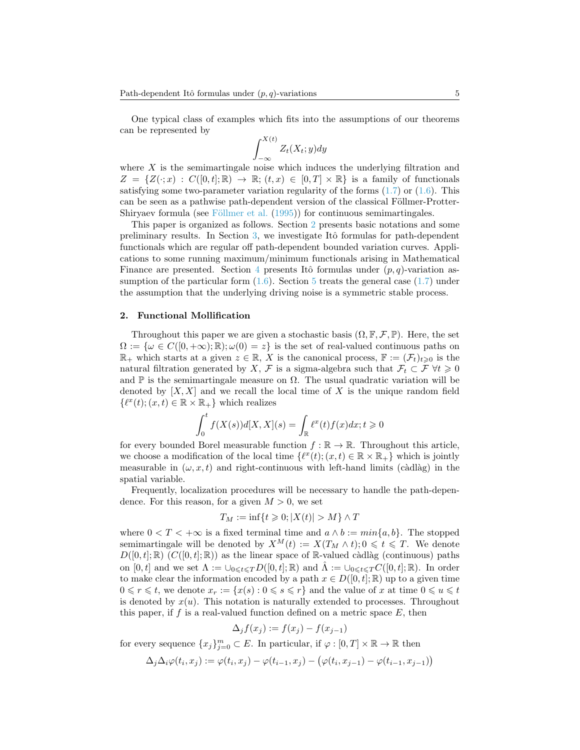One typical class of examples which fits into the assumptions of our theorems can be represented by

$$\int_{-\infty}^{X(t)} Z_t(X_t; y)dy$$

where $X$ is the semimartingale noise which induces the underlying filtration and $Z = \{Z(\cdot; x) : C([0,t];\mathbb{R}) \to \mathbb{R}; (t,x) \in [0,T] \times \mathbb{R}\}$ is a family of functionals satisfying some two-parameter variation regularity of the forms (1.7) or (1.6). This can be seen as a pathwise path-dependent version of the classical Föllmer-Protter-Shiryaev formula (see Föllmer et al. (1995)) for continuous semimartingales.

This paper is organized as follows. Section 2 presents basic notations and some preliminary results. In Section 3, we investigate Itô formulas for path-dependent functionals which are regular off path-dependent bounded variation curves. Applications to some running maximum/minimum functionals arising in Mathematical Finance are presented. Section 4 presents Itô formulas under $(p,q)$-variation assumption of the particular form (1.6). Section 5 treats the general case (1.7) under the assumption that the underlying driving noise is a symmetric stable process.

## 2. Functional Mollification

Throughout this paper we are given a stochastic basis $(\Omega, \mathbb{F}, \mathcal{F}, \mathbb{P})$. Here, the set $\Omega := \{\omega \in C([0,+\infty);\mathbb{R}); \omega(0) = z\}$ is the set of real-valued continuous paths on $\mathbb{R}_+$ which starts at a given $z \in \mathbb{R}$, $X$ is the canonical process, $\mathbb{F} := (\mathcal{F}_t)_{t\geqslant 0}$ is the natural filtration generated by $X$, $\mathcal{F}$ is a sigma-algebra such that $\mathcal{F}_t \subset \mathcal{F}$ $\forall t \geqslant 0$ and $\mathbb{P}$ is the semimartingale measure on $\Omega$. The usual quadratic variation will be denoted by $[X,X]$ and we recall the local time of $X$ is the unique random field $\{\ell^x(t); (x,t) \in \mathbb{R} \times \mathbb{R}_+\}$ which realizes

$$\int_0^t f(X(s))d[X,X](s) = \int_{\mathbb{R}} \ell^x(t) f(x)dx; t \geqslant 0$$

for every bounded Borel measurable function $f : \mathbb{R} \to \mathbb{R}$. Throughout this article, we choose a modification of the local time $\{\ell^x(t); (x,t) \in \mathbb{R} \times \mathbb{R}_+\}$ which is jointly measurable in $(\omega, x, t)$ and right-continuous with left-hand limits (càdlàg) in the spatial variable.

Frequently, localization procedures will be necessary to handle the path-dependence. For this reason, for a given $M > 0$, we set

$$T_M := \inf\{t \geqslant 0; |X(t)| > M\} \wedge T$$

where $0 < T < +\infty$ is a fixed terminal time and $a \wedge b := min\{a,b\}$. The stopped semimartingale will be denoted by $X^M(t) := X(T_M \wedge t); 0 \leqslant t \leqslant T$. We denote $D([0,t];\mathbb{R})$ ($C([0,t];\mathbb{R})$) as the linear space of $\mathbb{R}$-valued càdlàg (continuous) paths on $[0,t]$ and we set $\Lambda := \cup_{0\leqslant t\leqslant T} D([0,t];\mathbb{R})$ and $\hat{\Lambda} := \cup_{0\leqslant t\leqslant T} C([0,t];\mathbb{R})$. In order to make clear the information encoded by a path $x \in D([0,t];\mathbb{R})$ up to a given time $0 \leqslant r \leqslant t$, we denote $x_r := \{x(s) : 0 \leqslant s \leqslant r\}$ and the value of $x$ at time $0 \leqslant u \leqslant t$ is denoted by $x(u)$. This notation is naturally extended to processes. Throughout this paper, if $f$ is a real-valued function defined on a metric space $E$, then

$$\Delta_j f(x_j) := f(x_j) - f(x_{j-1})$$

for every sequence $\{x_j\}_{j=0}^m \subset E$. In particular, if $\varphi : [0,T] \times \mathbb{R} \to \mathbb{R}$ then

$$\Delta_j \Delta_i \varphi(t_i, x_j) := \varphi(t_i, x_j) - \varphi(t_{i-1}, x_j) - \big(\varphi(t_i, x_{j-1}) - \varphi(t_{i-1}, x_{j-1})\big)$$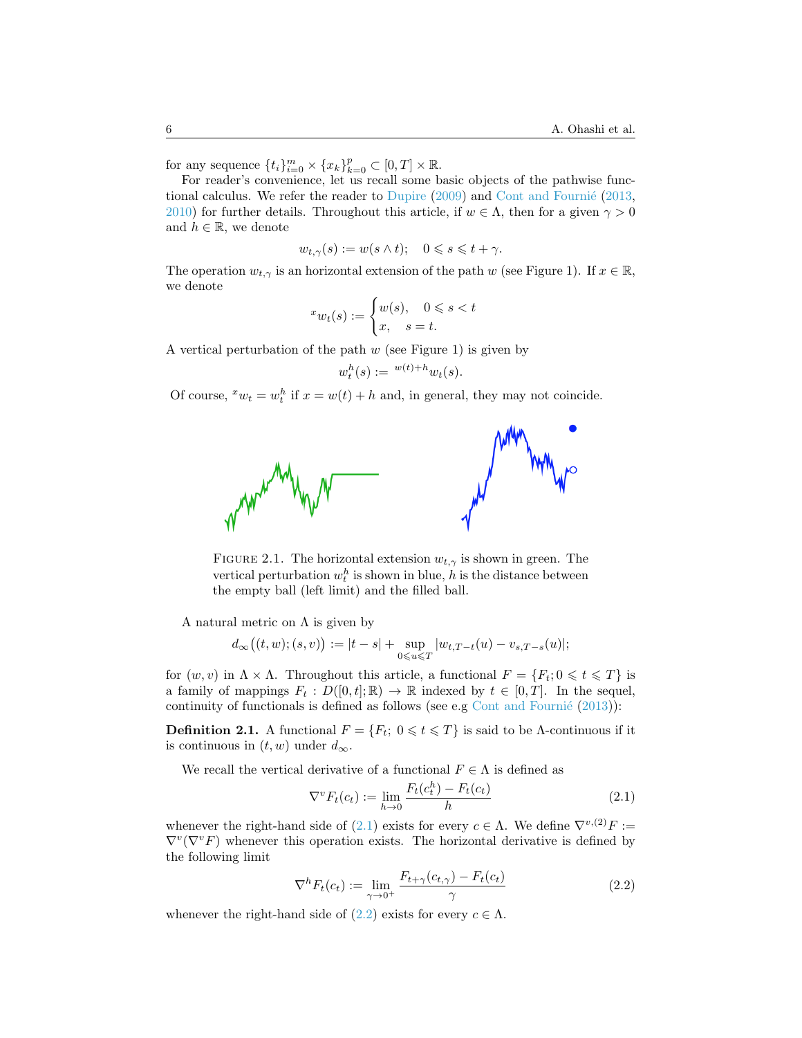for any sequence $\{t_i\}_{i=0}^m \times \{x_k\}_{k=0}^p \subset [0,T] \times \mathbb{R}$.

For reader's convenience, let us recall some basic objects of the pathwise functional calculus. We refer the reader to Dupire (2009) and Cont and Fournié (2013, 2010) for further details. Throughout this article, if $w \in \Lambda$, then for a given $\gamma > 0$ and $h \in \mathbb{R}$, we denote

$$w_{t,\gamma}(s) := w(s \wedge t); \quad 0 \leqslant s \leqslant t + \gamma.$$

The operation $w_{t,\gamma}$ is an horizontal extension of the path $w$ (see Figure 1). If $x \in \mathbb{R}$, we denote

$${}^{x}w_t(s) := \begin{cases} w(s), & 0 \leqslant s < t \\ x, & s = t. \end{cases}$$

A vertical perturbation of the path $w$ (see Figure 1) is given by

$$w_t^h(s) := {}^{w(t)+h}w_t(s).$$

Of course, ${}^{x}w_t = w_t^h$ if $x = w(t) + h$ and, in general, they may not coincide.

FIGURE 2.1. The horizontal extension $w_{t,\gamma}$ is shown in green. The vertical perturbation $w_t^h$ is shown in blue, $h$ is the distance between the empty ball (left limit) and the filled ball.

A natural metric on $\Lambda$ is given by

$$d_\infty\big((t,w);(s,v)\big) := |t-s| + \sup_{0 \leqslant u \leqslant T} |w_{t,T-t}(u) - v_{s,T-s}(u)|;$$

for $(w,v)$ in $\Lambda \times \Lambda$. Throughout this article, a functional $F = \{F_t; 0 \leqslant t \leqslant T\}$ is a family of mappings $F_t : D([0,t];\mathbb{R}) \to \mathbb{R}$ indexed by $t \in [0,T]$. In the sequel, continuity of functionals is defined as follows (see e.g Cont and Fournié (2013)):

**Definition 2.1.** A functional $F = \{F_t;\ 0 \leqslant t \leqslant T\}$ is said to be $\Lambda$-continuous if it is continuous in $(t,w)$ under $d_\infty$.

We recall the vertical derivative of a functional $F \in \Lambda$ is defined as

$$\nabla^v F_t(c_t) := \lim_{h \to 0} \frac{F_t(c_t^h) - F_t(c_t)}{h} \tag{2.1}$$

whenever the right-hand side of (2.1) exists for every $c \in \Lambda$. We define $\nabla^{v,(2)}F := \nabla^v(\nabla^v F)$ whenever this operation exists. The horizontal derivative is defined by the following limit

$$\nabla^h F_t(c_t) := \lim_{\gamma \to 0^+} \frac{F_{t+\gamma}(c_{t,\gamma}) - F_t(c_t)}{\gamma} \tag{2.2}$$

whenever the right-hand side of (2.2) exists for every $c \in \Lambda$.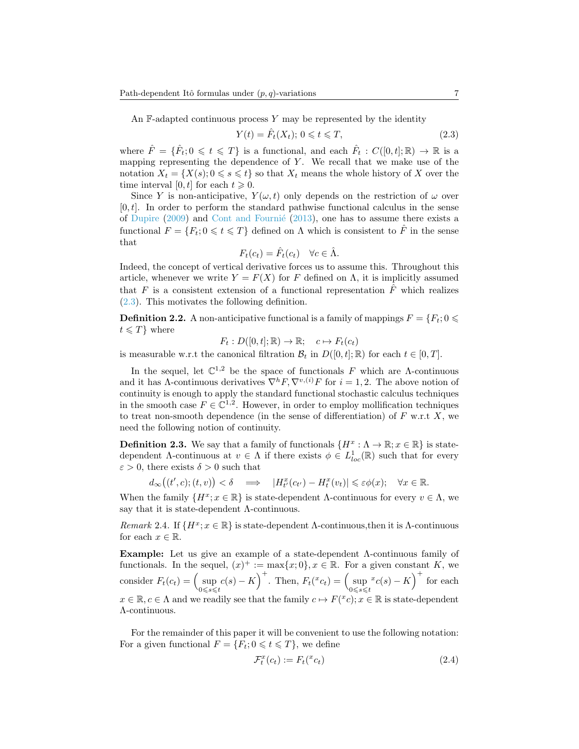An $\mathbb{F}$-adapted continuous process $Y$ may be represented by the identity

$$Y(t) = \hat{F}_t(X_t);\ 0 \leqslant t \leqslant T, \tag{2.3}$$

where $\hat{F} = \{\hat{F}_t; 0 \leqslant t \leqslant T\}$ is a functional, and each $\hat{F}_t : C([0,t];\mathbb{R}) \rightarrow \mathbb{R}$ is a mapping representing the dependence of $Y$. We recall that we make use of the notation $X_t = \{X(s); 0 \leqslant s \leqslant t\}$ so that $X_t$ means the whole history of $X$ over the time interval $[0,t]$ for each $t \geqslant 0$.

Since $Y$ is non-anticipative, $Y(\omega, t)$ only depends on the restriction of $\omega$ over $[0,t]$. In order to perform the standard pathwise functional calculus in the sense of Dupire (2009) and Cont and Fournié (2013), one has to assume there exists a functional $F = \{F_t; 0 \leqslant t \leqslant T\}$ defined on $\Lambda$ which is consistent to $\hat{F}$ in the sense that

$$F_t(c_t) = \hat{F}_t(c_t) \quad \forall c \in \hat{\Lambda}.$$

Indeed, the concept of vertical derivative forces us to assume this. Throughout this article, whenever we write $Y = F(X)$ for $F$ defined on $\Lambda$, it is implicitly assumed that $F$ is a consistent extension of a functional representation $\hat{F}$ which realizes (2.3). This motivates the following definition.

**Definition 2.2.** A non-anticipative functional is a family of mappings $F = \{F_t; 0 \leqslant t \leqslant T\}$ where

$$F_t : D([0,t];\mathbb{R}) \rightarrow \mathbb{R}; \quad c \mapsto F_t(c_t)$$

is measurable w.r.t the canonical filtration $\mathcal{B}_t$ in $D([0,t];\mathbb{R})$ for each $t \in [0,T]$.

In the sequel, let $\mathbb{C}^{1,2}$ be the space of functionals $F$ which are $\Lambda$-continuous and it has $\Lambda$-continuous derivatives $\nabla^h F, \nabla^{v,(i)} F$ for $i = 1,2$. The above notion of continuity is enough to apply the standard functional stochastic calculus techniques in the smooth case $F \in \mathbb{C}^{1,2}$. However, in order to employ mollification techniques to treat non-smooth dependence (in the sense of differentiation) of $F$ w.r.t $X$, we need the following notion of continuity.

**Definition 2.3.** We say that a family of functionals $\{H^x : \Lambda \rightarrow \mathbb{R}; x \in \mathbb{R}\}$ is state-dependent $\Lambda$-continuous at $v \in \Lambda$ if there exists $\phi \in L^1_{loc}(\mathbb{R})$ such that for every $\varepsilon > 0$, there exists $\delta > 0$ such that

$$d_\infty\big((t', c); (t, v)\big) < \delta \quad \Longrightarrow \quad |H^x_{t'}(c_{t'}) - H^x_t(v_t)| \leqslant \varepsilon \phi(x); \quad \forall x \in \mathbb{R}.$$

When the family $\{H^x; x \in \mathbb{R}\}$ is state-dependent $\Lambda$-continuous for every $v \in \Lambda$, we say that it is state-dependent $\Lambda$-continuous.

*Remark* 2.4. If $\{H^x; x \in \mathbb{R}\}$ is state-dependent $\Lambda$-continuous,then it is $\Lambda$-continuous for each $x \in \mathbb{R}$.

**Example:** Let us give an example of a state-dependent $\Lambda$-continuous family of functionals. In the sequel, $(x)^+ := \max\{x; 0\}, x \in \mathbb{R}$. For a given constant $K$, we consider $F_t(c_t) = \Big(\sup\limits_{0 \leqslant s \leqslant t} c(s) - K\Big)^+$. Then, $F_t({}^x c_t) = \Big(\sup\limits_{0 \leqslant s \leqslant t} {}^x c(s) - K\Big)^+$ for each $x \in \mathbb{R}, c \in \Lambda$ and we readily see that the family $c \mapsto F({}^x c); x \in \mathbb{R}$ is state-dependent $\Lambda$-continuous.

For the remainder of this paper it will be convenient to use the following notation: For a given functional $F = \{F_t; 0 \leqslant t \leqslant T\}$, we define

$$\mathcal{F}^x_t(c_t) := F_t({}^x c_t) \tag{2.4}$$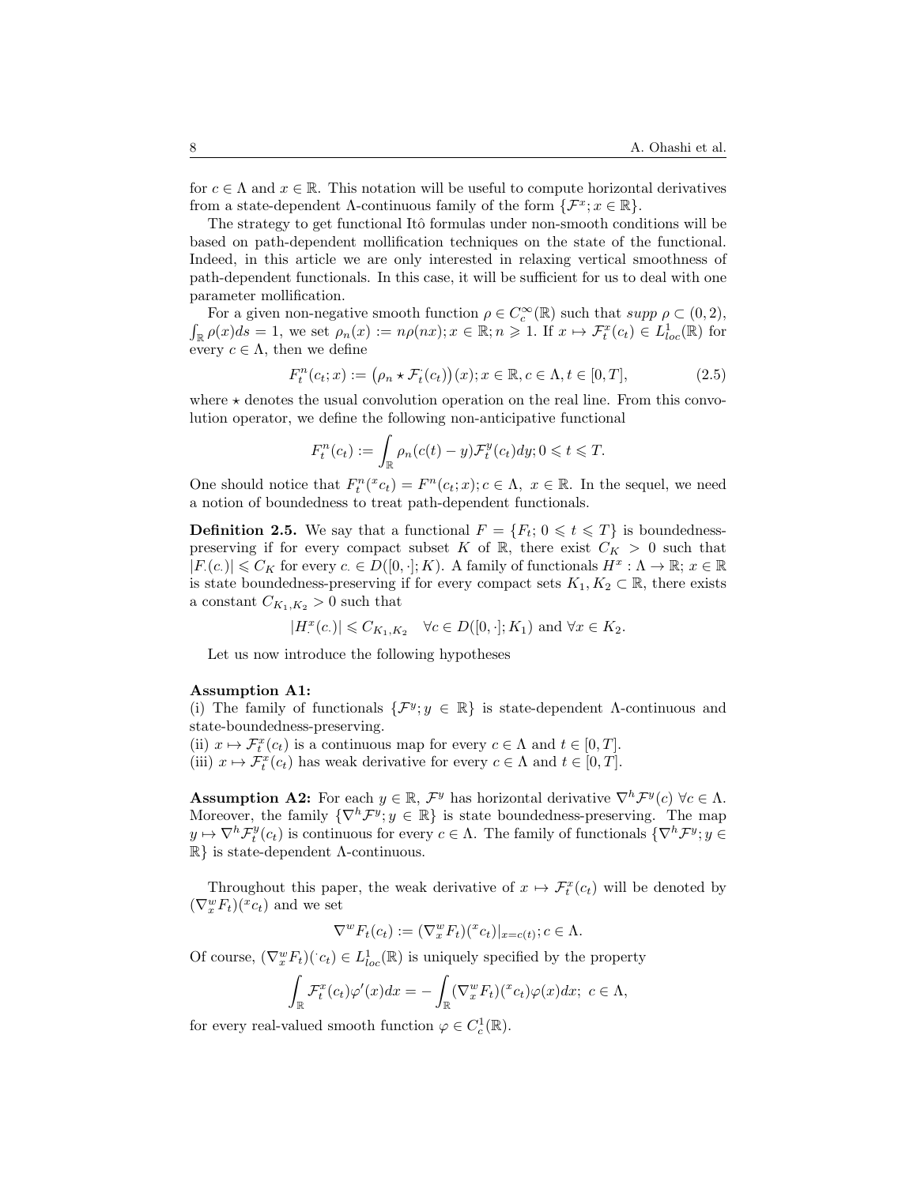for $c \in \Lambda$ and $x \in \mathbb{R}$. This notation will be useful to compute horizontal derivatives from a state-dependent $\Lambda$-continuous family of the form $\{\mathcal{F}^x; x \in \mathbb{R}\}$.

The strategy to get functional Itô formulas under non-smooth conditions will be based on path-dependent mollification techniques on the state of the functional. Indeed, in this article we are only interested in relaxing vertical smoothness of path-dependent functionals. In this case, it will be sufficient for us to deal with one parameter mollification.

For a given non-negative smooth function $\rho \in C_c^\infty(\mathbb{R})$ such that $supp\ \rho \subset (0,2)$, $\int_{\mathbb{R}} \rho(x) ds = 1$, we set $\rho_n(x) := n\rho(nx); x \in \mathbb{R}; n \geqslant 1$. If $x \mapsto \mathcal{F}_t^x(c_t) \in L^1_{loc}(\mathbb{R})$ for every $c \in \Lambda$, then we define

$$F_t^n(c_t; x) := \big(\rho_n \star \mathcal{F}_t^{\cdot}(c_t)\big)(x); x \in \mathbb{R}, c \in \Lambda, t \in [0,T], \tag{2.5}$$

where $\star$ denotes the usual convolution operation on the real line. From this convolution operator, we define the following non-anticipative functional

$$F_t^n(c_t) := \int_{\mathbb{R}} \rho_n(c(t) - y) \mathcal{F}_t^y(c_t) dy; 0 \leqslant t \leqslant T.$$

One should notice that $F_t^n({}^x c_t) = F^n(c_t; x); c \in \Lambda,\ x \in \mathbb{R}$. In the sequel, we need a notion of boundedness to treat path-dependent functionals.

**Definition 2.5.** We say that a functional $F = \{F_t; 0 \leqslant t \leqslant T\}$ is boundedness-preserving if for every compact subset $K$ of $\mathbb{R}$, there exist $C_K > 0$ such that $|F_{\cdot}(c_{\cdot})| \leqslant C_K$ for every $c_{\cdot} \in D([0,\cdot]; K)$. A family of functionals $H^x : \Lambda \to \mathbb{R}; x \in \mathbb{R}$ is state boundedness-preserving if for every compact sets $K_1, K_2 \subset \mathbb{R}$, there exists a constant $C_{K_1,K_2} > 0$ such that

$$|H_{\cdot}^x(c_{\cdot})| \leqslant C_{K_1,K_2} \quad \forall c \in D([0,\cdot]; K_1) \text{ and } \forall x \in K_2.$$

Let us now introduce the following hypotheses

**Assumption A1:**
(i) The family of functionals $\{\mathcal{F}^y; y \in \mathbb{R}\}$ is state-dependent $\Lambda$-continuous and state-boundedness-preserving.
(ii) $x \mapsto \mathcal{F}_t^x(c_t)$ is a continuous map for every $c \in \Lambda$ and $t \in [0,T]$.
(iii) $x \mapsto \mathcal{F}_t^x(c_t)$ has weak derivative for every $c \in \Lambda$ and $t \in [0,T]$.

**Assumption A2:** For each $y \in \mathbb{R}$, $\mathcal{F}^y$ has horizontal derivative $\nabla^h \mathcal{F}^y(c)$ $\forall c \in \Lambda$. Moreover, the family $\{\nabla^h \mathcal{F}^y; y \in \mathbb{R}\}$ is state boundedness-preserving. The map $y \mapsto \nabla^h \mathcal{F}_t^y(c_t)$ is continuous for every $c \in \Lambda$. The family of functionals $\{\nabla^h \mathcal{F}^y; y \in \mathbb{R}\}$ is state-dependent $\Lambda$-continuous.

Throughout this paper, the weak derivative of $x \mapsto \mathcal{F}_t^x(c_t)$ will be denoted by $(\nabla_x^w F_t)({}^x c_t)$ and we set

$$\nabla^w F_t(c_t) := (\nabla_x^w F_t)({}^x c_t)|_{x = c(t)}; c \in \Lambda.$$

Of course, $(\nabla_x^w F_t)({}^{\cdot} c_t) \in L^1_{loc}(\mathbb{R})$ is uniquely specified by the property

$$\int_{\mathbb{R}} \mathcal{F}_t^x(c_t) \varphi'(x) dx = -\int_{\mathbb{R}} (\nabla_x^w F_t)({}^x c_t) \varphi(x) dx;\ c \in \Lambda,$$

for every real-valued smooth function $\varphi \in C_c^1(\mathbb{R})$.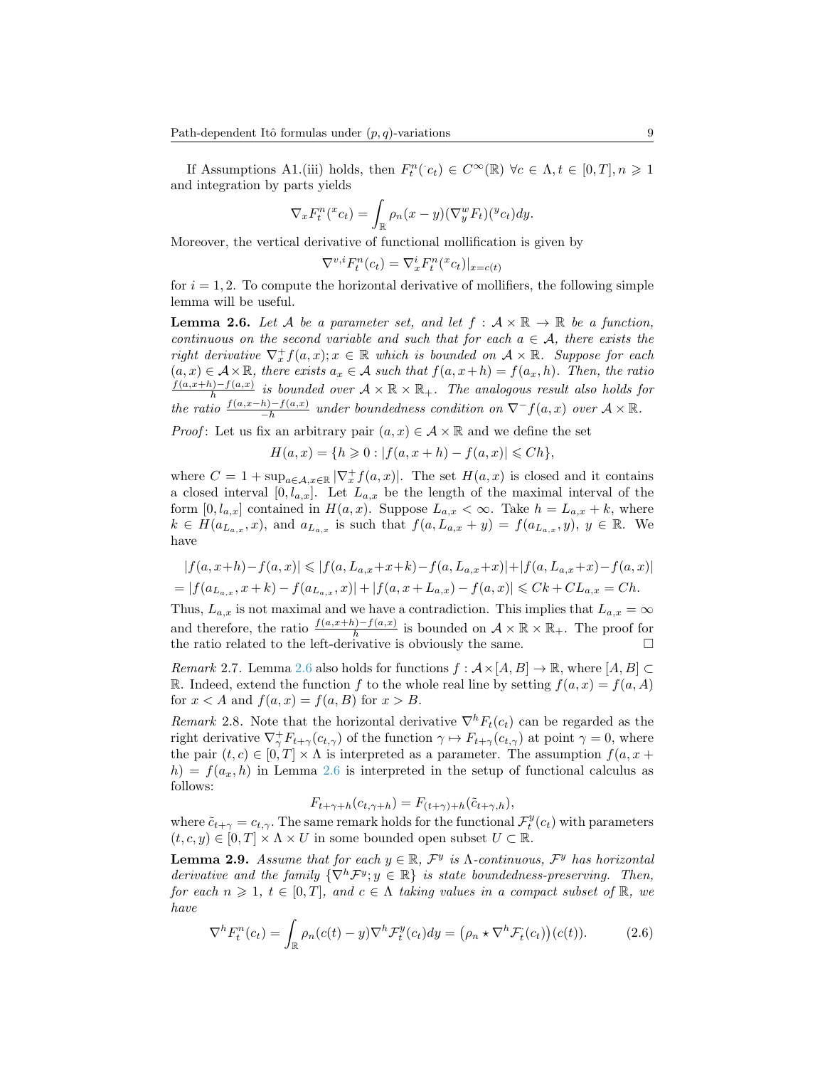If Assumptions A1.(iii) holds, then $F^n_t(^{\cdot}c_t) \in C^\infty(\mathbb{R})$ $\forall c \in \Lambda, t \in [0,T], n \geqslant 1$ and integration by parts yields

$$\nabla_x F^n_t(^x c_t) = \int_{\mathbb{R}} \rho_n(x-y)(\nabla^w_y F_t)(^y c_t)dy.$$

Moreover, the vertical derivative of functional mollification is given by

$$\nabla^{v,i} F^n_t(c_t) = \nabla^i_x F^n_t(^x c_t)|_{x=c(t)}$$

for $i = 1, 2$. To compute the horizontal derivative of mollifiers, the following simple lemma will be useful.

**Lemma 2.6.** *Let $\mathcal{A}$ be a parameter set, and let $f : \mathcal{A} \times \mathbb{R} \to \mathbb{R}$ be a function, continuous on the second variable and such that for each $a \in \mathcal{A}$, there exists the right derivative $\nabla^+_x f(a,x); x \in \mathbb{R}$ which is bounded on $\mathcal{A} \times \mathbb{R}$. Suppose for each $(a,x) \in \mathcal{A} \times \mathbb{R}$, there exists $a_x \in \mathcal{A}$ such that $f(a, x+h) = f(a_x, h)$. Then, the ratio $\frac{f(a,x+h)-f(a,x)}{h}$ is bounded over $\mathcal{A} \times \mathbb{R} \times \mathbb{R}_+$. The analogous result also holds for the ratio $\frac{f(a,x-h)-f(a,x)}{-h}$ under boundedness condition on $\nabla^- f(a,x)$ over $\mathcal{A} \times \mathbb{R}$.*

*Proof*: Let us fix an arbitrary pair $(a,x) \in \mathcal{A} \times \mathbb{R}$ and we define the set

$$H(a,x) = \{h \geqslant 0 : |f(a, x+h) - f(a,x)| \leqslant Ch\},$$

where $C = 1 + \sup_{a \in \mathcal{A}, x \in \mathbb{R}} |\nabla^+_x f(a,x)|$. The set $H(a,x)$ is closed and it contains a closed interval $[0, l_{a,x}]$. Let $L_{a,x}$ be the length of the maximal interval of the form $[0, l_{a,x}]$ contained in $H(a,x)$. Suppose $L_{a,x} < \infty$. Take $h = L_{a,x} + k$, where $k \in H(a_{L_{a,x}}, x)$, and $a_{L_{a,x}}$ is such that $f(a, L_{a,x} + y) = f(a_{L_{a,x}}, y)$, $y \in \mathbb{R}$. We have

$$|f(a,x+h)-f(a,x)| \leqslant |f(a, L_{a,x}+x+k) - f(a, L_{a,x}+x)| + |f(a, L_{a,x}+x) - f(a,x)|$$
$$= |f(a_{L_{a,x}}, x+k) - f(a_{L_{a,x}}, x)| + |f(a, x+L_{a,x}) - f(a,x)| \leqslant Ck + CL_{a,x} = Ch.$$

Thus, $L_{a,x}$ is not maximal and we have a contradiction. This implies that $L_{a,x} = \infty$ and therefore, the ratio $\frac{f(a,x+h)-f(a,x)}{h}$ is bounded on $\mathcal{A} \times \mathbb{R} \times \mathbb{R}_+$. The proof for the ratio related to the left-derivative is obviously the same. $\square$

*Remark* 2.7. Lemma 2.6 also holds for functions $f : \mathcal{A} \times [A, B] \to \mathbb{R}$, where $[A, B] \subset \mathbb{R}$. Indeed, extend the function $f$ to the whole real line by setting $f(a,x) = f(a, A)$ for $x < A$ and $f(a,x) = f(a,B)$ for $x > B$.

*Remark* 2.8. Note that the horizontal derivative $\nabla^h F_t(c_t)$ can be regarded as the right derivative $\nabla^+_\gamma F_{t+\gamma}(c_{t,\gamma})$ of the function $\gamma \mapsto F_{t+\gamma}(c_{t,\gamma})$ at point $\gamma = 0$, where the pair $(t,c) \in [0,T] \times \Lambda$ is interpreted as a parameter. The assumption $f(a, x+h) = f(a_x, h)$ in Lemma 2.6 is interpreted in the setup of functional calculus as follows:

$$F_{t+\gamma+h}(c_{t,\gamma+h}) = F_{(t+\gamma)+h}(\tilde{c}_{t+\gamma,h}),$$

where $\tilde{c}_{t+\gamma} = c_{t,\gamma}$. The same remark holds for the functional $\mathcal{F}^y_t(c_t)$ with parameters $(t,c,y) \in [0,T] \times \Lambda \times U$ in some bounded open subset $U \subset \mathbb{R}$.

**Lemma 2.9.** *Assume that for each $y \in \mathbb{R}$, $\mathcal{F}^y$ is $\Lambda$-continuous, $\mathcal{F}^y$ has horizontal derivative and the family $\{\nabla^h \mathcal{F}^y; y \in \mathbb{R}\}$ is state boundedness-preserving. Then, for each $n \geqslant 1$, $t \in [0,T]$, and $c \in \Lambda$ taking values in a compact subset of $\mathbb{R}$, we have*

$$\nabla^h F^n_t(c_t) = \int_{\mathbb{R}} \rho_n(c(t)-y)\nabla^h \mathcal{F}^y_t(c_t)dy = \big(\rho_n \star \nabla^h \mathcal{F}_t(c_t)\big)(c(t)). \tag{2.6}$$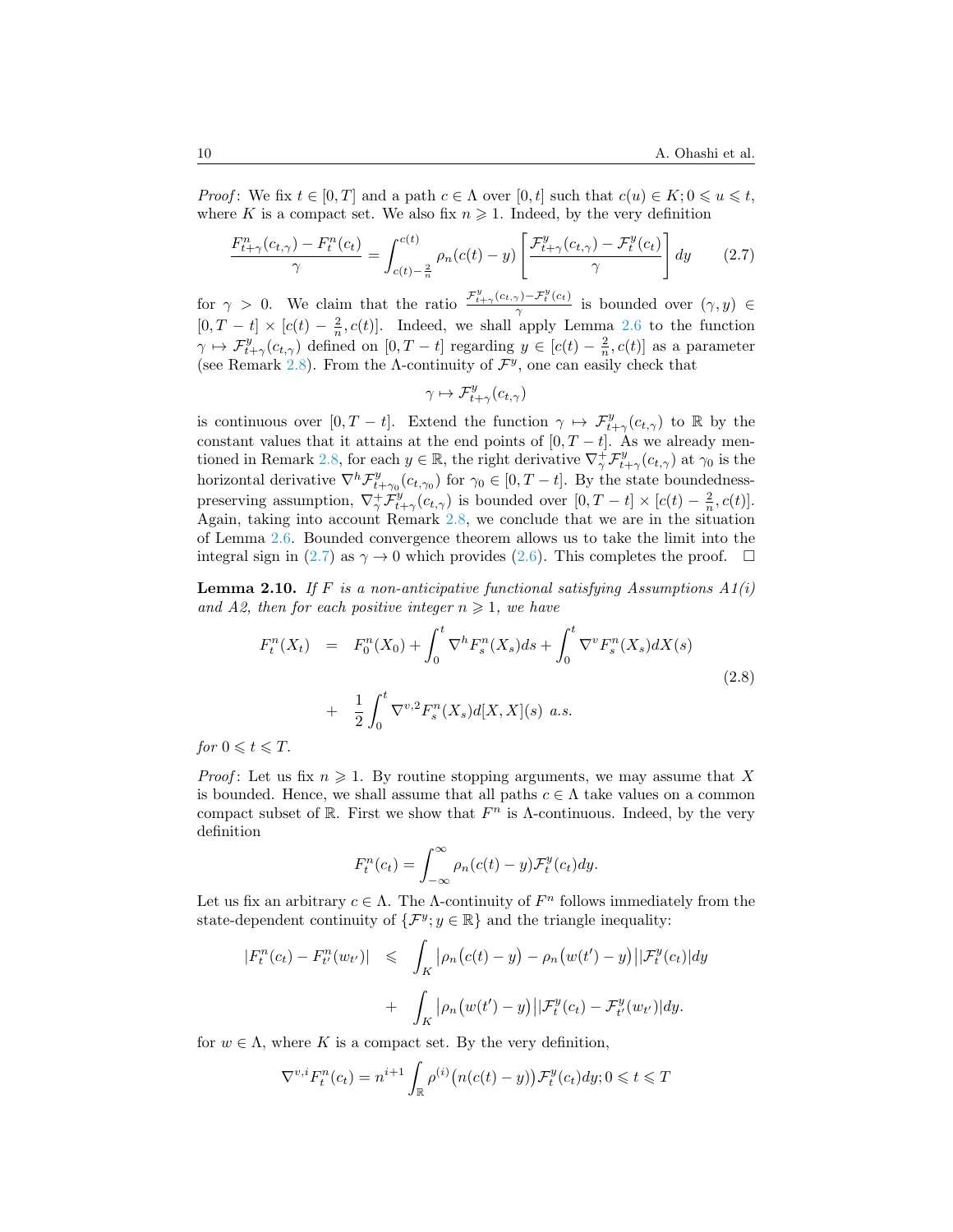*Proof*: We fix $t \in [0,T]$ and a path $c \in \Lambda$ over $[0,t]$ such that $c(u) \in K; 0 \leqslant u \leqslant t$, where $K$ is a compact set. We also fix $n \geqslant 1$. Indeed, by the very definition

$$\frac{F^n_{t+\gamma}(c_{t,\gamma}) - F^n_t(c_t)}{\gamma} = \int_{c(t)-\frac{2}{n}}^{c(t)} \rho_n(c(t)-y)\left[\frac{\mathcal{F}^y_{t+\gamma}(c_{t,\gamma}) - \mathcal{F}^y_t(c_t)}{\gamma}\right]dy \tag{2.7}$$

for $\gamma > 0$. We claim that the ratio $\frac{\mathcal{F}^y_{t+\gamma}(c_{t,\gamma}) - \mathcal{F}^y_t(c_t)}{\gamma}$ is bounded over $(\gamma, y) \in [0,T-t] \times [c(t) - \frac{2}{n}, c(t)]$. Indeed, we shall apply Lemma 2.6 to the function $\gamma \mapsto \mathcal{F}^y_{t+\gamma}(c_{t,\gamma})$ defined on $[0,T-t]$ regarding $y \in [c(t) - \frac{2}{n}, c(t)]$ as a parameter (see Remark 2.8). From the $\Lambda$-continuity of $\mathcal{F}^y$, one can easily check that

$$\gamma \mapsto \mathcal{F}^y_{t+\gamma}(c_{t,\gamma})$$

is continuous over $[0, T-t]$. Extend the function $\gamma \mapsto \mathcal{F}^y_{t+\gamma}(c_{t,\gamma})$ to $\mathbb{R}$ by the constant values that it attains at the end points of $[0,T-t]$. As we already mentioned in Remark 2.8, for each $y \in \mathbb{R}$, the right derivative $\nabla^+_\gamma \mathcal{F}^y_{t+\gamma}(c_{t,\gamma})$ at $\gamma_0$ is the horizontal derivative $\nabla^h \mathcal{F}^y_{t+\gamma_0}(c_{t,\gamma_0})$ for $\gamma_0 \in [0,T-t]$. By the state boundedness-preserving assumption, $\nabla^+_\gamma \mathcal{F}^y_{t+\gamma}(c_{t,\gamma})$ is bounded over $[0,T-t] \times [c(t) - \frac{2}{n}, c(t)]$. Again, taking into account Remark 2.8, we conclude that we are in the situation of Lemma 2.6. Bounded convergence theorem allows us to take the limit into the integral sign in (2.7) as $\gamma \to 0$ which provides (2.6). This completes the proof. $\square$

**Lemma 2.10.** *If $F$ is a non-anticipative functional satisfying Assumptions A1(i) and A2, then for each positive integer $n \geqslant 1$, we have*

$$\begin{aligned} F^n_t(X_t) &= F^n_0(X_0) + \int_0^t \nabla^h F^n_s(X_s)ds + \int_0^t \nabla^v F^n_s(X_s)dX(s) \\ &+ \frac{1}{2}\int_0^t \nabla^{v,2} F^n_s(X_s)d[X,X](s) \ a.s. \end{aligned} \tag{2.8}$$

*for $0 \leqslant t \leqslant T$.*

*Proof*: Let us fix $n \geqslant 1$. By routine stopping arguments, we may assume that $X$ is bounded. Hence, we shall assume that all paths $c \in \Lambda$ take values on a common compact subset of $\mathbb{R}$. First we show that $F^n$ is $\Lambda$-continuous. Indeed, by the very definition

$$F^n_t(c_t) = \int_{-\infty}^{\infty} \rho_n(c(t) - y)\mathcal{F}^y_t(c_t)dy.$$

Let us fix an arbitrary $c \in \Lambda$. The $\Lambda$-continuity of $F^n$ follows immediately from the state-dependent continuity of $\{\mathcal{F}^y; y \in \mathbb{R}\}$ and the triangle inequality:

$$\begin{aligned} |F^n_t(c_t) - F^n_{t'}(w_{t'})| &\leqslant \int_K \big|\rho_n\big(c(t)-y\big) - \rho_n\big(w(t')-y\big)\big||\mathcal{F}^y_t(c_t)|dy \\ &+ \int_K \big|\rho_n\big(w(t')-y\big)\big||\mathcal{F}^y_t(c_t) - \mathcal{F}^y_{t'}(w_{t'})|dy. \end{aligned}$$

for $w \in \Lambda$, where $K$ is a compact set. By the very definition,

$$\nabla^{v,i} F^n_t(c_t) = n^{i+1}\int_{\mathbb{R}} \rho^{(i)}\big(n(c(t)-y)\big)\mathcal{F}^y_t(c_t)dy; 0 \leqslant t \leqslant T$$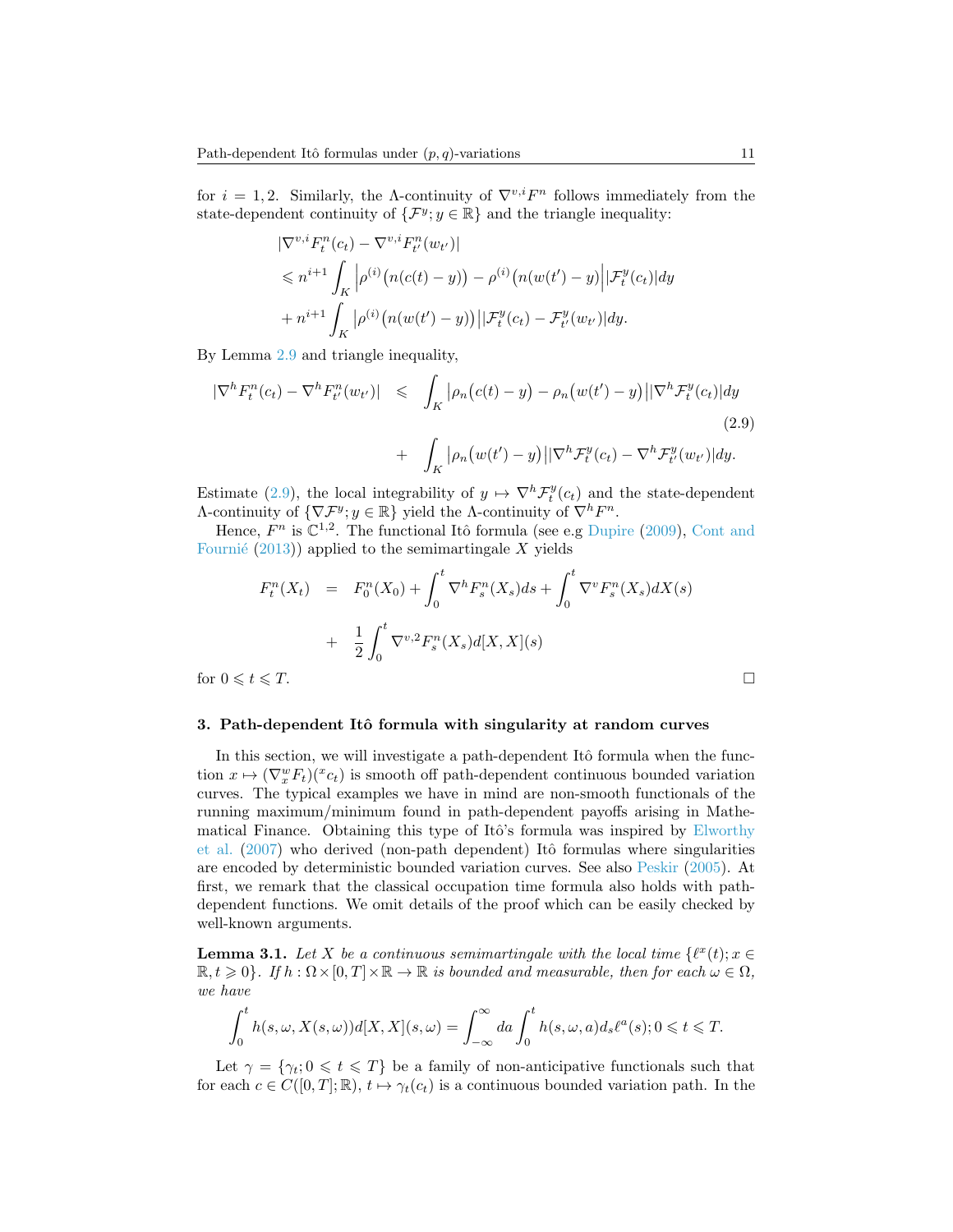for $i = 1, 2$. Similarly, the $\Lambda$-continuity of $\nabla^{v,i}F^n$ follows immediately from the state-dependent continuity of $\{\mathcal{F}^y; y \in \mathbb{R}\}$ and the triangle inequality:

$$
\begin{aligned}
&|\nabla^{v,i}F^n_t(c_t) - \nabla^{v,i}F^n_{t'}(w_{t'})| \\
&\leqslant n^{i+1}\int_K \Big|\rho^{(i)}\big(n(c(t)-y)\big) - \rho^{(i)}\big(n(w(t')-y)\big)\Big| |\mathcal{F}^y_t(c_t)|dy \\
&+ n^{i+1}\int_K \big|\rho^{(i)}\big(n(w(t')-y)\big)\big||\mathcal{F}^y_t(c_t) - \mathcal{F}^y_{t'}(w_{t'})|dy.
\end{aligned}
$$

By Lemma 2.9 and triangle inequality,

$$
\begin{aligned}
|\nabla^h F^n_t(c_t) - \nabla^h F^n_{t'}(w_{t'})| \quad &\leqslant \quad \int_K \big|\rho_n\big(c(t)-y\big) - \rho_n\big(w(t')-y\big)\big||\nabla^h \mathcal{F}^y_t(c_t)|dy \\
&+ \quad \int_K \big|\rho_n\big(w(t')-y\big)\big||\nabla^h \mathcal{F}^y_t(c_t) - \nabla^h \mathcal{F}^y_{t'}(w_{t'})|dy.
\end{aligned}
\tag{2.9}
$$

Estimate (2.9), the local integrability of $y \mapsto \nabla^h \mathcal{F}^y_t(c_t)$ and the state-dependent $\Lambda$-continuity of $\{\nabla \mathcal{F}^y; y \in \mathbb{R}\}$ yield the $\Lambda$-continuity of $\nabla^h F^n$.

Hence, $F^n$ is $\mathbb{C}^{1,2}$. The functional Itô formula (see e.g Dupire (2009), Cont and Fournié (2013)) applied to the semimartingale $X$ yields

$$
\begin{aligned}
F^n_t(X_t) \quad &= \quad F^n_0(X_0) + \int_0^t \nabla^h F^n_s(X_s)ds + \int_0^t \nabla^v F^n_s(X_s)dX(s) \\
&+ \quad \frac{1}{2}\int_0^t \nabla^{v,2}F^n_s(X_s)d[X,X](s)
\end{aligned}
$$

for $0 \leqslant t \leqslant T$. □

## 3. Path-dependent Itô formula with singularity at random curves

In this section, we will investigate a path-dependent Itô formula when the function $x \mapsto (\nabla^w_x F_t)(^x c_t)$ is smooth off path-dependent continuous bounded variation curves. The typical examples we have in mind are non-smooth functionals of the running maximum/minimum found in path-dependent payoffs arising in Mathematical Finance. Obtaining this type of Itô's formula was inspired by Elworthy et al. (2007) who derived (non-path dependent) Itô formulas where singularities are encoded by deterministic bounded variation curves. See also Peskir (2005). At first, we remark that the classical occupation time formula also holds with path-dependent functions. We omit details of the proof which can be easily checked by well-known arguments.

**Lemma 3.1.** *Let $X$ be a continuous semimartingale with the local time $\{\ell^x(t); x \in \mathbb{R}, t \geqslant 0\}$. If $h : \Omega \times [0,T] \times \mathbb{R} \to \mathbb{R}$ is bounded and measurable, then for each $\omega \in \Omega$, we have*

$$
\int_0^t h(s,\omega,X(s,\omega))d[X,X](s,\omega) = \int_{-\infty}^{\infty} da \int_0^t h(s,\omega,a)d_s\ell^a(s); 0 \leqslant t \leqslant T.
$$

Let $\gamma = \{\gamma_t; 0 \leqslant t \leqslant T\}$ be a family of non-anticipative functionals such that for each $c \in C([0,T];\mathbb{R})$, $t \mapsto \gamma_t(c_t)$ is a continuous bounded variation path. In the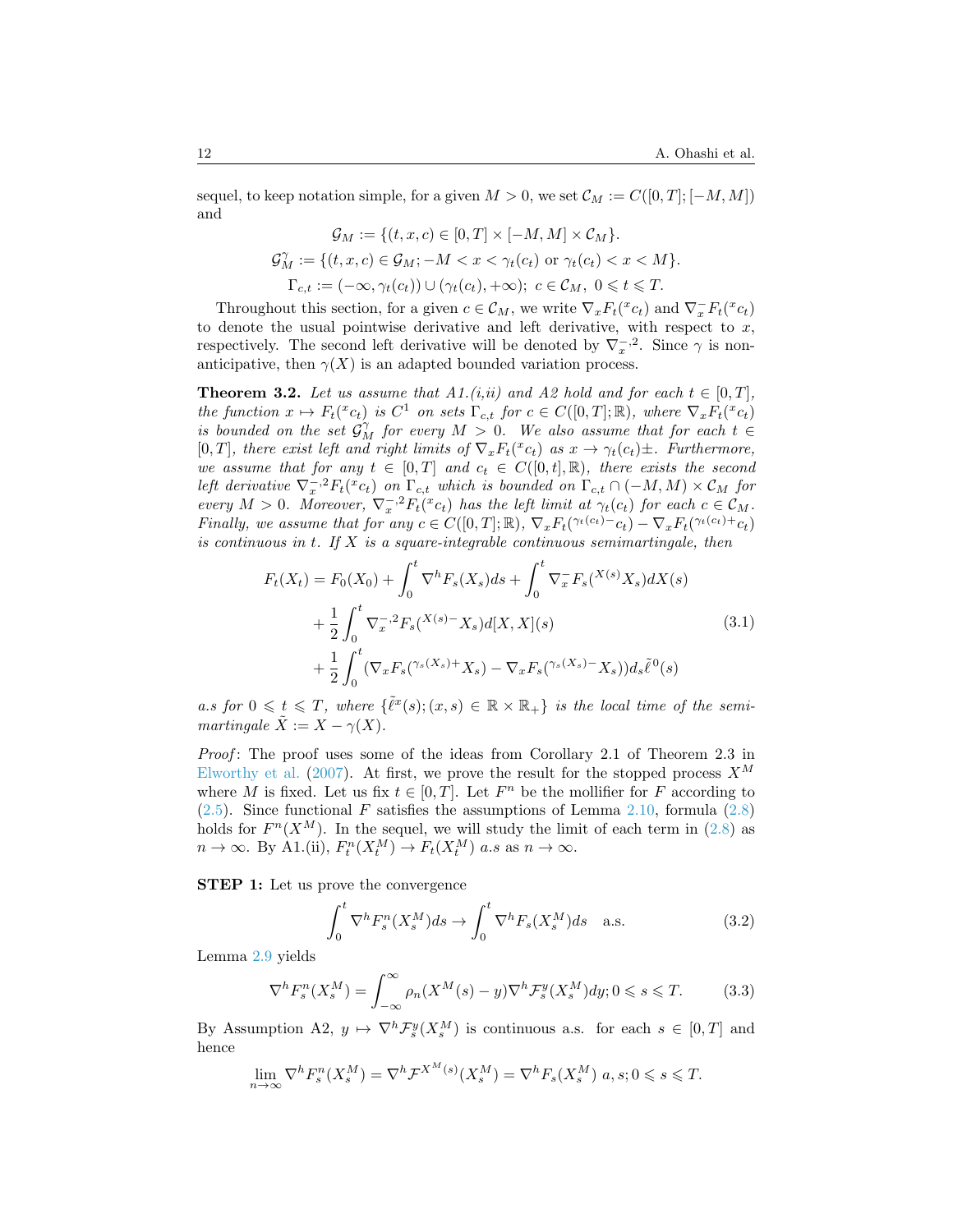sequel, to keep notation simple, for a given $M > 0$, we set $\mathcal{C}_M := C([0,T]; [-M, M])$ and

$$\mathcal{G}_M := \{(t,x,c) \in [0,T] \times [-M,M] \times \mathcal{C}_M\}.$$

$$\mathcal{G}^\gamma_M := \{(t,x,c) \in \mathcal{G}_M; -M < x < \gamma_t(c_t) \text{ or } \gamma_t(c_t) < x < M\}.$$

$$\Gamma_{c,t} := (-\infty, \gamma_t(c_t)) \cup (\gamma_t(c_t), +\infty);\ c \in \mathcal{C}_M,\ 0 \leqslant t \leqslant T.$$

Throughout this section, for a given $c \in \mathcal{C}_M$, we write $\nabla_x F_t({}^x c_t)$ and $\nabla^-_x F_t({}^x c_t)$ to denote the usual pointwise derivative and left derivative, with respect to $x$, respectively. The second left derivative will be denoted by $\nabla^{-,2}_x$. Since $\gamma$ is non-anticipative, then $\gamma(X)$ is an adapted bounded variation process.

**Theorem 3.2.** *Let us assume that A1.(i,ii) and A2 hold and for each $t \in [0,T]$, the function $x \mapsto F_t({}^x c_t)$ is $C^1$ on sets $\Gamma_{c,t}$ for $c \in C([0,T]; \mathbb{R})$, where $\nabla_x F_t({}^x c_t)$ is bounded on the set $\mathcal{G}^\gamma_M$ for every $M > 0$. We also assume that for each $t \in [0,T]$, there exist left and right limits of $\nabla_x F_t({}^x c_t)$ as $x \to \gamma_t(c_t)\pm$. Furthermore, we assume that for any $t \in [0,T]$ and $c_t \in C([0,t], \mathbb{R})$, there exists the second left derivative $\nabla^{-,2}_x F_t({}^x c_t)$ on $\Gamma_{c,t}$ which is bounded on $\Gamma_{c,t} \cap (-M, M) \times \mathcal{C}_M$ for every $M > 0$. Moreover, $\nabla^{-,2}_x F_t({}^x c_t)$ has the left limit at $\gamma_t(c_t)$ for each $c \in \mathcal{C}_M$. Finally, we assume that for any $c \in C([0,T]; \mathbb{R})$, $\nabla_x F_t({}^{\gamma_t(c_t)-} c_t) - \nabla_x F_t({}^{\gamma_t(c_t)+} c_t)$ is continuous in $t$. If $X$ is a square-integrable continuous semimartingale, then*

$$
\begin{aligned}
F_t(X_t) = F_0(X_0) &+ \int_0^t \nabla^h F_s(X_s) ds + \int_0^t \nabla^-_x F_s({}^{X(s)} X_s) dX(s) \\
&+ \frac{1}{2} \int_0^t \nabla^{-,2}_x F_s({}^{X(s)-} X_s) d[X,X](s) \\
&+ \frac{1}{2} \int_0^t (\nabla_x F_s({}^{\gamma_s(X_s)+} X_s) - \nabla_x F_s({}^{\gamma_s(X_s)-} X_s)) d_s \tilde{\ell}^0(s)
\end{aligned}
\tag{3.1}
$$

*a.s for $0 \leqslant t \leqslant T$, where $\{\tilde{\ell}^x(s); (x,s) \in \mathbb{R} \times \mathbb{R}_+\}$ is the local time of the semimartingale $\tilde{X} := X - \gamma(X)$.*

*Proof*: The proof uses some of the ideas from Corollary 2.1 of Theorem 2.3 in Elworthy et al. (2007). At first, we prove the result for the stopped process $X^M$ where $M$ is fixed. Let us fix $t \in [0,T]$. Let $F^n$ be the mollifier for $F$ according to (2.5). Since functional $F$ satisfies the assumptions of Lemma 2.10, formula (2.8) holds for $F^n(X^M)$. In the sequel, we will study the limit of each term in (2.8) as $n \to \infty$. By A1.(ii), $F^n_t(X^M_t) \to F_t(X^M_t)$ $a.s$ as $n \to \infty$.

**STEP 1:** Let us prove the convergence

$$\int_0^t \nabla^h F^n_s(X^M_s) ds \to \int_0^t \nabla^h F_s(X^M_s) ds \quad \text{a.s.} \tag{3.2}$$

Lemma 2.9 yields

$$\nabla^h F^n_s(X^M_s) = \int_{-\infty}^{\infty} \rho_n(X^M(s) - y) \nabla^h \mathcal{F}^y_s(X^M_s) dy; 0 \leqslant s \leqslant T. \tag{3.3}$$

By Assumption A2, $y \mapsto \nabla^h \mathcal{F}^y_s(X^M_s)$ is continuous a.s. for each $s \in [0,T]$ and hence

$$\lim_{n\to\infty} \nabla^h F^n_s(X^M_s) = \nabla^h \mathcal{F}^{X^M(s)}(X^M_s) = \nabla^h F_s(X^M_s)\ a,s; 0 \leqslant s \leqslant T.$$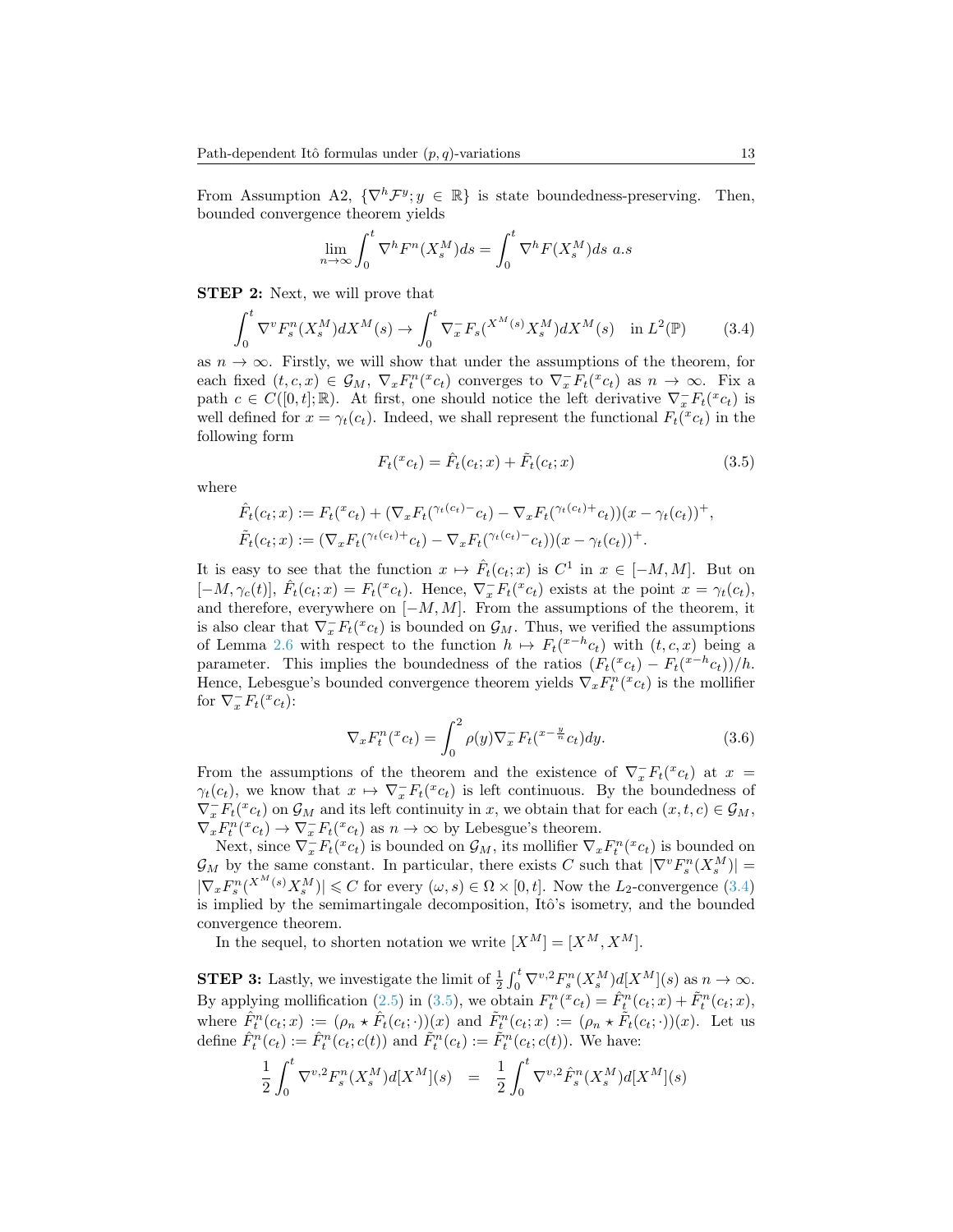From Assumption A2, $\{\nabla^h \mathcal{F}^y; y \in \mathbb{R}\}$ is state boundedness-preserving. Then, bounded convergence theorem yields

$$\lim_{n\to\infty} \int_0^t \nabla^h F^n(X^M_s)ds = \int_0^t \nabla^h F(X^M_s)ds \ a.s$$

**STEP 2:** Next, we will prove that

$$\int_0^t \nabla^v F^n_s(X^M_s)dX^M(s) \to \int_0^t \nabla^-_x F_s({}^{X^M(s)}X^M_s)dX^M(s) \quad \text{in } L^2(\mathbb{P}) \tag{3.4}$$

as $n \to \infty$. Firstly, we will show that under the assumptions of the theorem, for each fixed $(t, c, x) \in \mathcal{G}_M$, $\nabla_x F^n_t({}^x c_t)$ converges to $\nabla^-_x F_t({}^x c_t)$ as $n \to \infty$. Fix a path $c \in C([0, t]; \mathbb{R})$. At first, one should notice the left derivative $\nabla^-_x F_t({}^x c_t)$ is well defined for $x = \gamma_t(c_t)$. Indeed, we shall represent the functional $F_t({}^x c_t)$ in the following form

$$F_t({}^x c_t) = \hat{F}_t(c_t; x) + \tilde{F}_t(c_t; x) \tag{3.5}$$

where

$$\hat{F}_t(c_t; x) := F_t({}^x c_t) + (\nabla_x F_t({}^{\gamma_t(c_t)-}c_t) - \nabla_x F_t({}^{\gamma_t(c_t)+}c_t))(x - \gamma_t(c_t))^+,$$
$$\tilde{F}_t(c_t; x) := (\nabla_x F_t({}^{\gamma_t(c_t)+}c_t) - \nabla_x F_t({}^{\gamma_t(c_t)-}c_t))(x - \gamma_t(c_t))^+.$$

It is easy to see that the function $x \mapsto \hat{F}_t(c_t; x)$ is $C^1$ in $x \in [-M, M]$. But on $[-M, \gamma_c(t)]$, $\hat{F}_t(c_t; x) = F_t({}^x c_t)$. Hence, $\nabla^-_x F_t({}^x c_t)$ exists at the point $x = \gamma_t(c_t)$, and therefore, everywhere on $[-M, M]$. From the assumptions of the theorem, it is also clear that $\nabla^-_x F_t({}^x c_t)$ is bounded on $\mathcal{G}_M$. Thus, we verified the assumptions of Lemma 2.6 with respect to the function $h \mapsto F_t({}^{x-h}c_t)$ with $(t, c, x)$ being a parameter. This implies the boundedness of the ratios $(F_t({}^x c_t) - F_t({}^{x-h}c_t))/h$. Hence, Lebesgue's bounded convergence theorem yields $\nabla_x F^n_t({}^x c_t)$ is the mollifier for $\nabla^-_x F_t({}^x c_t)$:

$$\nabla_x F^n_t({}^x c_t) = \int_0^2 \rho(y)\nabla^-_x F_t({}^{x-\frac{y}{n}}c_t)dy. \tag{3.6}$$

From the assumptions of the theorem and the existence of $\nabla^-_x F_t({}^x c_t)$ at $x = \gamma_t(c_t)$, we know that $x \mapsto \nabla^-_x F_t({}^x c_t)$ is left continuous. By the boundedness of $\nabla^-_x F_t({}^x c_t)$ on $\mathcal{G}_M$ and its left continuity in $x$, we obtain that for each $(x, t, c) \in \mathcal{G}_M$, $\nabla_x F^n_t({}^x c_t) \to \nabla^-_x F_t({}^x c_t)$ as $n \to \infty$ by Lebesgue's theorem.

Next, since $\nabla^-_x F_t({}^x c_t)$ is bounded on $\mathcal{G}_M$, its mollifier $\nabla_x F^n_t({}^x c_t)$ is bounded on $\mathcal{G}_M$ by the same constant. In particular, there exists $C$ such that $|\nabla^v F^n_s(X^M_s)| = |\nabla_x F^n_s({}^{X^M(s)}X^M_s)| \leqslant C$ for every $(\omega, s) \in \Omega \times [0, t]$. Now the $L_2$-convergence (3.4) is implied by the semimartingale decomposition, Itô's isometry, and the bounded convergence theorem.

In the sequel, to shorten notation we write $[X^M] = [X^M, X^M]$.

**STEP 3:** Lastly, we investigate the limit of $\frac{1}{2}\int_0^t \nabla^{v,2} F^n_s(X^M_s)d[X^M](s)$ as $n \to \infty$. By applying mollification (2.5) in (3.5), we obtain $F^n_t({}^x c_t) = \hat{F}^n_t(c_t; x) + \tilde{F}^n_t(c_t; x)$, where $\hat{F}^n_t(c_t; x) := (\rho_n \star \hat{F}_t(c_t; \cdot))(x)$ and $\tilde{F}^n_t(c_t; x) := (\rho_n \star \tilde{F}_t(c_t; \cdot))(x)$. Let us define $\hat{F}^n_t(c_t) := \hat{F}^n_t(c_t; c(t))$ and $\tilde{F}^n_t(c_t) := \tilde{F}^n_t(c_t; c(t))$. We have:

$$\frac{1}{2}\int_0^t \nabla^{v,2} F^n_s(X^M_s)d[X^M](s) \quad = \quad \frac{1}{2}\int_0^t \nabla^{v,2} \hat{F}^n_s(X^M_s)d[X^M](s)$$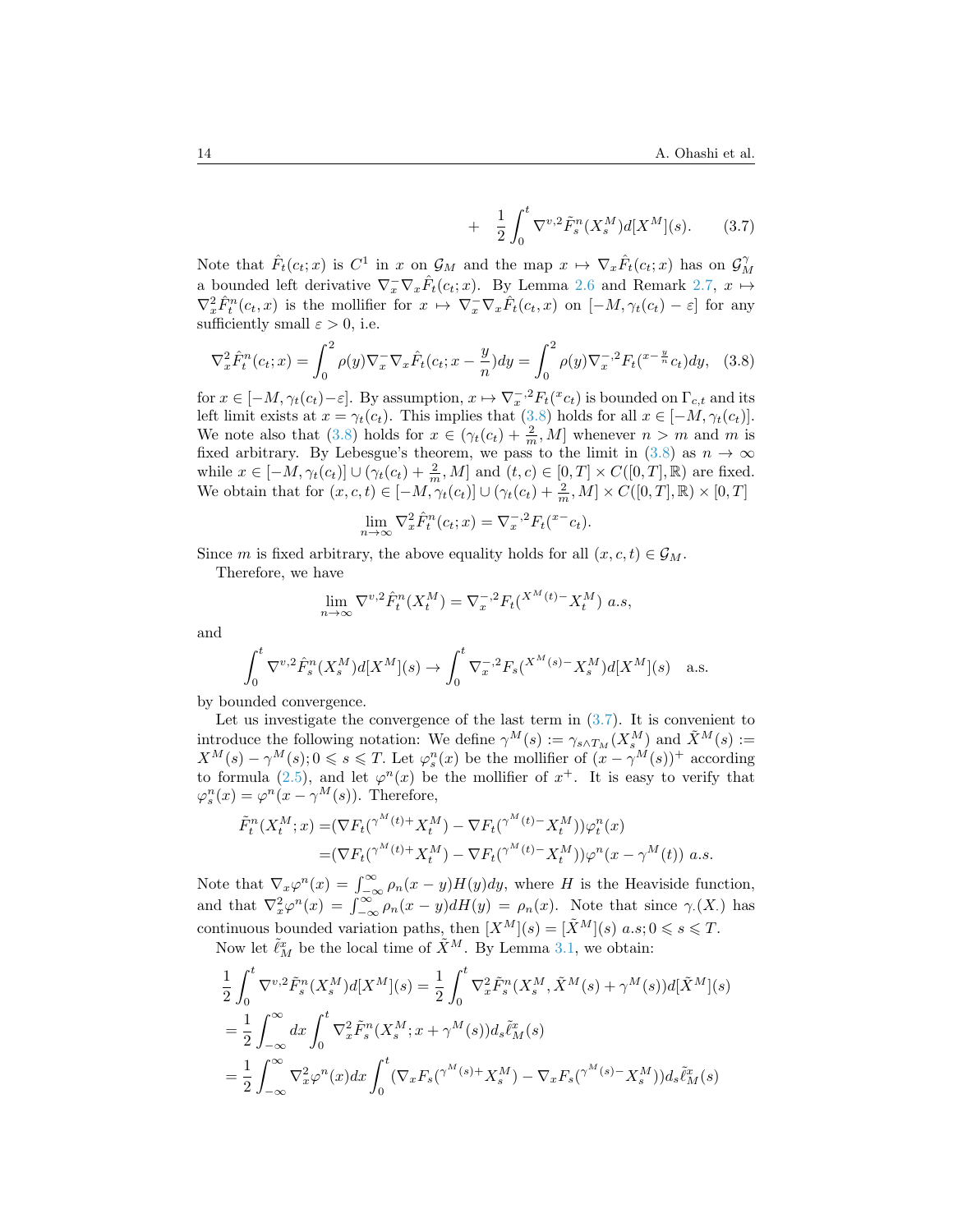$$+ \quad \frac{1}{2}\int_0^t \nabla^{v,2}\tilde{F}^n_s(X^M_s)d[X^M](s). \tag{3.7}$$

Note that $\hat{F}_t(c_t;x)$ is $C^1$ in $x$ on $\mathcal{G}_M$ and the map $x \mapsto \nabla_x \hat{F}_t(c_t;x)$ has on $\mathcal{G}^\gamma_M$ a bounded left derivative $\nabla^-_x \nabla_x \hat{F}_t(c_t;x)$. By Lemma 2.6 and Remark 2.7, $x \mapsto \nabla^2_x \hat{F}^n_t(c_t,x)$ is the mollifier for $x \mapsto \nabla^-_x \nabla_x \hat{F}_t(c_t,x)$ on $[-M, \gamma_t(c_t) - \varepsilon]$ for any sufficiently small $\varepsilon > 0$, i.e.

$$\nabla^2_x \hat{F}^n_t(c_t;x) = \int_0^2 \rho(y)\nabla^-_x \nabla_x \hat{F}_t(c_t;x-\frac{y}{n})dy = \int_0^2 \rho(y)\nabla^{-,2}_x F_t({}^{x-\frac{y}{n}}c_t)dy, \tag{3.8}$$

for $x \in [-M, \gamma_t(c_t)-\varepsilon]$. By assumption, $x \mapsto \nabla^{-,2}_x F_t({}^x c_t)$ is bounded on $\Gamma_{c,t}$ and its left limit exists at $x = \gamma_t(c_t)$. This implies that (3.8) holds for all $x \in [-M, \gamma_t(c_t)]$. We note also that (3.8) holds for $x \in (\gamma_t(c_t) + \frac{2}{m}, M]$ whenever $n > m$ and $m$ is fixed arbitrary. By Lebesgue's theorem, we pass to the limit in (3.8) as $n \to \infty$ while $x \in [-M, \gamma_t(c_t)] \cup (\gamma_t(c_t) + \frac{2}{m}, M]$ and $(t,c) \in [0,T] \times C([0,T],\mathbb{R})$ are fixed. We obtain that for $(x,c,t) \in [-M, \gamma_t(c_t)] \cup (\gamma_t(c_t) + \frac{2}{m}, M] \times C([0,T],\mathbb{R}) \times [0,T]$

$$\lim_{n\to\infty} \nabla^2_x \hat{F}^n_t(c_t;x) = \nabla^{-,2}_x F_t({}^{x-}c_t).$$

Since $m$ is fixed arbitrary, the above equality holds for all $(x,c,t) \in \mathcal{G}_M$.

Therefore, we have

$$\lim_{n\to\infty} \nabla^{v,2}\hat{F}^n_t(X^M_t) = \nabla^{-,2}_x F_t({}^{X^M(t)-}X^M_t) \ a.s,$$

and

$$\int_0^t \nabla^{v,2}\hat{F}^n_s(X^M_s)d[X^M](s) \to \int_0^t \nabla^{-,2}_x F_s({}^{X^M(s)-}X^M_s)d[X^M](s) \quad \text{a.s.}$$

by bounded convergence.

Let us investigate the convergence of the last term in (3.7). It is convenient to introduce the following notation: We define $\gamma^M(s) := \gamma_{s\wedge T_M}(X^M_s)$ and $\tilde{X}^M(s) := X^M(s) - \gamma^M(s); 0 \leqslant s \leqslant T$. Let $\varphi^n_s(x)$ be the mollifier of $(x - \gamma^M(s))^+$ according to formula (2.5), and let $\varphi^n(x)$ be the mollifier of $x^+$. It is easy to verify that $\varphi^n_s(x) = \varphi^n(x - \gamma^M(s))$. Therefore,

$$\begin{aligned}
\tilde{F}^n_t(X^M_t;x) &= (\nabla F_t({}^{\gamma^M(t)+}X^M_t) - \nabla F_t({}^{\gamma^M(t)-}X^M_t))\varphi^n_t(x) \\
&= (\nabla F_t({}^{\gamma^M(t)+}X^M_t) - \nabla F_t({}^{\gamma^M(t)-}X^M_t))\varphi^n(x - \gamma^M(t)) \ a.s.
\end{aligned}$$

Note that $\nabla_x \varphi^n(x) = \int_{-\infty}^{\infty} \rho_n(x-y)H(y)dy$, where $H$ is the Heaviside function, and that $\nabla^2_x \varphi^n(x) = \int_{-\infty}^{\infty} \rho_n(x-y)dH(y) = \rho_n(x)$. Note that since $\gamma_\cdot(X_\cdot)$ has continuous bounded variation paths, then $[X^M](s) = [\tilde{X}^M](s) \ a.s; 0 \leqslant s \leqslant T$.

Now let $\tilde{\ell}^x_M$ be the local time of $\tilde{X}^M$. By Lemma 3.1, we obtain:

$$\begin{aligned}
\frac{1}{2}\int_0^t \nabla^{v,2}\tilde{F}^n_s(X^M_s)d[X^M](s) &= \frac{1}{2}\int_0^t \nabla^2_x \tilde{F}^n_s(X^M_s, \tilde{X}^M(s) + \gamma^M(s))d[\tilde{X}^M](s) \\
&= \frac{1}{2}\int_{-\infty}^{\infty} dx \int_0^t \nabla^2_x \tilde{F}^n_s(X^M_s; x + \gamma^M(s))d_s\tilde{\ell}^x_M(s) \\
&= \frac{1}{2}\int_{-\infty}^{\infty} \nabla^2_x \varphi^n(x)dx \int_0^t (\nabla_x F_s({}^{\gamma^M(s)+}X^M_s) - \nabla_x F_s({}^{\gamma^M(s)-}X^M_s))d_s\tilde{\ell}^x_M(s)
\end{aligned}$$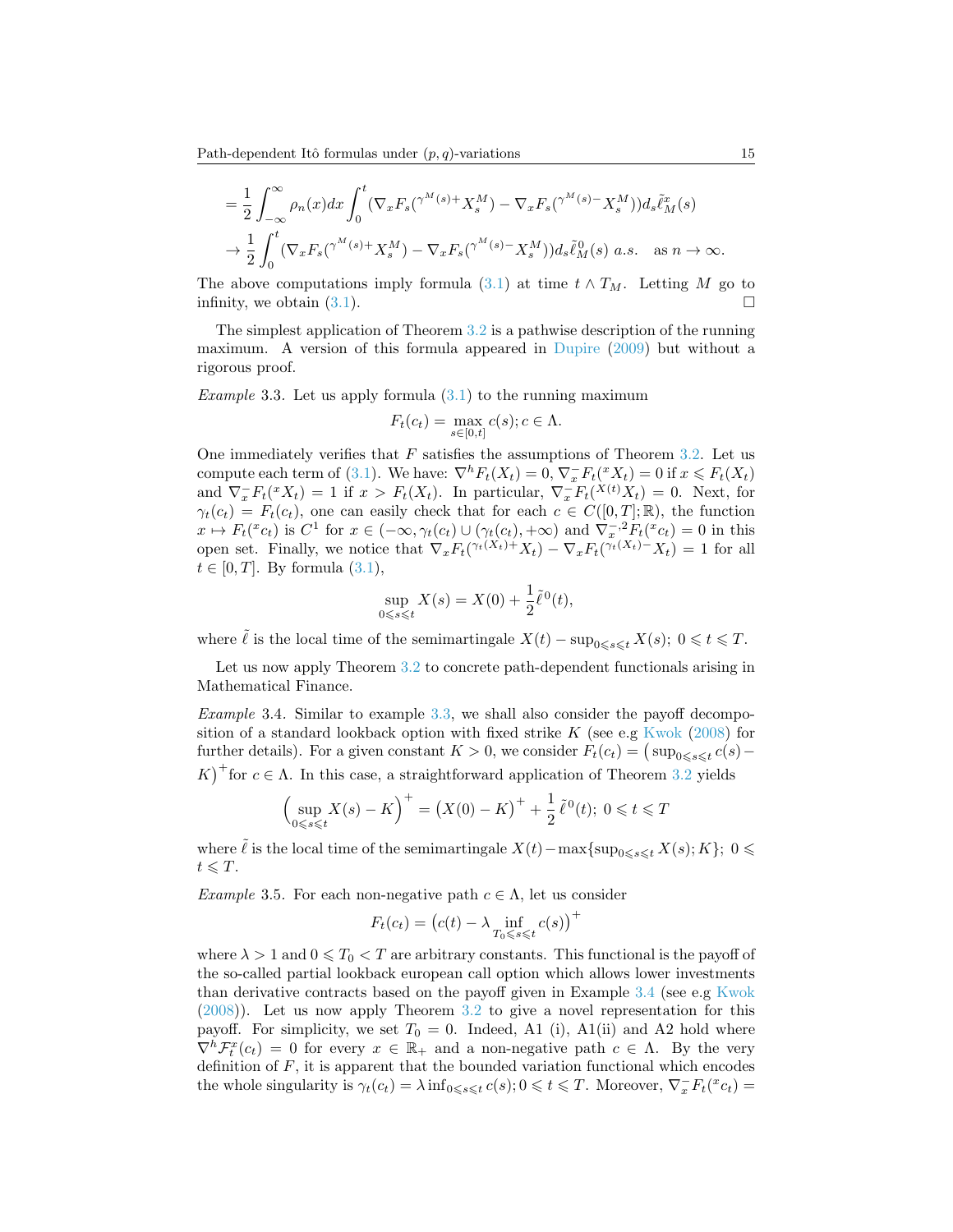$$= \frac{1}{2}\int_{-\infty}^{\infty}\rho_n(x)dx\int_0^t (\nabla_x F_s({}^{\gamma^M(s)+}X^M_s) - \nabla_x F_s({}^{\gamma^M(s)-}X^M_s))d_s\tilde{\ell}^x_M(s)$$

$$\to \frac{1}{2}\int_0^t (\nabla_x F_s({}^{\gamma^M(s)+}X^M_s) - \nabla_x F_s({}^{\gamma^M(s)-}X^M_s))d_s\tilde{\ell}^0_M(s) \ a.s. \quad \text{as } n \to \infty.$$

The above computations imply formula (3.1) at time $t \wedge T_M$. Letting $M$ go to infinity, we obtain (3.1). □

The simplest application of Theorem 3.2 is a pathwise description of the running maximum. A version of this formula appeared in Dupire (2009) but without a rigorous proof.

*Example* 3.3. Let us apply formula (3.1) to the running maximum

$$F_t(c_t) = \max_{s\in[0,t]} c(s); c \in \Lambda.$$

One immediately verifies that $F$ satisfies the assumptions of Theorem 3.2. Let us compute each term of (3.1). We have: $\nabla^h F_t(X_t) = 0$, $\nabla^-_x F_t({}^x X_t) = 0$ if $x \leqslant F_t(X_t)$ and $\nabla^-_x F_t({}^x X_t) = 1$ if $x > F_t(X_t)$. In particular, $\nabla^-_x F_t({}^{X(t)}X_t) = 0$. Next, for $\gamma_t(c_t) = F_t(c_t)$, one can easily check that for each $c \in C([0,T];\mathbb{R})$, the function $x \mapsto F_t({}^x c_t)$ is $C^1$ for $x \in (-\infty, \gamma_t(c_t) \cup (\gamma_t(c_t), +\infty)$ and $\nabla^{-,2}_x F_t({}^x c_t) = 0$ in this open set. Finally, we notice that $\nabla_x F_t({}^{\gamma_t(X_t)+}X_t) - \nabla_x F_t({}^{\gamma_t(X_t)-}X_t) = 1$ for all $t \in [0,T]$. By formula (3.1),

$$\sup_{0\leqslant s\leqslant t} X(s) = X(0) + \frac{1}{2}\tilde{\ell}^0(t),$$

where $\tilde{\ell}$ is the local time of the semimartingale $X(t) - \sup_{0\leqslant s\leqslant t} X(s);\ 0 \leqslant t \leqslant T$.

Let us now apply Theorem 3.2 to concrete path-dependent functionals arising in Mathematical Finance.

*Example* 3.4. Similar to example 3.3, we shall also consider the payoff decomposition of a standard lookback option with fixed strike $K$ (see e.g Kwok (2008) for further details). For a given constant $K > 0$, we consider $F_t(c_t) = \big(\sup_{0\leqslant s\leqslant t} c(s) - K\big)^+$ for $c \in \Lambda$. In this case, a straightforward application of Theorem 3.2 yields

$$\Big(\sup_{0\leqslant s\leqslant t} X(s) - K\Big)^+ = \big(X(0) - K\big)^+ + \frac{1}{2}\,\tilde{\ell}^0(t);\ 0 \leqslant t \leqslant T$$

where $\tilde{\ell}$ is the local time of the semimartingale $X(t) - \max\{\sup_{0\leqslant s\leqslant t} X(s); K\};\ 0 \leqslant t \leqslant T$.

*Example* 3.5. For each non-negative path $c \in \Lambda$, let us consider

$$F_t(c_t) = \big(c(t) - \lambda \inf_{T_0\leqslant s\leqslant t} c(s)\big)^+$$

where $\lambda > 1$ and $0 \leqslant T_0 < T$ are arbitrary constants. This functional is the payoff of the so-called partial lookback european call option which allows lower investments than derivative contracts based on the payoff given in Example 3.4 (see e.g Kwok (2008)). Let us now apply Theorem 3.2 to give a novel representation for this payoff. For simplicity, we set $T_0 = 0$. Indeed, A1 (i), A1(ii) and A2 hold where $\nabla^h \mathcal{F}^x_t(c_t) = 0$ for every $x \in \mathbb{R}_+$ and a non-negative path $c \in \Lambda$. By the very definition of $F$, it is apparent that the bounded variation functional which encodes the whole singularity is $\gamma_t(c_t) = \lambda \inf_{0\leqslant s\leqslant t} c(s); 0 \leqslant t \leqslant T$. Moreover, $\nabla^-_x F_t({}^x c_t) =$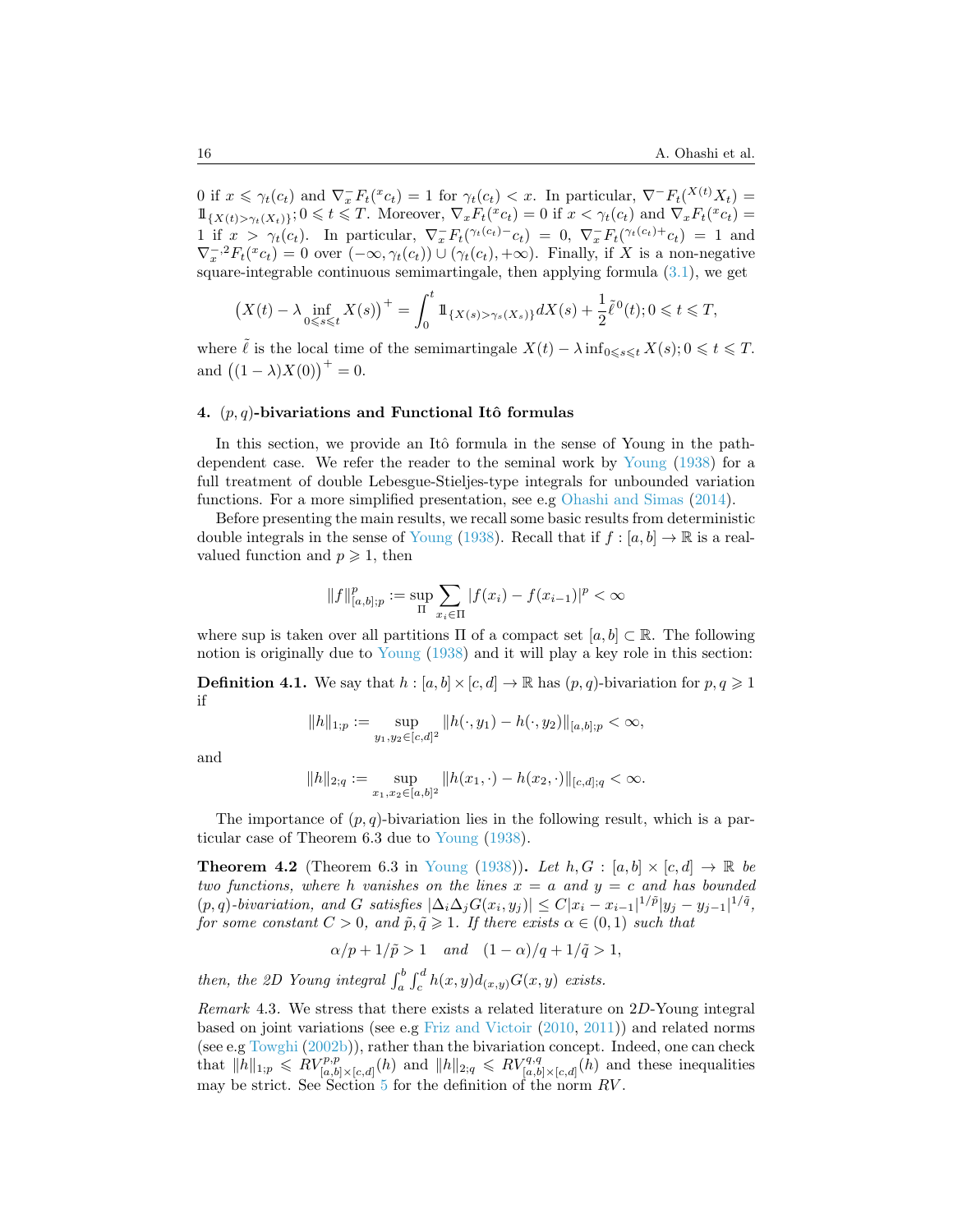0 if $x \leqslant \gamma_t(c_t)$ and $\nabla_x^- F_t({}^x c_t) = 1$ for $\gamma_t(c_t) < x$. In particular, $\nabla^- F_t({}^{X(t)}X_t) = 1\!\!1_{\{X(t)>\gamma_t(X_t)\}}; 0 \leqslant t \leqslant T$. Moreover, $\nabla_x F_t({}^x c_t) = 0$ if $x < \gamma_t(c_t)$ and $\nabla_x F_t({}^x c_t) = 1$ if $x > \gamma_t(c_t)$. In particular, $\nabla_x^- F_t({}^{\gamma_t(c_t)-}c_t) = 0$, $\nabla_x^- F_t({}^{\gamma_t(c_t)+}c_t) = 1$ and $\nabla_x^{-,2} F_t({}^x c_t) = 0$ over $(-\infty, \gamma_t(c_t)) \cup (\gamma_t(c_t), +\infty)$. Finally, if $X$ is a non-negative square-integrable continuous semimartingale, then applying formula (3.1), we get

$$\big(X(t) - \lambda \inf_{0\leqslant s\leqslant t} X(s)\big)^+ = \int_0^t 1\!\!1_{\{X(s)>\gamma_s(X_s)\}} dX(s) + \frac{1}{2}\tilde{\ell}^{\,0}(t); 0 \leqslant t \leqslant T,$$

where $\tilde{\ell}$ is the local time of the semimartingale $X(t) - \lambda \inf_{0\leqslant s\leqslant t} X(s); 0 \leqslant t \leqslant T$. and $\big((1-\lambda)X(0)\big)^+ = 0$.

## 4. $(p,q)$-bivariations and Functional Itô formulas

In this section, we provide an Itô formula in the sense of Young in the path-dependent case. We refer the reader to the seminal work by Young (1938) for a full treatment of double Lebesgue-Stieljes-type integrals for unbounded variation functions. For a more simplified presentation, see e.g Ohashi and Simas (2014).

Before presenting the main results, we recall some basic results from deterministic double integrals in the sense of Young (1938). Recall that if $f : [a,b] \to \mathbb{R}$ is a real-valued function and $p \geqslant 1$, then

$$\|f\|^p_{[a,b];p} := \sup_{\Pi} \sum_{x_i \in \Pi} |f(x_i) - f(x_{i-1})|^p < \infty$$

where sup is taken over all partitions $\Pi$ of a compact set $[a,b] \subset \mathbb{R}$. The following notion is originally due to Young (1938) and it will play a key role in this section:

**Definition 4.1.** We say that $h : [a,b] \times [c,d] \to \mathbb{R}$ has $(p,q)$-bivariation for $p, q \geqslant 1$ if

$$\|h\|_{1;p} := \sup_{y_1,y_2 \in [c,d]^2} \|h(\cdot, y_1) - h(\cdot, y_2)\|_{[a,b];p} < \infty,$$

and

$$\|h\|_{2;q} := \sup_{x_1,x_2 \in [a,b]^2} \|h(x_1, \cdot) - h(x_2, \cdot)\|_{[c,d];q} < \infty.$$

The importance of $(p,q)$-bivariation lies in the following result, which is a particular case of Theorem 6.3 due to Young (1938).

**Theorem 4.2** (Theorem 6.3 in Young (1938)). *Let $h, G : [a,b] \times [c,d] \to \mathbb{R}$ be two functions, where $h$ vanishes on the lines $x = a$ and $y = c$ and has bounded $(p,q)$-bivariation, and $G$ satisfies $|\Delta_i \Delta_j G(x_i, y_j)| \leq C|x_i - x_{i-1}|^{1/\tilde{p}}|y_j - y_{j-1}|^{1/\tilde{q}}$, for some constant $C > 0$, and $\tilde{p}, \tilde{q} \geqslant 1$. If there exists $\alpha \in (0,1)$ such that*

$$\alpha/p + 1/\tilde{p} > 1 \quad \textit{and} \quad (1-\alpha)/q + 1/\tilde{q} > 1,$$

*then, the 2D Young integral $\int_a^b \int_c^d h(x,y) d_{(x,y)} G(x,y)$ exists.*

*Remark* 4.3. We stress that there exists a related literature on 2D-Young integral based on joint variations (see e.g Friz and Victoir (2010, 2011)) and related norms (see e.g Towghi (2002b)), rather than the bivariation concept. Indeed, one can check that $\|h\|_{1;p} \leqslant RV^{p,p}_{[a,b]\times[c,d]}(h)$ and $\|h\|_{2;q} \leqslant RV^{q,q}_{[a,b]\times[c,d]}(h)$ and these inequalities may be strict. See Section 5 for the definition of the norm $RV$.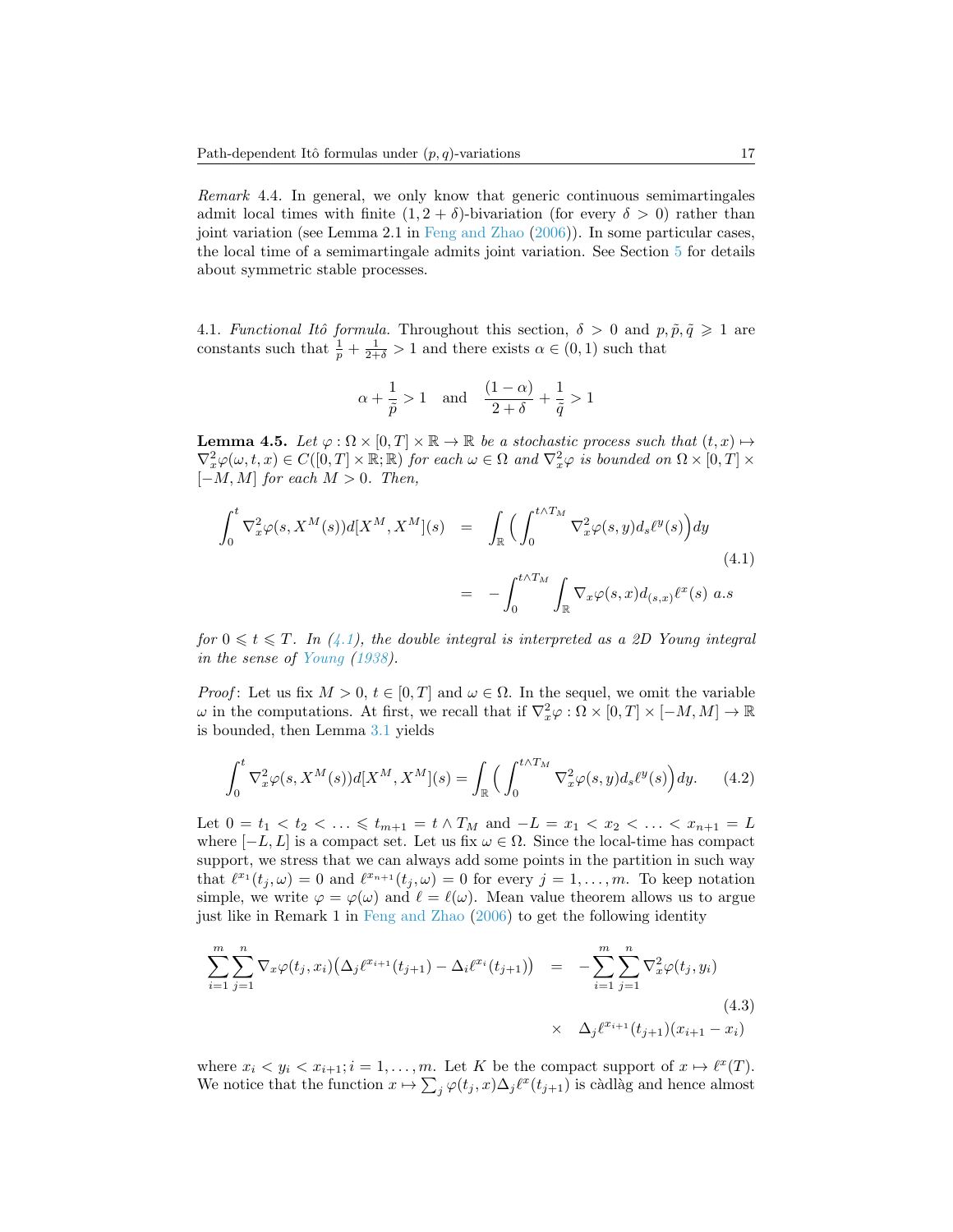*Remark* 4.4. In general, we only know that generic continuous semimartingales admit local times with finite $(1, 2+\delta)$-bivariation (for every $\delta > 0$) rather than joint variation (see Lemma 2.1 in Feng and Zhao (2006)). In some particular cases, the local time of a semimartingale admits joint variation. See Section 5 for details about symmetric stable processes.

4.1. *Functional Itô formula.* Throughout this section, $\delta > 0$ and $p, \tilde{p}, \tilde{q} \geqslant 1$ are constants such that $\frac{1}{p} + \frac{1}{2+\delta} > 1$ and there exists $\alpha \in (0,1)$ such that

$$\alpha + \frac{1}{\tilde{p}} > 1 \quad \text{and} \quad \frac{(1-\alpha)}{2+\delta} + \frac{1}{\tilde{q}} > 1$$

**Lemma 4.5.** *Let $\varphi : \Omega \times [0,T] \times \mathbb{R} \to \mathbb{R}$ be a stochastic process such that $(t,x) \mapsto \nabla_x^2 \varphi(\omega, t, x) \in C([0,T] \times \mathbb{R}; \mathbb{R})$ for each $\omega \in \Omega$ and $\nabla_x^2 \varphi$ is bounded on $\Omega \times [0,T] \times [-M, M]$ for each $M > 0$. Then,*

$$\begin{aligned} \int_0^t \nabla_x^2 \varphi(s, X^M(s)) d[X^M, X^M](s) &= \int_{\mathbb{R}} \Big( \int_0^{t \wedge T_M} \nabla_x^2 \varphi(s, y) d_s \ell^y(s) \Big) dy \\ &= -\int_0^{t \wedge T_M} \int_{\mathbb{R}} \nabla_x \varphi(s, x) d_{(s,x)} \ell^x(s) \ a.s \end{aligned} \tag{4.1}$$

*for $0 \leqslant t \leqslant T$. In (4.1), the double integral is interpreted as a 2D Young integral in the sense of Young (1938).*

*Proof*: Let us fix $M > 0$, $t \in [0,T]$ and $\omega \in \Omega$. In the sequel, we omit the variable $\omega$ in the computations. At first, we recall that if $\nabla_x^2 \varphi : \Omega \times [0,T] \times [-M, M] \to \mathbb{R}$ is bounded, then Lemma 3.1 yields

$$\int_0^t \nabla_x^2 \varphi(s, X^M(s)) d[X^M, X^M](s) = \int_{\mathbb{R}} \Big( \int_0^{t \wedge T_M} \nabla_x^2 \varphi(s, y) d_s \ell^y(s) \Big) dy. \tag{4.2}$$

Let $0 = t_1 < t_2 < \ldots \leqslant t_{m+1} = t \wedge T_M$ and $-L = x_1 < x_2 < \ldots < x_{n+1} = L$ where $[-L, L]$ is a compact set. Let us fix $\omega \in \Omega$. Since the local-time has compact support, we stress that we can always add some points in the partition in such way that $\ell^{x_1}(t_j, \omega) = 0$ and $\ell^{x_{n+1}}(t_j, \omega) = 0$ for every $j = 1, \ldots, m$. To keep notation simple, we write $\varphi = \varphi(\omega)$ and $\ell = \ell(\omega)$. Mean value theorem allows us to argue just like in Remark 1 in Feng and Zhao (2006) to get the following identity

$$\begin{aligned} \sum_{i=1}^m \sum_{j=1}^n \nabla_x \varphi(t_j, x_i) \big( \Delta_j \ell^{x_{i+1}}(t_{j+1}) - \Delta_i \ell^{x_i}(t_{j+1}) \big) &= -\sum_{i=1}^m \sum_{j=1}^n \nabla_x^2 \varphi(t_j, y_i) \\ &\times \quad \Delta_j \ell^{x_{i+1}}(t_{j+1})(x_{i+1} - x_i) \end{aligned} \tag{4.3}$$

where $x_i < y_i < x_{i+1}; i = 1, \ldots, m$. Let $K$ be the compact support of $x \mapsto \ell^x(T)$. We notice that the function $x \mapsto \sum_j \varphi(t_j, x) \Delta_j \ell^x(t_{j+1})$ is càdlàg and hence almost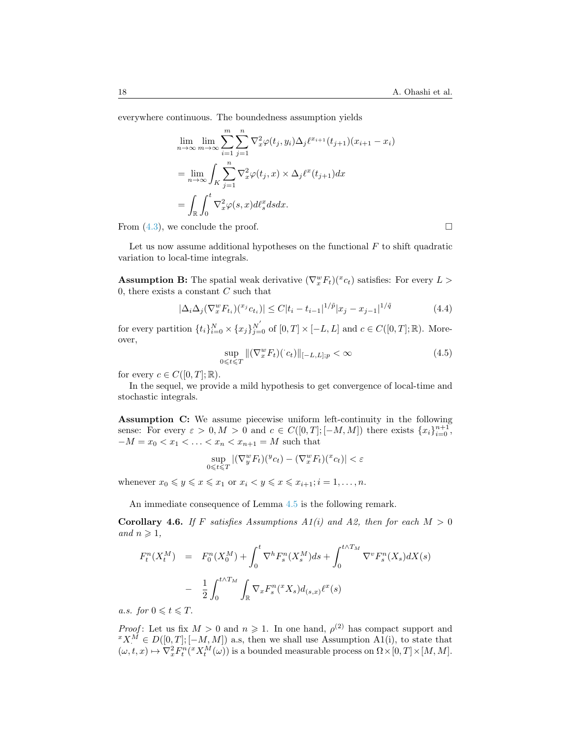everywhere continuous. The boundedness assumption yields

$$
\begin{aligned}
&\lim_{n\to\infty}\lim_{m\to\infty}\sum_{i=1}^{m}\sum_{j=1}^{n}\nabla_x^2\varphi(t_j,y_i)\Delta_j\ell^{x_{i+1}}(t_{j+1})(x_{i+1}-x_i)\\
&=\lim_{n\to\infty}\int_K\sum_{j=1}^{n}\nabla_x^2\varphi(t_j,x)\times\Delta_j\ell^{x}(t_{j+1})dx\\
&=\int_{\mathbb{R}}\int_0^t\nabla_x^2\varphi(s,x)d\ell_s^x ds dx.
\end{aligned}
$$

From (4.3), we conclude the proof. $\square$

Let us now assume additional hypotheses on the functional $F$ to shift quadratic variation to local-time integrals.

**Assumption B:** The spatial weak derivative $(\nabla_x^w F_t)({}^x c_t)$ satisfies: For every $L>0$, there exists a constant $C$ such that

$$
|\Delta_i\Delta_j(\nabla_x^w F_{t_i})({}^{x_j}c_{t_i})|\le C|t_i-t_{i-1}|^{1/\tilde{p}}|x_j-x_{j-1}|^{1/\tilde{q}} \tag{4.4}
$$

for every partition $\{t_i\}_{i=0}^N\times\{x_j\}_{j=0}^{N'}$ of $[0,T]\times[-L,L]$ and $c\in C([0,T];\mathbb{R})$. Moreover,

$$
\sup_{0\leqslant t\leqslant T}\|(\nabla_x^w F_t)({}^{\cdot}c_t)\|_{[-L,L];p}<\infty \tag{4.5}
$$

for every $c\in C([0,T];\mathbb{R})$.

In the sequel, we provide a mild hypothesis to get convergence of local-time and stochastic integrals.

**Assumption C:** We assume piecewise uniform left-continuity in the following sense: For every $\varepsilon>0, M>0$ and $c\in C([0,T];[-M,M])$ there exists $\{x_i\}_{i=0}^{n+1}$, $-M=x_0<x_1<\ldots<x_n<x_{n+1}=M$ such that

$$
\sup_{0\leqslant t\leqslant T}|(\nabla_y^w F_t)({}^y c_t)-(\nabla_x^w F_t)({}^x c_t)|<\varepsilon
$$

whenever $x_0\leqslant y\leqslant x\leqslant x_1$ or $x_i<y\leqslant x\leqslant x_{i+1}; i=1,\ldots,n$.

An immediate consequence of Lemma 4.5 is the following remark.

**Corollary 4.6.** *If $F$ satisfies Assumptions A1(i) and A2, then for each $M>0$ and $n\geqslant 1$,*

$$
\begin{aligned}
F_t^n(X_t^M) &= F_0^n(X_0^M)+\int_0^t\nabla^h F_s^n(X_s^M)ds+\int_0^{t\wedge T_M}\nabla^v F_s^n(X_s)dX(s)\\
&- \frac{1}{2}\int_0^{t\wedge T_M}\int_{\mathbb{R}}\nabla_x F_s^n({}^xX_s)d_{(s,x)}\ell^x(s)
\end{aligned}
$$

*a.s. for $0\leqslant t\leqslant T$.*

*Proof*: Let us fix $M>0$ and $n\geqslant 1$. In one hand, $\rho^{(2)}$ has compact support and ${}^xX_{\cdot}^M\in D([0,T];[-M,M])$ a.s, then we shall use Assumption A1(i), to state that $(\omega,t,x)\mapsto\nabla_x^2F_t^n({}^xX_t^M(\omega))$ is a bounded measurable process on $\Omega\times[0,T]\times[M,M]$.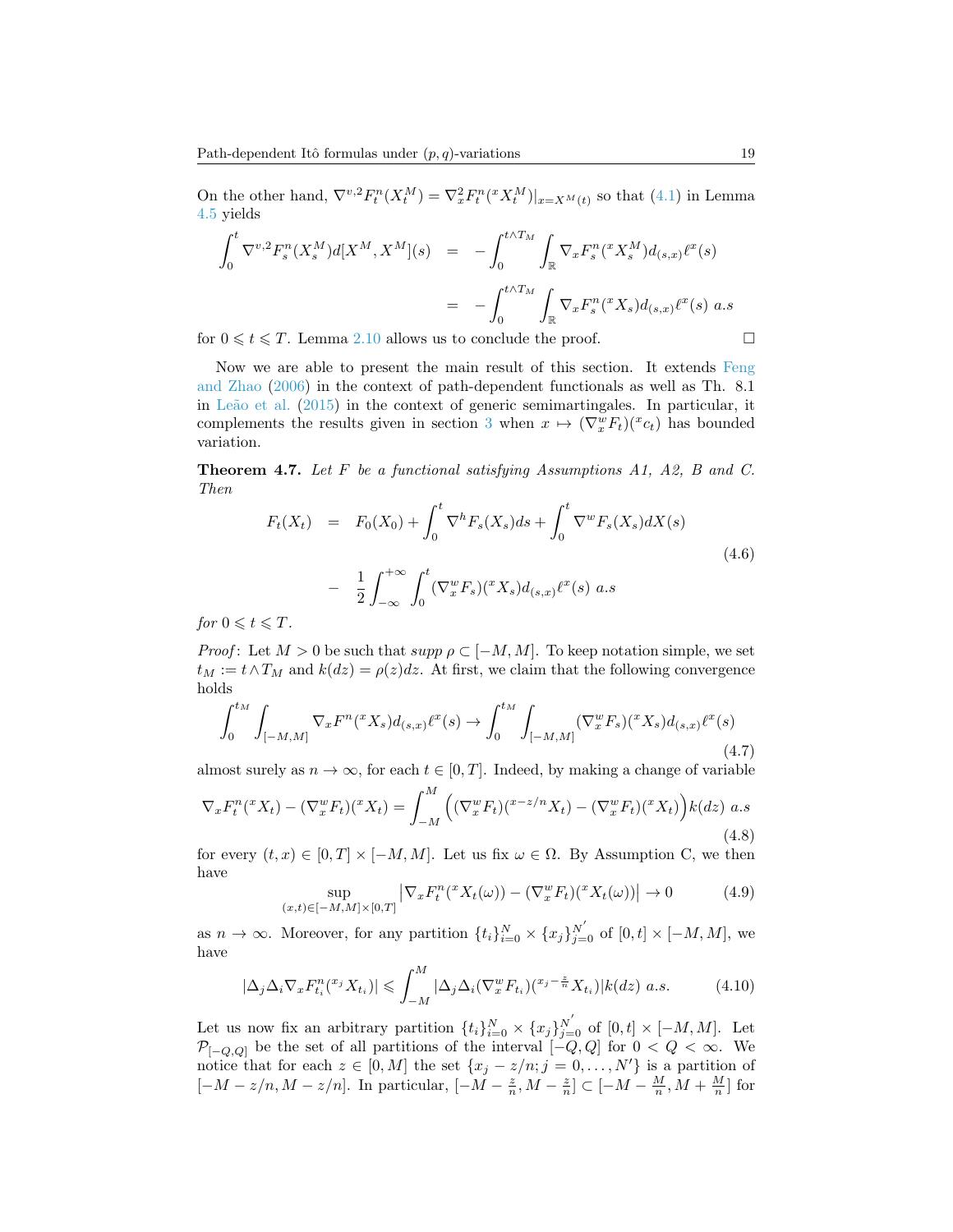On the other hand, $\nabla^{v,2}F^n_t(X^M_t) = \nabla^2_x F^n_t({}^x X^M_t)|_{x=X^M(t)}$ so that (4.1) in Lemma 4.5 yields

$$
\begin{aligned}
\int_0^t \nabla^{v,2}F^n_s(X^M_s)d[X^M,X^M](s) &= -\int_0^{t\wedge T_M}\int_{\mathbb{R}} \nabla_x F^n_s({}^x X^M_s)d_{(s,x)}\ell^x(s) \\
&= -\int_0^{t\wedge T_M}\int_{\mathbb{R}} \nabla_x F^n_s({}^x X_s)d_{(s,x)}\ell^x(s)\ a.s
\end{aligned}
$$

for $0\leqslant t\leqslant T$. Lemma 2.10 allows us to conclude the proof. $\square$

Now we are able to present the main result of this section. It extends Feng and Zhao (2006) in the context of path-dependent functionals as well as Th. 8.1 in Leão et al. (2015) in the context of generic semimartingales. In particular, it complements the results given in section 3 when $x\mapsto (\nabla^w_x F_t)({}^x c_t)$ has bounded variation.

**Theorem 4.7.** *Let $F$ be a functional satisfying Assumptions A1, A2, B and C. Then*

$$
\begin{aligned}
F_t(X_t) &= F_0(X_0) + \int_0^t \nabla^h F_s(X_s)ds + \int_0^t \nabla^w F_s(X_s)dX(s) \\
&- \frac{1}{2}\int_{-\infty}^{+\infty}\int_0^t (\nabla^w_x F_s)({}^x X_s)d_{(s,x)}\ell^x(s)\ a.s
\end{aligned}
\tag{4.6}
$$

*for $0\leqslant t\leqslant T$.*

*Proof*: Let $M>0$ be such that $supp\ \rho\subset[-M,M]$. To keep notation simple, we set $t_M := t\wedge T_M$ and $k(dz)=\rho(z)dz$. At first, we claim that the following convergence holds

$$
\int_0^{t_M}\int_{[-M,M]} \nabla_x F^n({}^x X_s)d_{(s,x)}\ell^x(s) \to \int_0^{t_M}\int_{[-M,M]} (\nabla^w_x F_s)({}^x X_s)d_{(s,x)}\ell^x(s)
\tag{4.7}
$$

almost surely as $n\to\infty$, for each $t\in[0,T]$. Indeed, by making a change of variable

$$
\nabla_x F^n_t({}^x X_t) - (\nabla^w_x F_t)({}^x X_t) = \int_{-M}^M \Big((\nabla^w_x F_t)({}^{x-z/n}X_t) - (\nabla^w_x F_t)({}^x X_t)\Big)k(dz)\ a.s
\tag{4.8}
$$

for every $(t,x)\in[0,T]\times[-M,M]$. Let us fix $\omega\in\Omega$. By Assumption C, we then have

$$
\sup_{(x,t)\in[-M,M]\times[0,T]}\big|\nabla_x F^n_t({}^x X_t(\omega)) - (\nabla^w_x F_t)({}^x X_t(\omega))\big| \to 0
\tag{4.9}
$$

as $n\to\infty$. Moreover, for any partition $\{t_i\}_{i=0}^N\times\{x_j\}_{j=0}^{N'}$ of $[0,t]\times[-M,M]$, we have

$$
|\Delta_j\Delta_i\nabla_x F^n_{t_i}({}^{x_j}X_{t_i})| \leqslant \int_{-M}^M |\Delta_j\Delta_i(\nabla^w_x F_{t_i})({}^{x_j-\frac{z}{n}}X_{t_i})|k(dz)\ a.s.
\tag{4.10}
$$

Let us now fix an arbitrary partition $\{t_i\}_{i=0}^N\times\{x_j\}_{j=0}^{N'}$ of $[0,t]\times[-M,M]$. Let $\mathcal{P}_{[-Q,Q]}$ be the set of all partitions of the interval $[-Q,Q]$ for $0<Q<\infty$. We notice that for each $z\in[0,M]$ the set $\{x_j - z/n; j=0,\ldots,N'\}$ is a partition of $[-M-z/n, M-z/n]$. In particular, $[-M-\frac{z}{n}, M-\frac{z}{n}]\subset[-M-\frac{M}{n}, M+\frac{M}{n}]$ for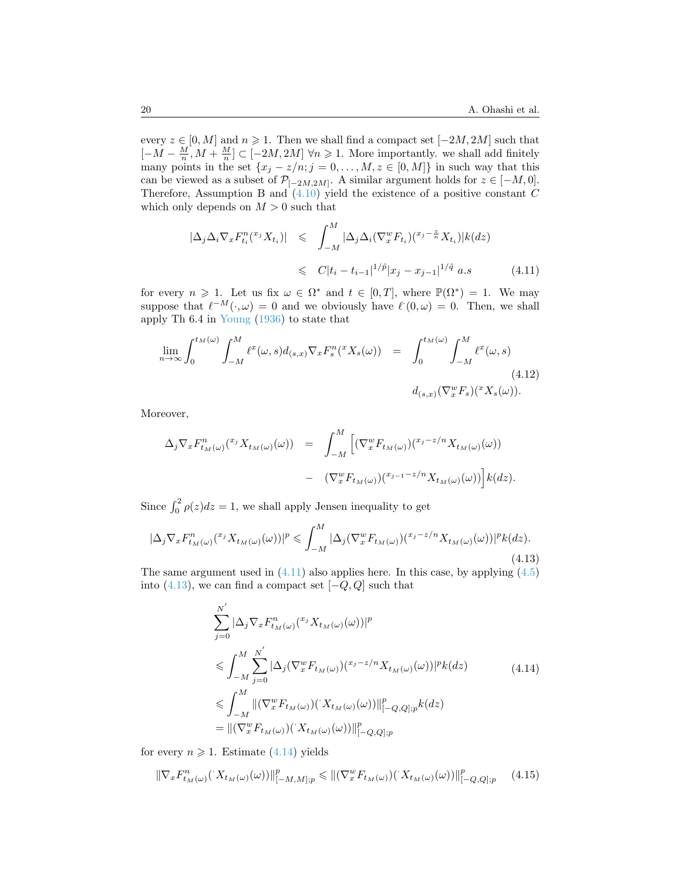every $z \in [0, M]$ and $n \geqslant 1$. Then we shall find a compact set $[-2M, 2M]$ such that $[-M - \frac{M}{n}, M + \frac{M}{n}] \subset [-2M, 2M]$ $\forall n \geqslant 1$. More importantly. we shall add finitely many points in the set $\{x_j - z/n; j = 0, \ldots, M, z \in [0, M]\}$ in such way that this can be viewed as a subset of $\mathcal{P}_{[-2M,2M]}$. A similar argument holds for $z \in [-M, 0]$. Therefore, Assumption B and (4.10) yield the existence of a positive constant $C$ which only depends on $M > 0$ such that

$$
\begin{aligned}
|\Delta_j \Delta_i \nabla_x F^n_{t_i}({}^{x_j}X_{t_i})| &\leqslant \int_{-M}^{M} |\Delta_j \Delta_i (\nabla^w_x F_{t_i})({}^{x_j - \frac{z}{n}}X_{t_i})| k(dz) \\
&\leqslant C|t_i - t_{i-1}|^{1/\tilde{p}} |x_j - x_{j-1}|^{1/\tilde{q}} \ a.s \qquad (4.11)
\end{aligned}
$$

for every $n \geqslant 1$. Let us fix $\omega \in \Omega^*$ and $t \in [0, T]$, where $\mathbb{P}(\Omega^*) = 1$. We may suppose that $\ell^{-M}(\cdot, \omega) = 0$ and we obviously have $\ell^{\cdot}(0, \omega) = 0$. Then, we shall apply Th 6.4 in Young (1936) to state that

$$
\lim_{n\to\infty} \int_0^{t_M(\omega)} \int_{-M}^{M} \ell^x(\omega, s) d_{(s,x)} \nabla_x F^n_s({}^xX_s(\omega)) = \int_0^{t_M(\omega)} \int_{-M}^{M} \ell^x(\omega, s) \, d_{(s,x)}(\nabla^w_x F_s)({}^xX_s(\omega)). \qquad (4.12)
$$

Moreover,

$$
\begin{aligned}
\Delta_j \nabla_x F^n_{t_M(\omega)}({}^{x_j}X_{t_M(\omega)}(\omega)) &= \int_{-M}^{M} \Big[ (\nabla^w_x F_{t_M(\omega)})({}^{x_j - z/n}X_{t_M(\omega)}(\omega)) \\
&\quad - (\nabla^w_x F_{t_M(\omega)})({}^{x_{j-1} - z/n}X_{t_M(\omega)}(\omega)) \Big] k(dz).
\end{aligned}
$$

Since $\int_0^2 \rho(z)dz = 1$, we shall apply Jensen inequality to get

$$
|\Delta_j \nabla_x F^n_{t_M(\omega)}({}^{x_j}X_{t_M(\omega)}(\omega))|^p \leqslant \int_{-M}^{M} |\Delta_j (\nabla^w_x F_{t_M(\omega)})({}^{x_j - z/n}X_{t_M(\omega)}(\omega))|^p k(dz). \qquad (4.13)
$$

The same argument used in (4.11) also applies here. In this case, by applying (4.5) into (4.13), we can find a compact set $[-Q, Q]$ such that

$$
\begin{aligned}
&\sum_{j=0}^{N'} |\Delta_j \nabla_x F^n_{t_M(\omega)}({}^{x_j}X_{t_M(\omega)}(\omega))|^p \\
&\leqslant \int_{-M}^{M} \sum_{j=0}^{N'} |\Delta_j (\nabla^w_x F_{t_M(\omega)})({}^{x_j - z/n}X_{t_M(\omega)}(\omega))|^p k(dz) \qquad (4.14) \\
&\leqslant \int_{-M}^{M} \|(\nabla^w_x F_{t_M(\omega)})({}^{\cdot}X_{t_M(\omega)}(\omega))\|^p_{[-Q,Q];p} k(dz) \\
&= \|(\nabla^w_x F_{t_M(\omega)})({}^{\cdot}X_{t_M(\omega)}(\omega))\|^p_{[-Q,Q];p}
\end{aligned}
$$

for every $n \geqslant 1$. Estimate (4.14) yields

$$
\|\nabla_x F^n_{t_M(\omega)}({}^{\cdot}X_{t_M(\omega)}(\omega))\|^p_{[-M,M];p} \leqslant \|(\nabla^w_x F_{t_M(\omega)})({}^{\cdot}X_{t_M(\omega)}(\omega))\|^p_{[-Q,Q];p} \qquad (4.15)
$$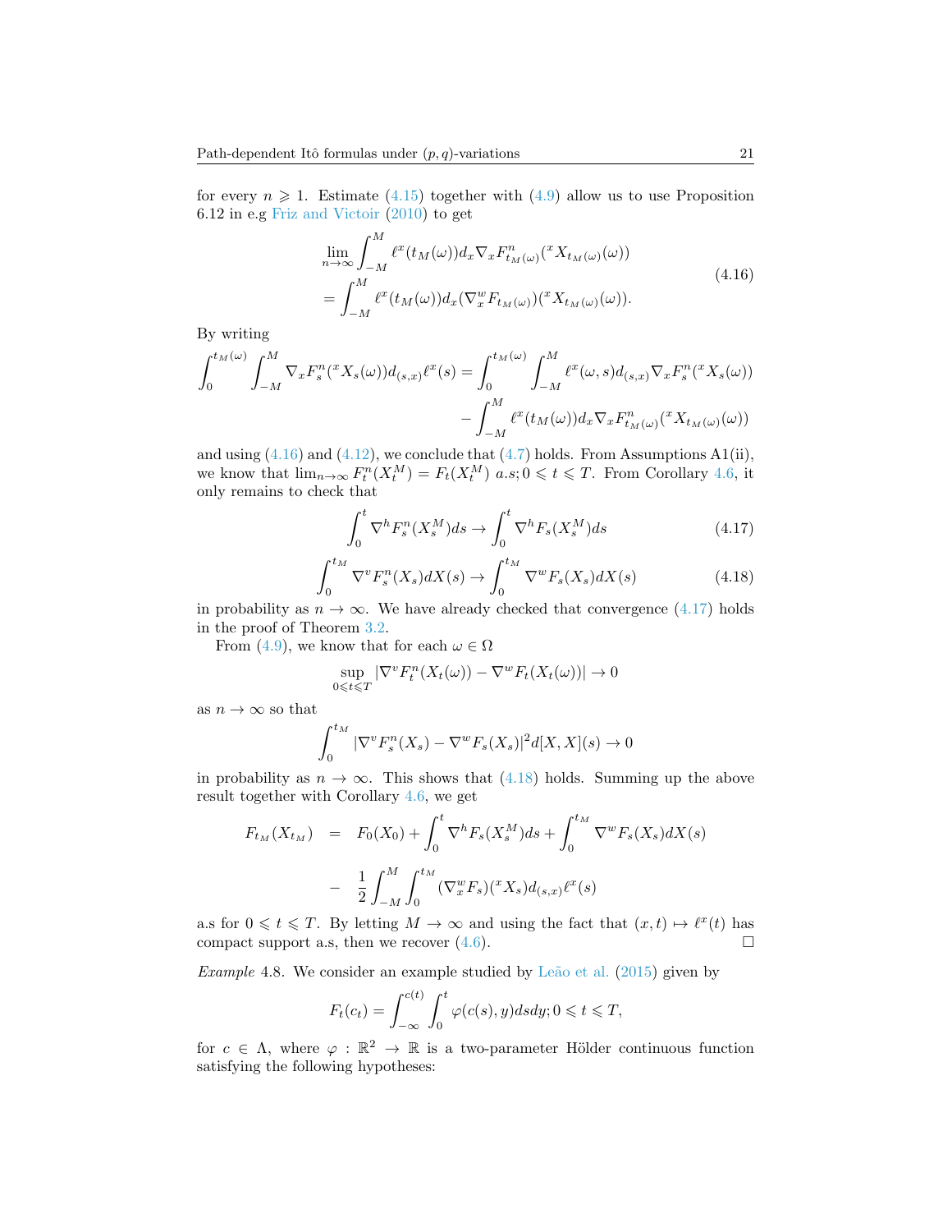for every $n \geqslant 1$. Estimate (4.15) together with (4.9) allow us to use Proposition 6.12 in e.g Friz and Victoir (2010) to get

$$
\begin{aligned}
&\lim_{n\to\infty} \int_{-M}^{M} \ell^x(t_M(\omega)) d_x \nabla_x F^n_{t_M(\omega)}({}^x X_{t_M(\omega)}(\omega)) \\
&= \int_{-M}^{M} \ell^x(t_M(\omega)) d_x (\nabla^w_x F_{t_M(\omega)})({}^x X_{t_M(\omega)}(\omega)).
\end{aligned}
\tag{4.16}
$$

By writing

$$
\begin{aligned}
\int_0^{t_M(\omega)} \int_{-M}^{M} \nabla_x F^n_s({}^x X_s(\omega)) d_{(s,x)} \ell^x(s) &= \int_0^{t_M(\omega)} \int_{-M}^{M} \ell^x(\omega, s) d_{(s,x)} \nabla_x F^n_s({}^x X_s(\omega)) \\
&\quad - \int_{-M}^{M} \ell^x(t_M(\omega)) d_x \nabla_x F^n_{t_M(\omega)}({}^x X_{t_M(\omega)}(\omega))
\end{aligned}
$$

and using (4.16) and (4.12), we conclude that (4.7) holds. From Assumptions A1(ii), we know that $\lim_{n\to\infty} F^n_t(X^M_t) = F_t(X^M_t)$ $a.s; 0 \leqslant t \leqslant T$. From Corollary 4.6, it only remains to check that

$$
\int_0^t \nabla^h F^n_s(X^M_s) ds \to \int_0^t \nabla^h F_s(X^M_s) ds \tag{4.17}
$$

$$
\int_0^{t_M} \nabla^v F^n_s(X_s) dX(s) \to \int_0^{t_M} \nabla^w F_s(X_s) dX(s) \tag{4.18}
$$

in probability as $n \to \infty$. We have already checked that convergence (4.17) holds in the proof of Theorem 3.2.

From (4.9), we know that for each $\omega \in \Omega$

$$
\sup_{0\leqslant t\leqslant T} |\nabla^v F^n_t(X_t(\omega)) - \nabla^w F_t(X_t(\omega))| \to 0
$$

as $n \to \infty$ so that

$$
\int_0^{t_M} |\nabla^v F^n_s(X_s) - \nabla^w F_s(X_s)|^2 d[X,X](s) \to 0
$$

in probability as $n \to \infty$. This shows that (4.18) holds. Summing up the above result together with Corollary 4.6, we get

$$
\begin{aligned}
F_{t_M}(X_{t_M}) &= F_0(X_0) + \int_0^t \nabla^h F_s(X^M_s) ds + \int_0^{t_M} \nabla^w F_s(X_s) dX(s) \\
&- \frac{1}{2} \int_{-M}^{M} \int_0^{t_M} (\nabla^w_x F_s)({}^x X_s) d_{(s,x)} \ell^x(s)
\end{aligned}
$$

a.s for $0 \leqslant t \leqslant T$. By letting $M \to \infty$ and using the fact that $(x,t) \mapsto \ell^x(t)$ has compact support a.s, then we recover (4.6). $\square$

*Example* 4.8. We consider an example studied by Leão et al. (2015) given by

$$
F_t(c_t) = \int_{-\infty}^{c(t)} \int_0^t \varphi(c(s), y) ds dy; 0 \leqslant t \leqslant T,
$$

for $c \in \Lambda$, where $\varphi : \mathbb{R}^2 \to \mathbb{R}$ is a two-parameter Hölder continuous function satisfying the following hypotheses: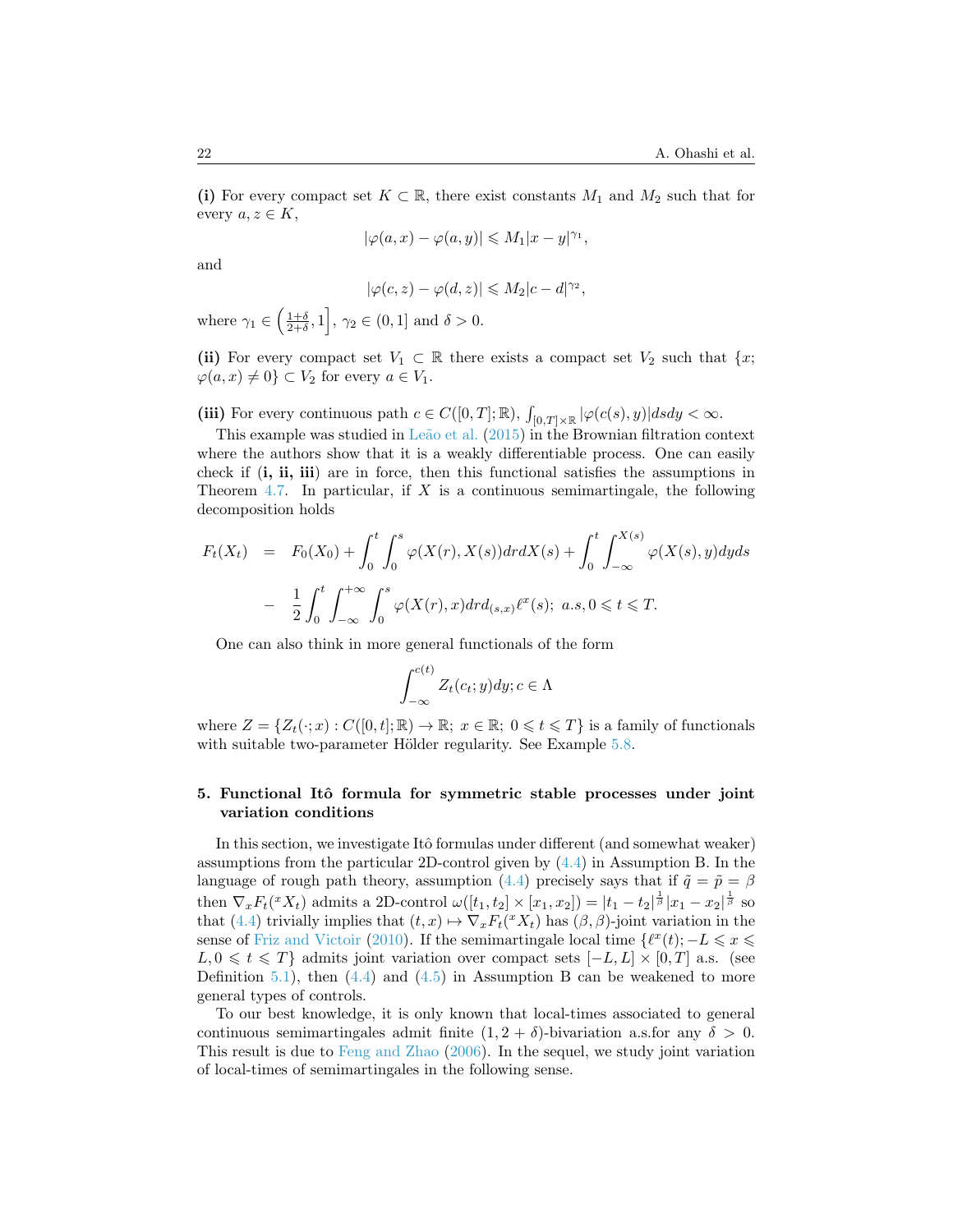**(i)** For every compact set $K \subset \mathbb{R}$, there exist constants $M_1$ and $M_2$ such that for every $a, z \in K$,

$$|\varphi(a,x) - \varphi(a,y)| \leqslant M_1 |x-y|^{\gamma_1},$$

and

$$|\varphi(c,z) - \varphi(d,z)| \leqslant M_2 |c-d|^{\gamma_2},$$

where $\gamma_1 \in \left(\frac{1+\delta}{2+\delta}, 1\right]$, $\gamma_2 \in (0,1]$ and $\delta > 0$.

**(ii)** For every compact set $V_1 \subset \mathbb{R}$ there exists a compact set $V_2$ such that $\{x; \varphi(a,x) \neq 0\} \subset V_2$ for every $a \in V_1$.

**(iii)** For every continuous path $c \in C([0,T];\mathbb{R})$, $\int_{[0,T]\times\mathbb{R}} |\varphi(c(s),y)| ds dy < \infty$.

This example was studied in Leão et al. (2015) in the Brownian filtration context where the authors show that it is a weakly differentiable process. One can easily check if (**i, ii, iii**) are in force, then this functional satisfies the assumptions in Theorem 4.7. In particular, if $X$ is a continuous semimartingale, the following decomposition holds

$$\begin{aligned}
F_t(X_t) &= F_0(X_0) + \int_0^t \int_0^s \varphi(X(r), X(s)) dr dX(s) + \int_0^t \int_{-\infty}^{X(s)} \varphi(X(s), y) dy ds \\
&- \frac{1}{2} \int_0^t \int_{-\infty}^{+\infty} \int_0^s \varphi(X(r), x) dr d_{(s,x)} \ell^x(s); \ a.s, 0 \leqslant t \leqslant T.
\end{aligned}$$

One can also think in more general functionals of the form

$$\int_{-\infty}^{c(t)} Z_t(c_t; y) dy; c \in \Lambda$$

where $Z = \{Z_t(\cdot; x) : C([0,t];\mathbb{R}) \to \mathbb{R};\ x \in \mathbb{R};\ 0 \leqslant t \leqslant T\}$ is a family of functionals with suitable two-parameter Hölder regularity. See Example 5.8.

## 5. Functional Itô formula for symmetric stable processes under joint variation conditions

In this section, we investigate Itô formulas under different (and somewhat weaker) assumptions from the particular 2D-control given by (4.4) in Assumption B. In the language of rough path theory, assumption (4.4) precisely says that if $\tilde{q} = \tilde{p} = \beta$ then $\nabla_x F_t({}^x X_t)$ admits a 2D-control $\omega([t_1,t_2] \times [x_1,x_2]) = |t_1 - t_2|^{\frac{1}{\beta}} |x_1 - x_2|^{\frac{1}{\beta}}$ so that (4.4) trivially implies that $(t,x) \mapsto \nabla_x F_t({}^x X_t)$ has $(\beta,\beta)$-joint variation in the sense of Friz and Victoir (2010). If the semimartingale local time $\{\ell^x(t); -L \leqslant x \leqslant L, 0 \leqslant t \leqslant T\}$ admits joint variation over compact sets $[-L,L] \times [0,T]$ a.s. (see Definition 5.1), then (4.4) and (4.5) in Assumption B can be weakened to more general types of controls.

To our best knowledge, it is only known that local-times associated to general continuous semimartingales admit finite $(1, 2+\delta)$-bivariation a.s.for any $\delta > 0$. This result is due to Feng and Zhao (2006). In the sequel, we study joint variation of local-times of semimartingales in the following sense.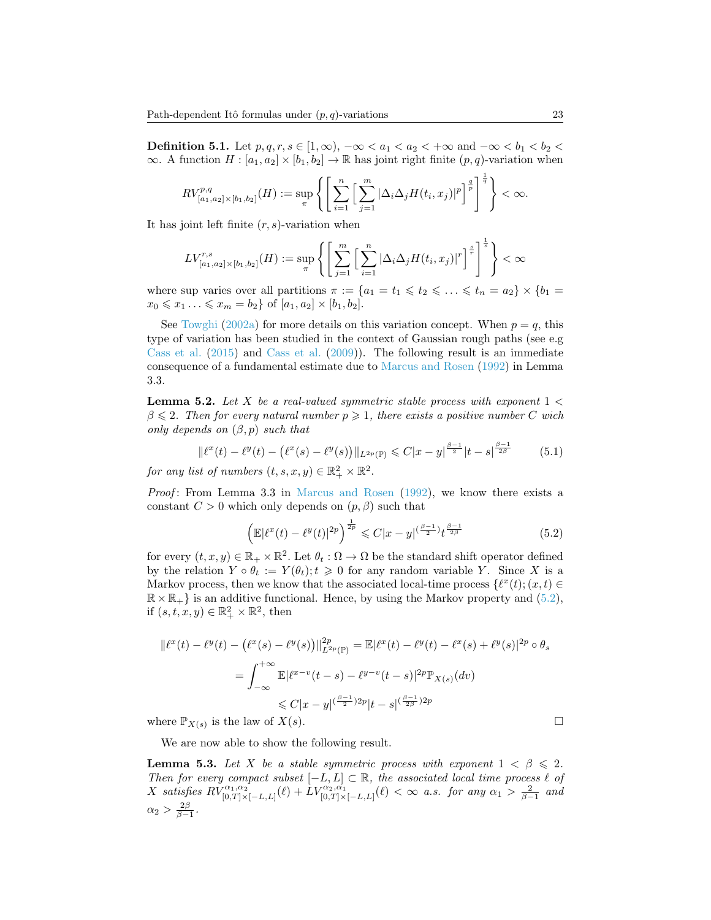**Definition 5.1.** Let $p,q,r,s \in [1,\infty)$, $-\infty < a_1 < a_2 < +\infty$ and $-\infty < b_1 < b_2 < \infty$. A function $H : [a_1,a_2] \times [b_1,b_2] \to \mathbb{R}$ has joint right finite $(p,q)$-variation when

$$RV^{p,q}_{[a_1,a_2]\times[b_1,b_2]}(H) := \sup_{\pi} \left\{ \left[ \sum_{i=1}^{n} \Big[ \sum_{j=1}^{m} |\Delta_i \Delta_j H(t_i,x_j)|^p \Big]^{\frac{q}{p}} \right]^{\frac{1}{q}} \right\} < \infty.$$

It has joint left finite $(r,s)$-variation when

$$LV^{r,s}_{[a_1,a_2]\times[b_1,b_2]}(H) := \sup_{\pi} \left\{ \left[ \sum_{j=1}^{m} \Big[ \sum_{i=1}^{n} |\Delta_i \Delta_j H(t_i,x_j)|^r \Big]^{\frac{s}{r}} \right]^{\frac{1}{s}} \right\} < \infty$$

where sup varies over all partitions $\pi := \{a_1 = t_1 \leqslant t_2 \leqslant \ldots \leqslant t_n = a_2\} \times \{b_1 = x_0 \leqslant x_1 \ldots \leqslant x_m = b_2\}$ of $[a_1,a_2]\times[b_1,b_2]$.

See Towghi (2002a) for more details on this variation concept. When $p = q$, this type of variation has been studied in the context of Gaussian rough paths (see e.g Cass et al. (2015) and Cass et al. (2009)). The following result is an immediate consequence of a fundamental estimate due to Marcus and Rosen (1992) in Lemma 3.3.

**Lemma 5.2.** *Let $X$ be a real-valued symmetric stable process with exponent $1 < \beta \leqslant 2$. Then for every natural number $p \geqslant 1$, there exists a positive number $C$ wich only depends on $(\beta,p)$ such that*

$$\|\ell^x(t) - \ell^y(t) - \big(\ell^x(s) - \ell^y(s)\big)\|_{L^{2p}(\mathbb{P})} \leqslant C|x-y|^{\frac{\beta-1}{2}}|t-s|^{\frac{\beta-1}{2\beta}} \tag{5.1}$$

*for any list of numbers $(t,s,x,y) \in \mathbb{R}^2_+ \times \mathbb{R}^2$.*

*Proof*: From Lemma 3.3 in Marcus and Rosen (1992), we know there exists a constant $C > 0$ which only depends on $(p,\beta)$ such that

$$\Big(\mathbb{E}|\ell^x(t) - \ell^y(t)|^{2p}\Big)^{\frac{1}{2p}} \leqslant C|x-y|^{(\frac{\beta-1}{2})} t^{\frac{\beta-1}{2\beta}} \tag{5.2}$$

for every $(t,x,y) \in \mathbb{R}_+ \times \mathbb{R}^2$. Let $\theta_t : \Omega \to \Omega$ be the standard shift operator defined by the relation $Y \circ \theta_t := Y(\theta_t); t \geqslant 0$ for any random variable $Y$. Since $X$ is a Markov process, then we know that the associated local-time process $\{\ell^x(t); (x,t) \in \mathbb{R}\times\mathbb{R}_+\}$ is an additive functional. Hence, by using the Markov property and (5.2), if $(s,t,x,y) \in \mathbb{R}^2_+ \times \mathbb{R}^2$, then

$$
\begin{aligned}
\|\ell^x(t) - \ell^y(t) - \big(\ell^x(s) - \ell^y(s)\big)\|^{2p}_{L^{2p}(\mathbb{P})} &= \mathbb{E}|\ell^x(t) - \ell^y(t) - \ell^x(s) + \ell^y(s)|^{2p} \circ \theta_s \\
&= \int_{-\infty}^{+\infty} \mathbb{E}|\ell^{x-v}(t-s) - \ell^{y-v}(t-s)|^{2p} \mathbb{P}_{X(s)}(dv) \\
&\leqslant C|x-y|^{(\frac{\beta-1}{2})2p}|t-s|^{(\frac{\beta-1}{2\beta})2p}
\end{aligned}
$$

where $\mathbb{P}_{X(s)}$ is the law of $X(s)$. □

We are now able to show the following result.

**Lemma 5.3.** *Let $X$ be a stable symmetric process with exponent $1 < \beta \leqslant 2$. Then for every compact subset $[-L,L] \subset \mathbb{R}$, the associated local time process $\ell$ of $X$ satisfies $RV^{\alpha_1,\alpha_2}_{[0,T]\times[-L,L]}(\ell) + LV^{\alpha_2,\alpha_1}_{[0,T]\times[-L,L]}(\ell) < \infty$ a.s. for any $\alpha_1 > \frac{2}{\beta-1}$ and $\alpha_2 > \frac{2\beta}{\beta-1}$.*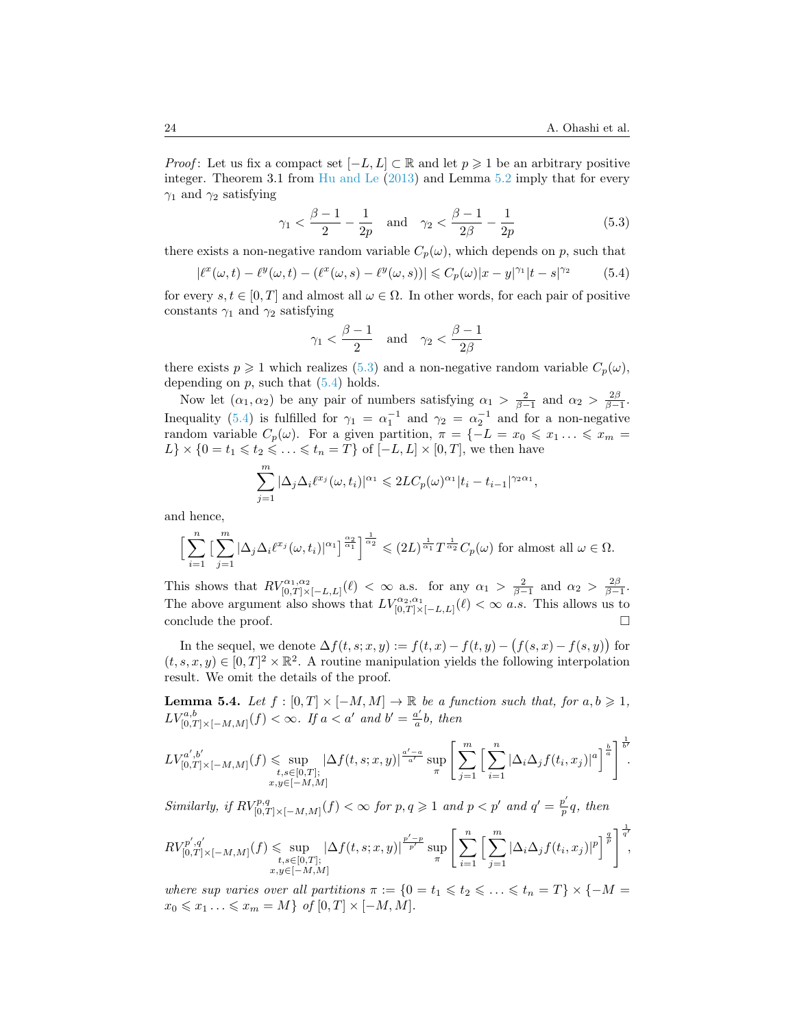*Proof*: Let us fix a compact set $[-L, L] \subset \mathbb{R}$ and let $p \geqslant 1$ be an arbitrary positive integer. Theorem 3.1 from Hu and Le (2013) and Lemma 5.2 imply that for every $\gamma_1$ and $\gamma_2$ satisfying

$$\gamma_1 < \frac{\beta - 1}{2} - \frac{1}{2p} \quad \text{and} \quad \gamma_2 < \frac{\beta - 1}{2\beta} - \frac{1}{2p} \tag{5.3}$$

there exists a non-negative random variable $C_p(\omega)$, which depends on $p$, such that

$$|\ell^x(\omega, t) - \ell^y(\omega, t) - (\ell^x(\omega, s) - \ell^y(\omega, s))| \leqslant C_p(\omega)|x - y|^{\gamma_1}|t - s|^{\gamma_2} \tag{5.4}$$

for every $s, t \in [0, T]$ and almost all $\omega \in \Omega$. In other words, for each pair of positive constants $\gamma_1$ and $\gamma_2$ satisfying

$$\gamma_1 < \frac{\beta - 1}{2} \quad \text{and} \quad \gamma_2 < \frac{\beta - 1}{2\beta}$$

there exists $p \geqslant 1$ which realizes (5.3) and a non-negative random variable $C_p(\omega)$, depending on $p$, such that (5.4) holds.

Now let $(\alpha_1, \alpha_2)$ be any pair of numbers satisfying $\alpha_1 > \frac{2}{\beta - 1}$ and $\alpha_2 > \frac{2\beta}{\beta - 1}$. Inequality (5.4) is fulfilled for $\gamma_1 = \alpha_1^{-1}$ and $\gamma_2 = \alpha_2^{-1}$ and for a non-negative random variable $C_p(\omega)$. For a given partition, $\pi = \{-L = x_0 \leqslant x_1 \ldots \leqslant x_m = L\} \times \{0 = t_1 \leqslant t_2 \leqslant \ldots \leqslant t_n = T\}$ of $[-L, L] \times [0, T]$, we then have

$$\sum_{j=1}^{m} |\Delta_j \Delta_i \ell^{x_j}(\omega, t_i)|^{\alpha_1} \leqslant 2L C_p(\omega)^{\alpha_1} |t_i - t_{i-1}|^{\gamma_2 \alpha_1},$$

and hence,

$$\Big[\sum_{i=1}^{n} \big[\sum_{j=1}^{m} |\Delta_j \Delta_i \ell^{x_j}(\omega, t_i)|^{\alpha_1}\big]^{\frac{\alpha_2}{\alpha_1}}\Big]^{\frac{1}{\alpha_2}} \leqslant (2L)^{\frac{1}{\alpha_1}} T^{\frac{1}{\alpha_2}} C_p(\omega) \text{ for almost all } \omega \in \Omega.$$

This shows that $RV^{\alpha_1, \alpha_2}_{[0,T] \times [-L,L]}(\ell) < \infty$ a.s. for any $\alpha_1 > \frac{2}{\beta - 1}$ and $\alpha_2 > \frac{2\beta}{\beta - 1}$. The above argument also shows that $LV^{\alpha_2, \alpha_1}_{[0,T] \times [-L,L]}(\ell) < \infty$ *a.s.* This allows us to conclude the proof. $\square$

In the sequel, we denote $\Delta f(t, s; x, y) := f(t, x) - f(t, y) - \big(f(s, x) - f(s, y)\big)$ for $(t, s, x, y) \in [0, T]^2 \times \mathbb{R}^2$. A routine manipulation yields the following interpolation result. We omit the details of the proof.

**Lemma 5.4.** *Let $f : [0, T] \times [-M, M] \to \mathbb{R}$ be a function such that, for $a, b \geqslant 1$, $LV^{a,b}_{[0,T] \times [-M,M]}(f) < \infty$. If $a < a'$ and $b' = \frac{a'}{a} b$, then*

$$LV^{a',b'}_{[0,T] \times [-M,M]}(f) \leqslant \sup_{\substack{t,s \in [0,T]; \\ x,y \in [-M,M]}} |\Delta f(t, s; x, y)|^{\frac{a'-a}{a'}} \sup_{\pi} \left[\sum_{j=1}^{m} \Big[\sum_{i=1}^{n} |\Delta_i \Delta_j f(t_i, x_j)|^{a}\Big]^{\frac{b}{a}}\right]^{\frac{1}{b'}}.$$

*Similarly, if $RV^{p,q}_{[0,T] \times [-M,M]}(f) < \infty$ for $p, q \geqslant 1$ and $p < p'$ and $q' = \frac{p'}{p} q$, then*

$$RV^{p',q'}_{[0,T] \times [-M,M]}(f) \leqslant \sup_{\substack{t,s \in [0,T]; \\ x,y \in [-M,M]}} |\Delta f(t, s; x, y)|^{\frac{p'-p}{p'}} \sup_{\pi} \left[\sum_{i=1}^{n} \Big[\sum_{j=1}^{m} |\Delta_i \Delta_j f(t_i, x_j)|^{p}\Big]^{\frac{q}{p}}\right]^{\frac{1}{q'}},$$

*where sup varies over all partitions $\pi := \{0 = t_1 \leqslant t_2 \leqslant \ldots \leqslant t_n = T\} \times \{-M = x_0 \leqslant x_1 \ldots \leqslant x_m = M\}$ of $[0, T] \times [-M, M]$.*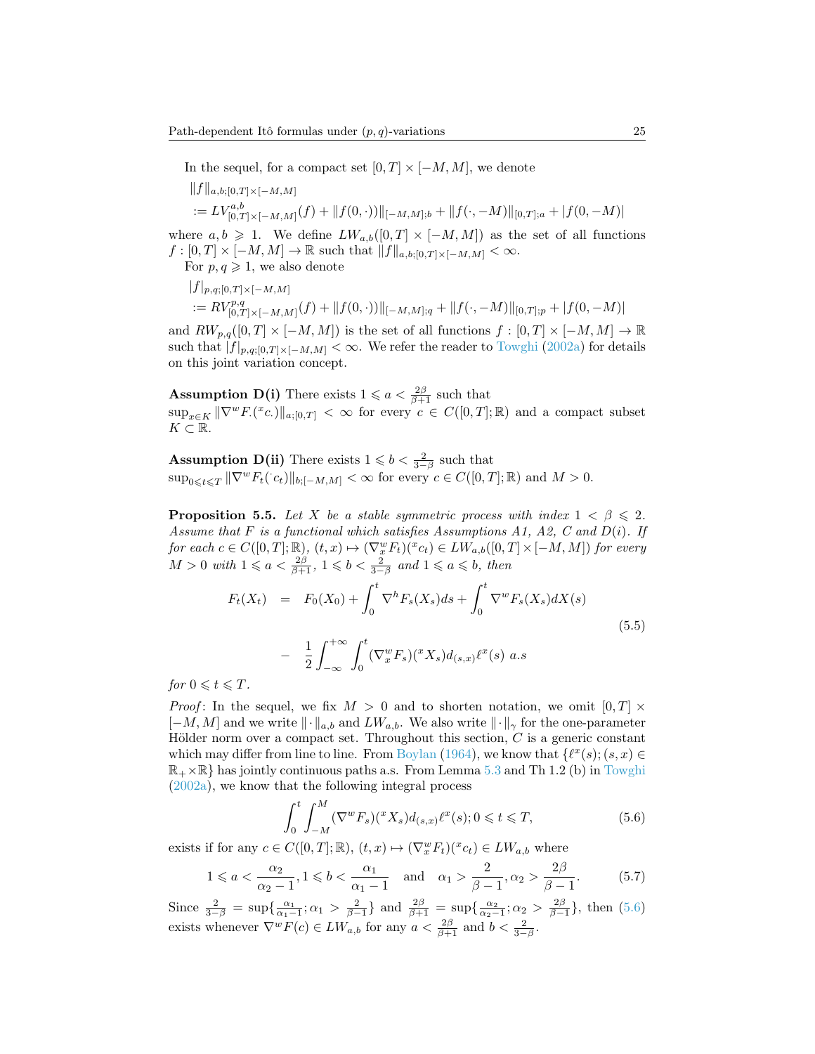In the sequel, for a compact set $[0,T]\times[-M,M]$, we denote

$$\|f\|_{a,b;[0,T]\times[-M,M]}$$
$$:= LV^{a,b}_{[0,T]\times[-M,M]}(f) + \|f(0,\cdot))\|_{[-M,M];b} + \|f(\cdot,-M)\|_{[0,T];a} + |f(0,-M)|$$

where $a,b\geqslant 1$. We define $LW_{a,b}([0,T]\times[-M,M])$ as the set of all functions $f:[0,T]\times[-M,M]\to\mathbb{R}$ such that $\|f\|_{a,b;[0,T]\times[-M,M]}<\infty$.

For $p,q\geqslant 1$, we also denote

$$|f|_{p,q;[0,T]\times[-M,M]}$$
$$:= RV^{p,q}_{[0,T]\times[-M,M]}(f) + \|f(0,\cdot))\|_{[-M,M];q} + \|f(\cdot,-M)\|_{[0,T];p} + |f(0,-M)|$$

and $RW_{p,q}([0,T]\times[-M,M])$ is the set of all functions $f:[0,T]\times[-M,M]\to\mathbb{R}$ such that $|f|_{p,q;[0,T]\times[-M,M]}<\infty$. We refer the reader to Towghi (2002a) for details on this joint variation concept.

**Assumption D(i)** There exists $1\leqslant a<\frac{2\beta}{\beta+1}$ such that $\sup_{x\in K}\|\nabla^w F_{\cdot}(^x c_{\cdot})\|_{a;[0,T]}<\infty$ for every $c\in C([0,T];\mathbb{R})$ and a compact subset $K\subset\mathbb{R}$.

**Assumption D(ii)** There exists $1\leqslant b<\frac{2}{3-\beta}$ such that $\sup_{0\leqslant t\leqslant T}\|\nabla^w F_t(^{\cdot}c_t)\|_{b;[-M,M]}<\infty$ for every $c\in C([0,T];\mathbb{R})$ and $M>0$.

**Proposition 5.5.** *Let $X$ be a stable symmetric process with index $1<\beta\leqslant 2$. Assume that $F$ is a functional which satisfies Assumptions A1, A2, C and D(i). If for each $c\in C([0,T];\mathbb{R})$, $(t,x)\mapsto(\nabla^w_x F_t)(^x c_t)\in LW_{a,b}([0,T]\times[-M,M])$ for every $M>0$ with $1\leqslant a<\frac{2\beta}{\beta+1}$, $1\leqslant b<\frac{2}{3-\beta}$ and $1\leqslant a\leqslant b$, then*

$$\begin{aligned}F_t(X_t) &= F_0(X_0)+\int_0^t\nabla^h F_s(X_s)ds+\int_0^t\nabla^w F_s(X_s)dX(s)\\ &- \frac{1}{2}\int_{-\infty}^{+\infty}\int_0^t(\nabla^w_x F_s)(^x X_s)d_{(s,x)}\ell^x(s)\ a.s\end{aligned}\tag{5.5}$$

*for $0\leqslant t\leqslant T$.*

*Proof*: In the sequel, we fix $M>0$ and to shorten notation, we omit $[0,T]\times[-M,M]$ and we write $\|\cdot\|_{a,b}$ and $LW_{a,b}$. We also write $\|\cdot\|_\gamma$ for the one-parameter Hölder norm over a compact set. Throughout this section, $C$ is a generic constant which may differ from line to line. From Boylan (1964), we know that $\{\ell^x(s);(s,x)\in\mathbb{R}_+\times\mathbb{R}\}$ has jointly continuous paths a.s. From Lemma 5.3 and Th 1.2 (b) in Towghi (2002a), we know that the following integral process

$$\int_0^t\int_{-M}^M(\nabla^w F_s)(^x X_s)d_{(s,x)}\ell^x(s);0\leqslant t\leqslant T,\tag{5.6}$$

exists if for any $c\in C([0,T];\mathbb{R})$, $(t,x)\mapsto(\nabla^w_x F_t)(^x c_t)\in LW_{a,b}$ where

$$1\leqslant a<\frac{\alpha_2}{\alpha_2-1},1\leqslant b<\frac{\alpha_1}{\alpha_1-1}\quad\text{and}\quad\alpha_1>\frac{2}{\beta-1},\alpha_2>\frac{2\beta}{\beta-1}.\tag{5.7}$$

Since $\frac{2}{3-\beta}=\sup\{\frac{\alpha_1}{\alpha_1-1};\alpha_1>\frac{2}{\beta-1}\}$ and $\frac{2\beta}{\beta+1}=\sup\{\frac{\alpha_2}{\alpha_2-1};\alpha_2>\frac{2\beta}{\beta-1}\}$, then (5.6) exists whenever $\nabla^w F(c)\in LW_{a,b}$ for any $a<\frac{2\beta}{\beta+1}$ and $b<\frac{2}{3-\beta}$.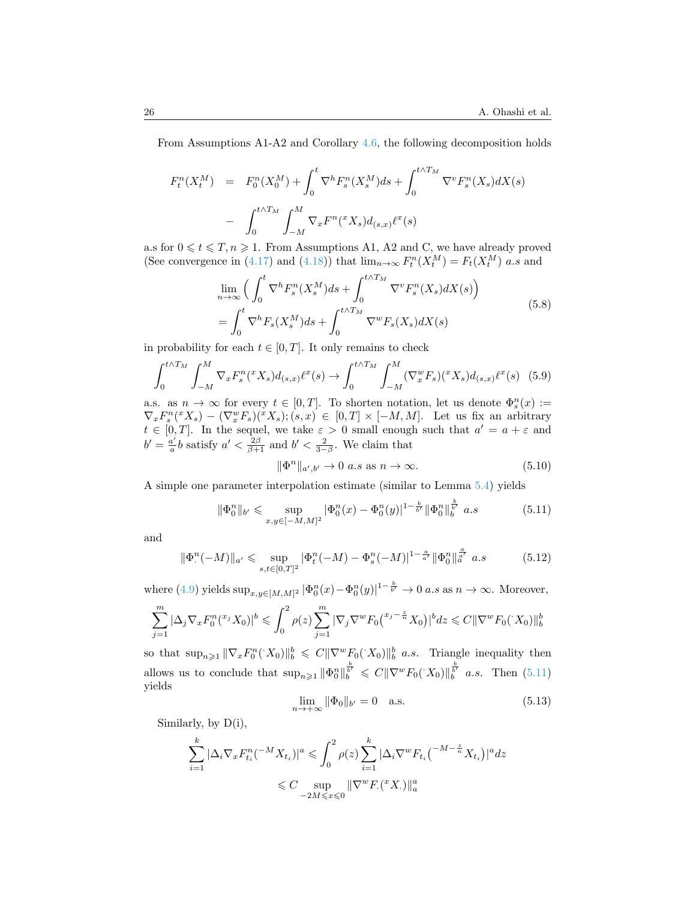From Assumptions A1-A2 and Corollary 4.6, the following decomposition holds

$$
\begin{aligned}
F^n_t(X^M_t) &= F^n_0(X^M_0) + \int_0^t \nabla^h F^n_s(X^M_s)ds + \int_0^{t\wedge T_M} \nabla^v F^n_s(X_s)dX(s) \\
&- \int_0^{t\wedge T_M}\int_{-M}^{M} \nabla_x F^n({}^xX_s)d_{(s,x)}\ell^x(s)
\end{aligned}
$$

a.s for $0\leqslant t\leqslant T, n\geqslant 1$. From Assumptions A1, A2 and C, we have already proved (See convergence in (4.17) and (4.18)) that $\lim_{n\rightarrow\infty} F^n_t(X^M_t) = F_t(X^M_t)$ *a.s* and

$$
\begin{aligned}
&\lim_{n\rightarrow\infty}\Big(\int_0^t \nabla^h F^n_s(X^M_s)ds + \int_0^{t\wedge T_M}\nabla^v F^n_s(X_s)dX(s)\Big) \\
&= \int_0^t \nabla^h F_s(X^M_s)ds + \int_0^{t\wedge T_M}\nabla^w F_s(X_s)dX(s)
\end{aligned}
\tag{5.8}
$$

in probability for each $t\in[0,T]$. It only remains to check

$$
\int_0^{t\wedge T_M}\int_{-M}^{M}\nabla_x F^n_s({}^xX_s)d_{(s,x)}\ell^x(s) \rightarrow \int_0^{t\wedge T_M}\int_{-M}^{M}(\nabla^w_x F_s)({}^xX_s)d_{(s,x)}\ell^x(s) \tag{5.9}
$$

a.s. as $n\rightarrow\infty$ for every $t\in[0,T]$. To shorten notation, let us denote $\Phi^n_s(x) := \nabla_x F^n_s({}^xX_s) - (\nabla^w_x F_s)({}^xX_s); (s,x)\in[0,T]\times[-M,M]$. Let us fix an arbitrary $t\in[0,T]$. In the sequel, we take $\varepsilon>0$ small enough such that $a' = a+\varepsilon$ and $b' = \frac{a'}{a}b$ satisfy $a' < \frac{2\beta}{\beta+1}$ and $b' < \frac{2}{3-\beta}$. We claim that

$$
\|\Phi^n\|_{a',b'} \rightarrow 0 \ a.s \text{ as } n\rightarrow\infty. \tag{5.10}
$$

A simple one parameter interpolation estimate (similar to Lemma 5.4) yields

$$
\|\Phi^n_0\|_{b'} \leqslant \sup_{x,y\in[-M,M]^2}|\Phi^n_0(x)-\Phi^n_0(y)|^{1-\frac{b}{b'}}\|\Phi^n_0\|_b^{\frac{b}{b'}} \ a.s \tag{5.11}
$$

and

$$
\|\Phi^n_\cdot(-M)\|_{a'} \leqslant \sup_{s,t\in[0,T]^2}|\Phi^n_t(-M)-\Phi^n_s(-M)|^{1-\frac{a}{a'}}\|\Phi^n_0\|_a^{\frac{a}{a'}} \ a.s \tag{5.12}
$$

where (4.9) yields $\sup_{x,y\in[M,M]^2}|\Phi^n_0(x)-\Phi^n_0(y)|^{1-\frac{b}{b'}}\rightarrow 0$ *a.s* as $n\rightarrow\infty$. Moreover,

$$
\sum_{j=1}^m|\Delta_j\nabla_x F^n_0({}^{x_j}X_0)|^b \leqslant \int_0^2\rho(z)\sum_{j=1}^m|\nabla_j\nabla^w F_0({}^{x_j-\frac{z}{n}}X_0)|^b dz \leqslant C\|\nabla^w F_0({}^{\cdot}X_0)\|_b^b
$$

so that $\sup_{n\geqslant 1}\|\nabla_x F^n_0({}^{\cdot}X_0)\|_b^b \leqslant C\|\nabla^w F_0({}^{\cdot}X_0)\|_b^b$ *a.s.* Triangle inequality then allows us to conclude that $\sup_{n\geqslant 1}\|\Phi^n_0\|_b^{\frac{b}{b'}} \leqslant C\|\nabla^w F_0({}^{\cdot}X_0)\|_b^{\frac{b}{b'}}$ *a.s.* Then (5.11) yields

$$
\lim_{n\rightarrow+\infty}\|\Phi_0\|_{b'} = 0 \quad \text{a.s.} \tag{5.13}
$$

Similarly, by D(i),

$$
\begin{aligned}
\sum_{i=1}^k|\Delta_i\nabla_x F^n_{t_i}({}^{-M}X_{t_i})|^a &\leqslant \int_0^2\rho(z)\sum_{i=1}^k|\Delta_i\nabla^w F_{t_i}({}^{-M-\frac{z}{n}}X_{t_i})|^a dz \\
&\leqslant C\sup_{-2M\leqslant x\leqslant 0}\|\nabla^w F_\cdot({}^xX_\cdot)\|_a^a
\end{aligned}
$$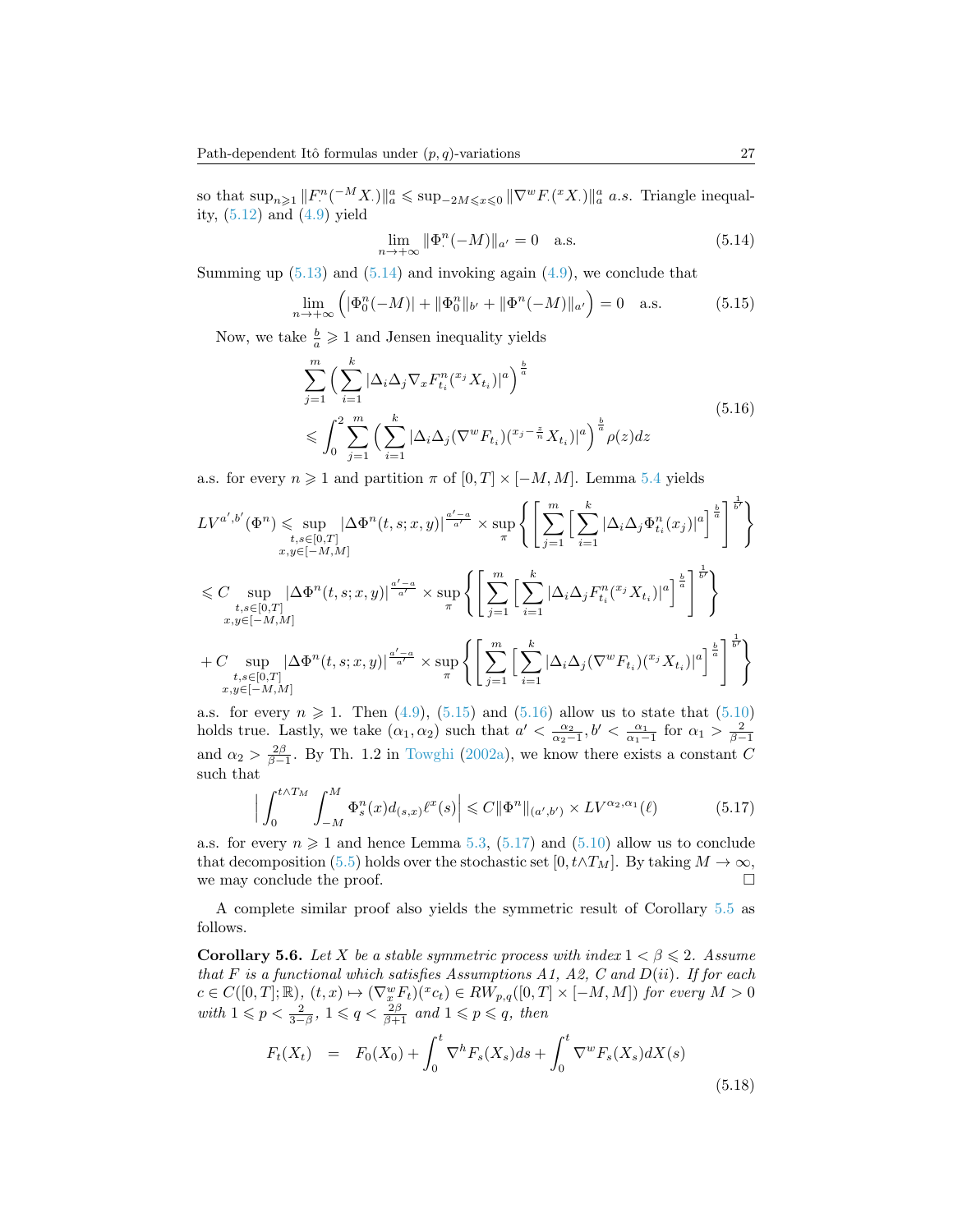so that $\sup_{n\geqslant 1}\|F^n_\cdot({}^{-M}X_\cdot)\|^a_a \leqslant \sup_{-2M\leqslant x\leqslant 0}\|\nabla^w F_\cdot({}^{x}X_\cdot)\|^a_a$ *a.s.* Triangle inequality, (5.12) and (4.9) yield

$$\lim_{n\to+\infty}\|\Phi^n_\cdot(-M)\|_{a'} = 0 \quad \text{a.s.} \tag{5.14}$$

Summing up (5.13) and (5.14) and invoking again (4.9), we conclude that

$$\lim_{n\to+\infty}\Big(|\Phi^n_0(-M)| + \|\Phi^n_0\|_{b'} + \|\Phi^n(-M)\|_{a'}\Big) = 0 \quad \text{a.s.} \tag{5.15}$$

Now, we take $\frac{b}{a}\geqslant 1$ and Jensen inequality yields

$$\begin{aligned}
&\sum_{j=1}^m\Big(\sum_{i=1}^k|\Delta_i\Delta_j\nabla_x F^n_{t_i}({}^{x_j}X_{t_i})|^a\Big)^{\frac{b}{a}}\\
&\leqslant \int_0^2\sum_{j=1}^m\Big(\sum_{i=1}^k|\Delta_i\Delta_j(\nabla^w F_{t_i})({}^{x_j-\frac{z}{n}}X_{t_i})|^a\Big)^{\frac{b}{a}}\rho(z)dz
\end{aligned} \tag{5.16}$$

a.s. for every $n\geqslant 1$ and partition $\pi$ of $[0,T]\times[-M,M]$. Lemma 5.4 yields

$$LV^{a',b'}(\Phi^n) \leqslant \sup_{\substack{t,s\in[0,T]\\x,y\in[-M,M]}}|\Delta\Phi^n(t,s;x,y)|^{\frac{a'-a}{a'}}\times\sup_\pi\left\{\left[\sum_{j=1}^m\Big[\sum_{i=1}^k|\Delta_i\Delta_j\Phi^n_{t_i}(x_j)|^a\Big]^{\frac{b}{a}}\right]^{\frac{1}{b'}}\right\}$$

$$\leqslant C\sup_{\substack{t,s\in[0,T]\\x,y\in[-M,M]}}|\Delta\Phi^n(t,s;x,y)|^{\frac{a'-a}{a'}}\times\sup_\pi\left\{\left[\sum_{j=1}^m\Big[\sum_{i=1}^k|\Delta_i\Delta_j F^n_{t_i}({}^{x_j}X_{t_i})|^a\Big]^{\frac{b}{a}}\right]^{\frac{1}{b'}}\right\}$$

$$+\,C\sup_{\substack{t,s\in[0,T]\\x,y\in[-M,M]}}|\Delta\Phi^n(t,s;x,y)|^{\frac{a'-a}{a'}}\times\sup_\pi\left\{\left[\sum_{j=1}^m\Big[\sum_{i=1}^k|\Delta_i\Delta_j(\nabla^w F_{t_i})({}^{x_j}X_{t_i})|^a\Big]^{\frac{b}{a}}\right]^{\frac{1}{b'}}\right\}$$

a.s. for every $n\geqslant 1$. Then (4.9), (5.15) and (5.16) allow us to state that (5.10) holds true. Lastly, we take $(\alpha_1,\alpha_2)$ such that $a'<\frac{\alpha_2}{\alpha_2-1}, b'<\frac{\alpha_1}{\alpha_1-1}$ for $\alpha_1>\frac{2}{\beta-1}$ and $\alpha_2>\frac{2\beta}{\beta-1}$. By Th. 1.2 in Towghi (2002a), we know there exists a constant $C$ such that

$$\Big|\int_0^{t\wedge T_M}\int_{-M}^M\Phi^n_s(x)d_{(s,x)}\ell^x(s)\Big|\leqslant C\|\Phi^n\|_{(a',b')}\times LV^{\alpha_2,\alpha_1}(\ell) \tag{5.17}$$

a.s. for every $n\geqslant 1$ and hence Lemma 5.3, (5.17) and (5.10) allow us to conclude that decomposition (5.5) holds over the stochastic set $[0,t\wedge T_M]$. By taking $M\to\infty$, we may conclude the proof. $\square$

A complete similar proof also yields the symmetric result of Corollary 5.5 as follows.

**Corollary 5.6.** *Let $X$ be a stable symmetric process with index $1<\beta\leqslant 2$. Assume that $F$ is a functional which satisfies Assumptions A1, A2, C and D(ii). If for each $c\in C([0,T];\mathbb{R})$, $(t,x)\mapsto(\nabla^w_x F_t)({}^{x}c_t)\in RW_{p,q}([0,T]\times[-M,M])$ for every $M>0$ with $1\leqslant p<\frac{2}{3-\beta}$, $1\leqslant q<\frac{2\beta}{\beta+1}$ and $1\leqslant p\leqslant q$, then*

$$F_t(X_t) \;=\; F_0(X_0)+\int_0^t\nabla^h F_s(X_s)ds+\int_0^t\nabla^w F_s(X_s)dX(s) \tag{5.18}$$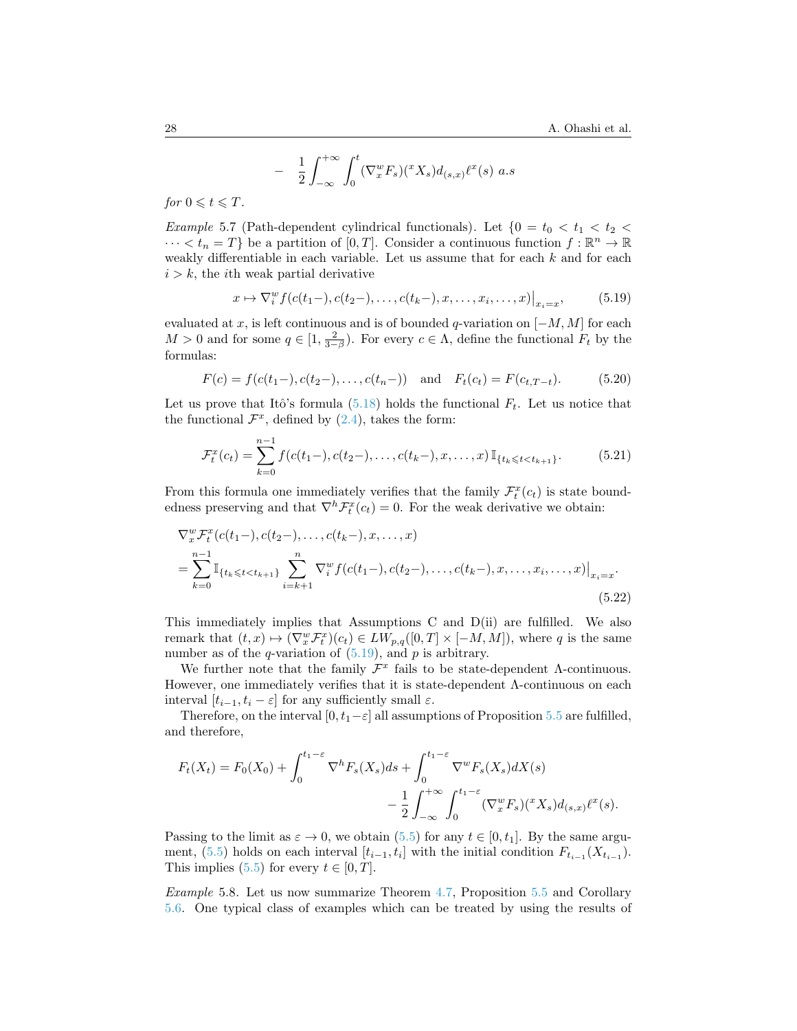$$- \quad \frac{1}{2}\int_{-\infty}^{+\infty}\int_0^t (\nabla_x^w F_s)({}^xX_s) d_{(s,x)}\ell^x(s) \ a.s$$

*for* $0 \leqslant t \leqslant T$.

*Example* 5.7 (Path-dependent cylindrical functionals). Let $\{0 = t_0 < t_1 < t_2 < \cdots < t_n = T\}$ be a partition of $[0,T]$. Consider a continuous function $f : \mathbb{R}^n \to \mathbb{R}$ weakly differentiable in each variable. Let us assume that for each $k$ and for each $i > k$, the $i$th weak partial derivative

$$x \mapsto \nabla_i^w f(c(t_1-), c(t_2-), \ldots, c(t_k-), x, \ldots, x_i, \ldots, x)\big|_{x_i = x}, \tag{5.19}$$

evaluated at $x$, is left continuous and is of bounded $q$-variation on $[-M, M]$ for each $M > 0$ and for some $q \in [1, \frac{2}{3-\beta})$. For every $c \in \Lambda$, define the functional $F_t$ by the formulas:

$$F(c) = f(c(t_1-), c(t_2-), \ldots, c(t_n-)) \quad \text{and} \quad F_t(c_t) = F(c_{t,T-t}). \tag{5.20}$$

Let us prove that Itô's formula (5.18) holds the functional $F_t$. Let us notice that the functional $\mathcal{F}^x$, defined by (2.4), takes the form:

$$\mathcal{F}_t^x(c_t) = \sum_{k=0}^{n-1} f(c(t_1-), c(t_2-), \ldots, c(t_k-), x, \ldots, x)\, \mathbb{I}_{\{t_k \leqslant t < t_{k+1}\}}. \tag{5.21}$$

From this formula one immediately verifies that the family $\mathcal{F}_t^x(c_t)$ is state boundedness preserving and that $\nabla^h \mathcal{F}_t^x(c_t) = 0$. For the weak derivative we obtain:

$$\begin{aligned}
&\nabla_x^w \mathcal{F}_t^x(c(t_1-), c(t_2-), \ldots, c(t_k-), x, \ldots, x) \\
&= \sum_{k=0}^{n-1} \mathbb{I}_{\{t_k \leqslant t < t_{k+1}\}} \sum_{i=k+1}^{n} \nabla_i^w f(c(t_1-), c(t_2-), \ldots, c(t_k-), x, \ldots, x_i, \ldots, x)\big|_{x_i = x}.
\end{aligned} \tag{5.22}$$

This immediately implies that Assumptions C and D(ii) are fulfilled. We also remark that $(t,x) \mapsto (\nabla_x^w \mathcal{F}_t^x)(c_t) \in LW_{p,q}([0,T] \times [-M,M])$, where $q$ is the same number as of the $q$-variation of (5.19), and $p$ is arbitrary.

We further note that the family $\mathcal{F}^x$ fails to be state-dependent $\Lambda$-continuous. However, one immediately verifies that it is state-dependent $\Lambda$-continuous on each interval $[t_{i-1}, t_i - \varepsilon]$ for any sufficiently small $\varepsilon$.

Therefore, on the interval $[0, t_1 - \varepsilon]$ all assumptions of Proposition 5.5 are fulfilled, and therefore,

$$\begin{aligned}
F_t(X_t) = F_0(X_0) + \int_0^{t_1-\varepsilon} \nabla^h F_s(X_s) ds + \int_0^{t_1-\varepsilon} \nabla^w F_s(X_s) dX(s) \\
- \frac{1}{2}\int_{-\infty}^{+\infty}\int_0^{t_1-\varepsilon} (\nabla_x^w F_s)({}^xX_s) d_{(s,x)}\ell^x(s).
\end{aligned}$$

Passing to the limit as $\varepsilon \to 0$, we obtain (5.5) for any $t \in [0, t_1]$. By the same argument, (5.5) holds on each interval $[t_{i-1}, t_i]$ with the initial condition $F_{t_{i-1}}(X_{t_{i-1}})$. This implies (5.5) for every $t \in [0,T]$.

*Example* 5.8. Let us now summarize Theorem 4.7, Proposition 5.5 and Corollary 5.6. One typical class of examples which can be treated by using the results of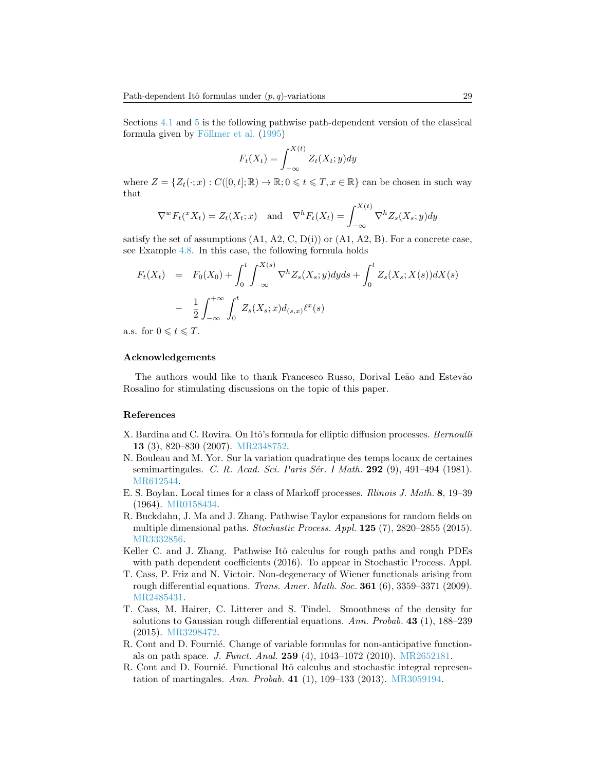Sections 4.1 and 5 is the following pathwise path-dependent version of the classical formula given by Föllmer et al. (1995)

$$F_t(X_t) = \int_{-\infty}^{X(t)} Z_t(X_t; y)dy$$

where $Z = \{Z_t(\cdot; x) : C([0,t];\mathbb{R}) \to \mathbb{R}; 0 \leqslant t \leqslant T, x \in \mathbb{R}\}$ can be chosen in such way that

$$\nabla^w F_t(^x X_t) = Z_t(X_t; x) \quad \text{and} \quad \nabla^h F_t(X_t) = \int_{-\infty}^{X(t)} \nabla^h Z_s(X_s; y)dy$$

satisfy the set of assumptions (A1, A2, C, D(i)) or (A1, A2, B). For a concrete case, see Example 4.8. In this case, the following formula holds

$$\begin{aligned} F_t(X_t) &= F_0(X_0) + \int_0^t \int_{-\infty}^{X(s)} \nabla^h Z_s(X_s; y)dyds + \int_0^t Z_s(X_s; X(s))dX(s) \\ &- \frac{1}{2}\int_{-\infty}^{+\infty} \int_0^t Z_s(X_s; x)d_{(s,x)}\ell^x(s) \end{aligned}$$

a.s. for $0 \leqslant t \leqslant T$.

## Acknowledgements

The authors would like to thank Francesco Russo, Dorival Leão and Estevão Rosalino for stimulating discussions on the topic of this paper.

## References

X. Bardina and C. Rovira. On Itô's formula for elliptic diffusion processes. *Bernoulli* **13** (3), 820–830 (2007). MR2348752.

N. Bouleau and M. Yor. Sur la variation quadratique des temps locaux de certaines semimartingales. *C. R. Acad. Sci. Paris Sér. I Math.* **292** (9), 491–494 (1981). MR612544.

E. S. Boylan. Local times for a class of Markoff processes. *Illinois J. Math.* **8**, 19–39 (1964). MR0158434.

R. Buckdahn, J. Ma and J. Zhang. Pathwise Taylor expansions for random fields on multiple dimensional paths. *Stochastic Process. Appl.* **125** (7), 2820–2855 (2015). MR3332856.

Keller C. and J. Zhang. Pathwise Itô calculus for rough paths and rough PDEs with path dependent coefficients (2016). To appear in Stochastic Process. Appl.

T. Cass, P. Friz and N. Victoir. Non-degeneracy of Wiener functionals arising from rough differential equations. *Trans. Amer. Math. Soc.* **361** (6), 3359–3371 (2009). MR2485431.

T. Cass, M. Hairer, C. Litterer and S. Tindel. Smoothness of the density for solutions to Gaussian rough differential equations. *Ann. Probab.* **43** (1), 188–239 (2015). MR3298472.

R. Cont and D. Fournié. Change of variable formulas for non-anticipative functionals on path space. *J. Funct. Anal.* **259** (4), 1043–1072 (2010). MR2652181.

R. Cont and D. Fournié. Functional Itô calculus and stochastic integral representation of martingales. *Ann. Probab.* **41** (1), 109–133 (2013). MR3059194.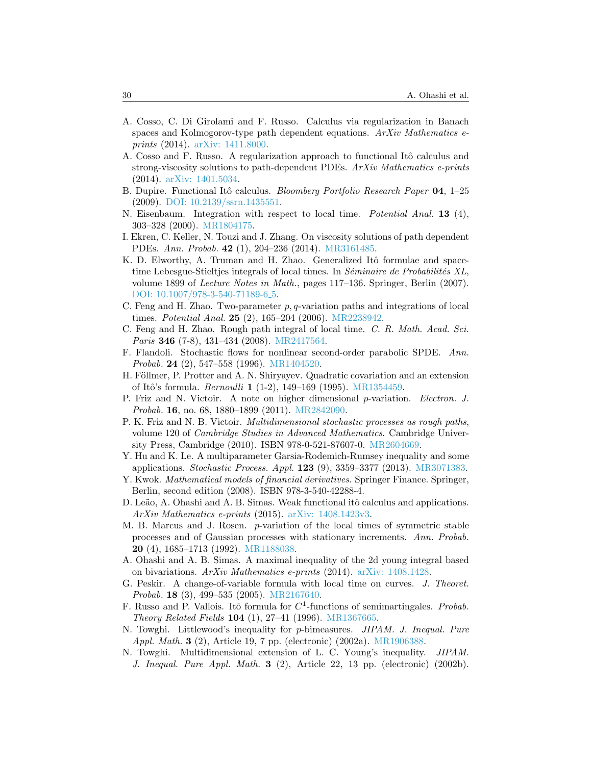A. Cosso, C. Di Girolami and F. Russo. Calculus via regularization in Banach spaces and Kolmogorov-type path dependent equations. *ArXiv Mathematics e-prints* (2014). arXiv: 1411.8000.

A. Cosso and F. Russo. A regularization approach to functional Itô calculus and strong-viscosity solutions to path-dependent PDEs. *ArXiv Mathematics e-prints* (2014). arXiv: 1401.5034.

B. Dupire. Functional Itô calculus. *Bloomberg Portfolio Research Paper* **04**, 1–25 (2009). DOI: 10.2139/ssrn.1435551.

N. Eisenbaum. Integration with respect to local time. *Potential Anal.* **13** (4), 303–328 (2000). MR1804175.

I. Ekren, C. Keller, N. Touzi and J. Zhang. On viscosity solutions of path dependent PDEs. *Ann. Probab.* **42** (1), 204–236 (2014). MR3161485.

K. D. Elworthy, A. Truman and H. Zhao. Generalized Itô formulae and space-time Lebesgue-Stieltjes integrals of local times. In *Séminaire de Probabilités XL*, volume 1899 of *Lecture Notes in Math.*, pages 117–136. Springer, Berlin (2007). DOI: 10.1007/978-3-540-71189-6_5.

C. Feng and H. Zhao. Two-parameter $p, q$-variation paths and integrations of local times. *Potential Anal.* **25** (2), 165–204 (2006). MR2238942.

C. Feng and H. Zhao. Rough path integral of local time. *C. R. Math. Acad. Sci. Paris* **346** (7-8), 431–434 (2008). MR2417564.

F. Flandoli. Stochastic flows for nonlinear second-order parabolic SPDE. *Ann. Probab.* **24** (2), 547–558 (1996). MR1404520.

H. Föllmer, P. Protter and A. N. Shiryayev. Quadratic covariation and an extension of Itô's formula. *Bernoulli* **1** (1-2), 149–169 (1995). MR1354459.

P. Friz and N. Victoir. A note on higher dimensional $p$-variation. *Electron. J. Probab.* **16**, no. 68, 1880–1899 (2011). MR2842090.

P. K. Friz and N. B. Victoir. *Multidimensional stochastic processes as rough paths*, volume 120 of *Cambridge Studies in Advanced Mathematics*. Cambridge University Press, Cambridge (2010). ISBN 978-0-521-87607-0. MR2604669.

Y. Hu and K. Le. A multiparameter Garsia-Rodemich-Rumsey inequality and some applications. *Stochastic Process. Appl.* **123** (9), 3359–3377 (2013). MR3071383.

Y. Kwok. *Mathematical models of financial derivatives*. Springer Finance. Springer, Berlin, second edition (2008). ISBN 978-3-540-42288-4.

D. Leão, A. Ohashi and A. B. Simas. Weak functional itô calculus and applications. *ArXiv Mathematics e-prints* (2015). arXiv: 1408.1423v3.

M. B. Marcus and J. Rosen. $p$-variation of the local times of symmetric stable processes and of Gaussian processes with stationary increments. *Ann. Probab.* **20** (4), 1685–1713 (1992). MR1188038.

A. Ohashi and A. B. Simas. A maximal inequality of the 2d young integral based on bivariations. *ArXiv Mathematics e-prints* (2014). arXiv: 1408.1428.

G. Peskir. A change-of-variable formula with local time on curves. *J. Theoret. Probab.* **18** (3), 499–535 (2005). MR2167640.

F. Russo and P. Vallois. Itô formula for $C^1$-functions of semimartingales. *Probab. Theory Related Fields* **104** (1), 27–41 (1996). MR1367665.

N. Towghi. Littlewood's inequality for $p$-bimeasures. *JIPAM. J. Inequal. Pure Appl. Math.* **3** (2), Article 19, 7 pp. (electronic) (2002a). MR1906388.

N. Towghi. Multidimensional extension of L. C. Young's inequality. *JIPAM. J. Inequal. Pure Appl. Math.* **3** (2), Article 22, 13 pp. (electronic) (2002b).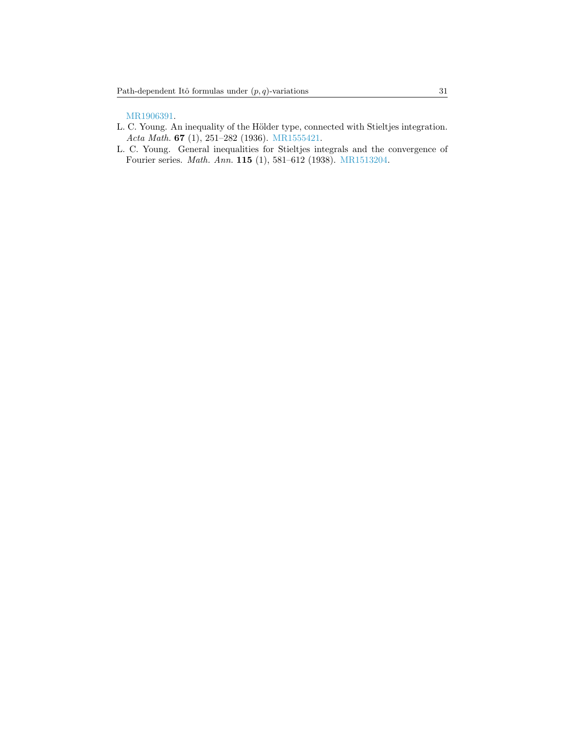MR1906391.

L. C. Young. An inequality of the Hölder type, connected with Stieltjes integration. *Acta Math.* **67** (1), 251–282 (1936). MR1555421.

L. C. Young. General inequalities for Stieltjes integrals and the convergence of Fourier series. *Math. Ann.* **115** (1), 581–612 (1938). MR1513204.